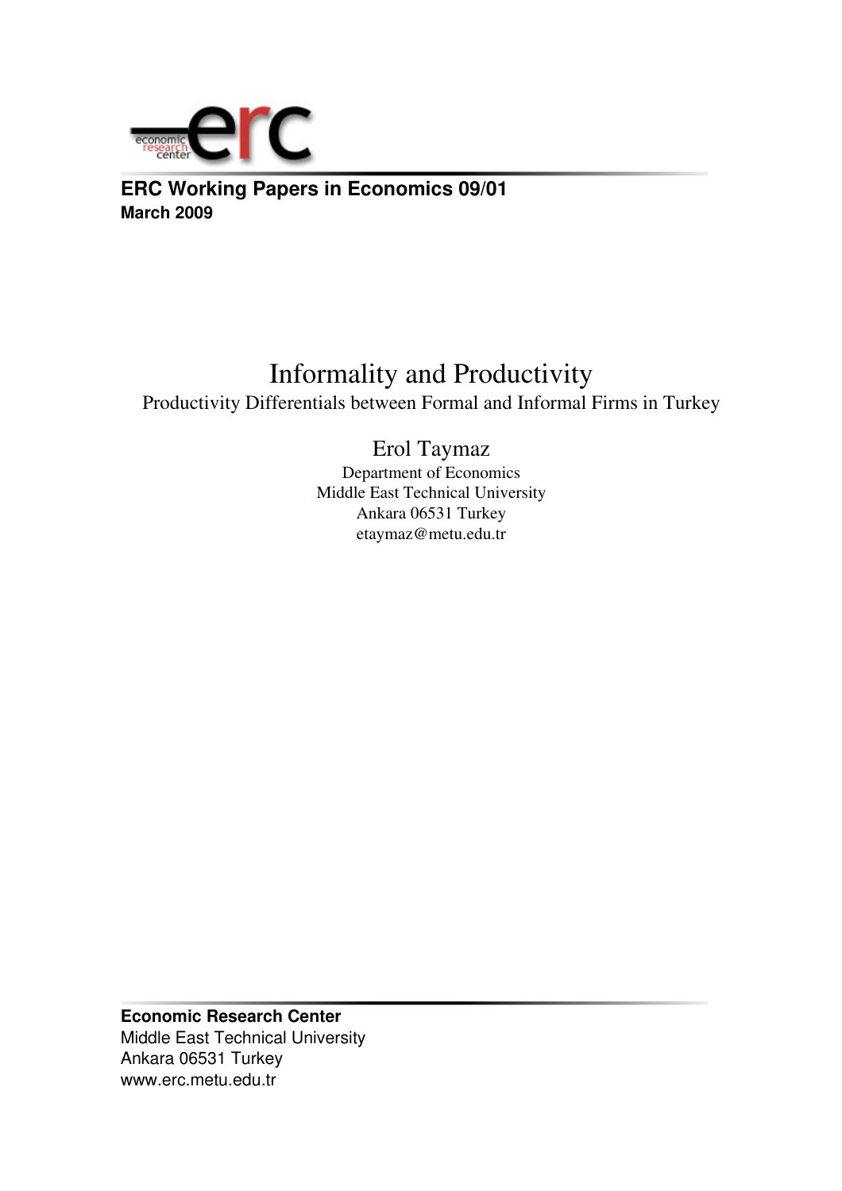**ERC Working Papers in Economics 09/01**
**March 2009**

# Informality and Productivity

Productivity Differentials between Formal and Informal Firms in Turkey

Erol Taymaz

Department of Economics
Middle East Technical University
Ankara 06531 Turkey
etaymaz@metu.edu.tr

**Economic Research Center**
Middle East Technical University
Ankara 06531 Turkey
www.erc.metu.edu.tr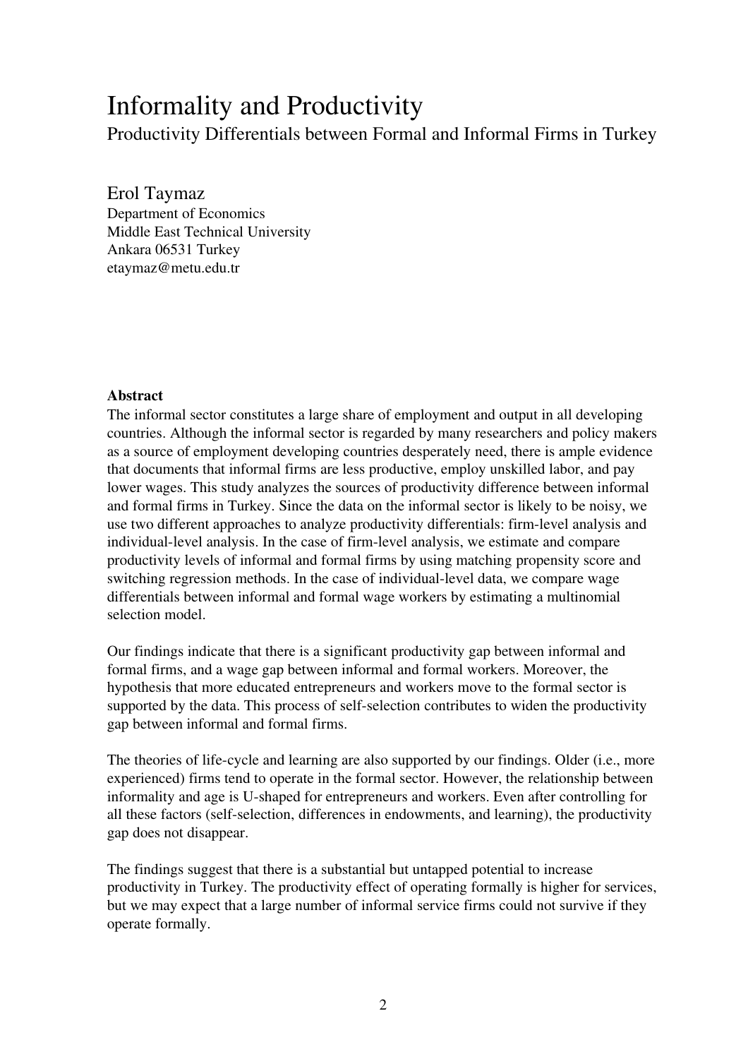# Informality and Productivity

Productivity Differentials between Formal and Informal Firms in Turkey

Erol Taymaz
Department of Economics
Middle East Technical University
Ankara 06531 Turkey
etaymaz@metu.edu.tr

**Abstract**

The informal sector constitutes a large share of employment and output in all developing countries. Although the informal sector is regarded by many researchers and policy makers as a source of employment developing countries desperately need, there is ample evidence that documents that informal firms are less productive, employ unskilled labor, and pay lower wages. This study analyzes the sources of productivity difference between informal and formal firms in Turkey. Since the data on the informal sector is likely to be noisy, we use two different approaches to analyze productivity differentials: firm-level analysis and individual-level analysis. In the case of firm-level analysis, we estimate and compare productivity levels of informal and formal firms by using matching propensity score and switching regression methods. In the case of individual-level data, we compare wage differentials between informal and formal wage workers by estimating a multinomial selection model.

Our findings indicate that there is a significant productivity gap between informal and formal firms, and a wage gap between informal and formal workers. Moreover, the hypothesis that more educated entrepreneurs and workers move to the formal sector is supported by the data. This process of self-selection contributes to widen the productivity gap between informal and formal firms.

The theories of life-cycle and learning are also supported by our findings. Older (i.e., more experienced) firms tend to operate in the formal sector. However, the relationship between informality and age is U-shaped for entrepreneurs and workers. Even after controlling for all these factors (self-selection, differences in endowments, and learning), the productivity gap does not disappear.

The findings suggest that there is a substantial but untapped potential to increase productivity in Turkey. The productivity effect of operating formally is higher for services, but we may expect that a large number of informal service firms could not survive if they operate formally.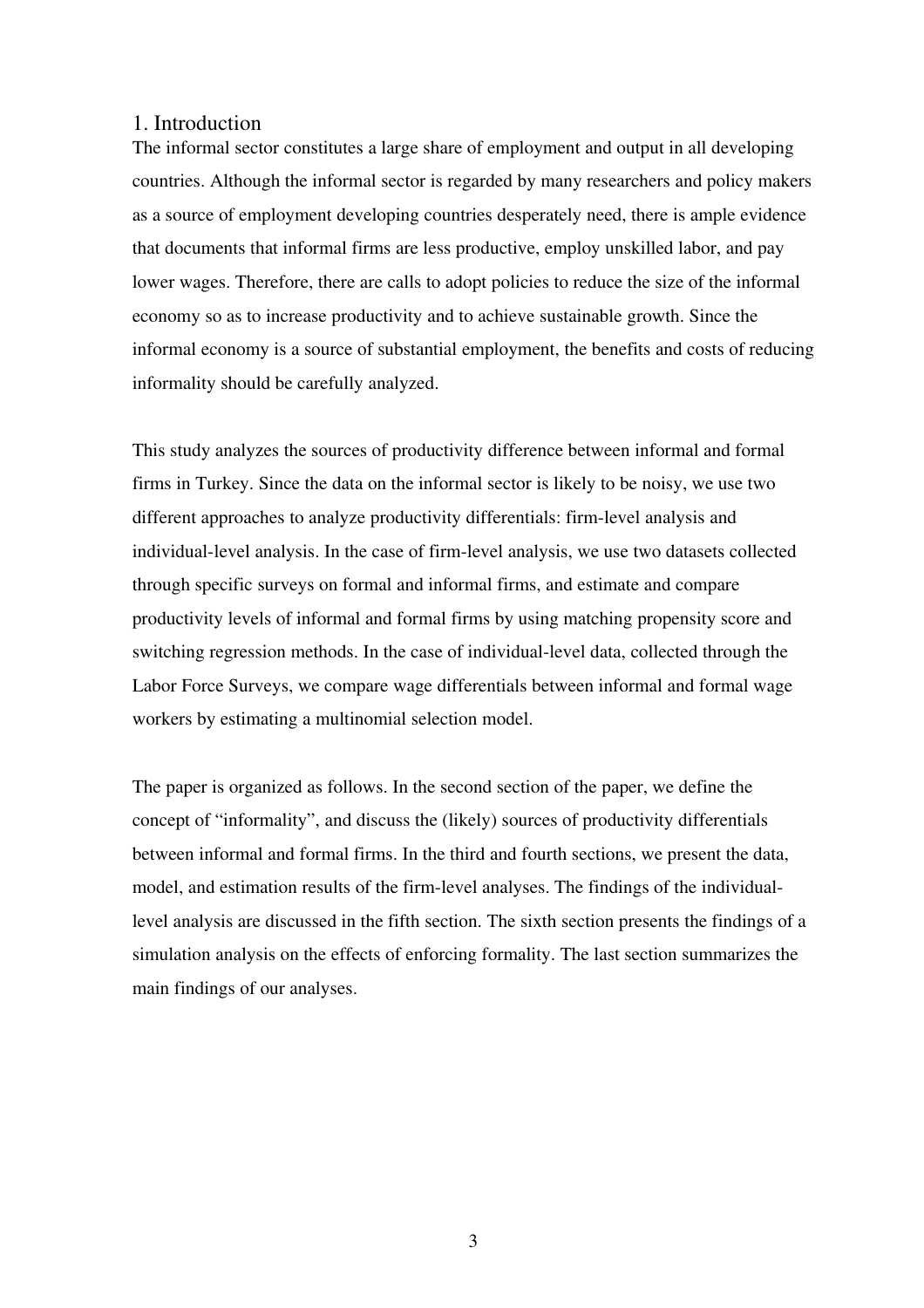## 1. Introduction

The informal sector constitutes a large share of employment and output in all developing countries. Although the informal sector is regarded by many researchers and policy makers as a source of employment developing countries desperately need, there is ample evidence that documents that informal firms are less productive, employ unskilled labor, and pay lower wages. Therefore, there are calls to adopt policies to reduce the size of the informal economy so as to increase productivity and to achieve sustainable growth. Since the informal economy is a source of substantial employment, the benefits and costs of reducing informality should be carefully analyzed.

This study analyzes the sources of productivity difference between informal and formal firms in Turkey. Since the data on the informal sector is likely to be noisy, we use two different approaches to analyze productivity differentials: firm-level analysis and individual-level analysis. In the case of firm-level analysis, we use two datasets collected through specific surveys on formal and informal firms, and estimate and compare productivity levels of informal and formal firms by using matching propensity score and switching regression methods. In the case of individual-level data, collected through the Labor Force Surveys, we compare wage differentials between informal and formal wage workers by estimating a multinomial selection model.

The paper is organized as follows. In the second section of the paper, we define the concept of "informality", and discuss the (likely) sources of productivity differentials between informal and formal firms. In the third and fourth sections, we present the data, model, and estimation results of the firm-level analyses. The findings of the individual-level analysis are discussed in the fifth section. The sixth section presents the findings of a simulation analysis on the effects of enforcing formality. The last section summarizes the main findings of our analyses.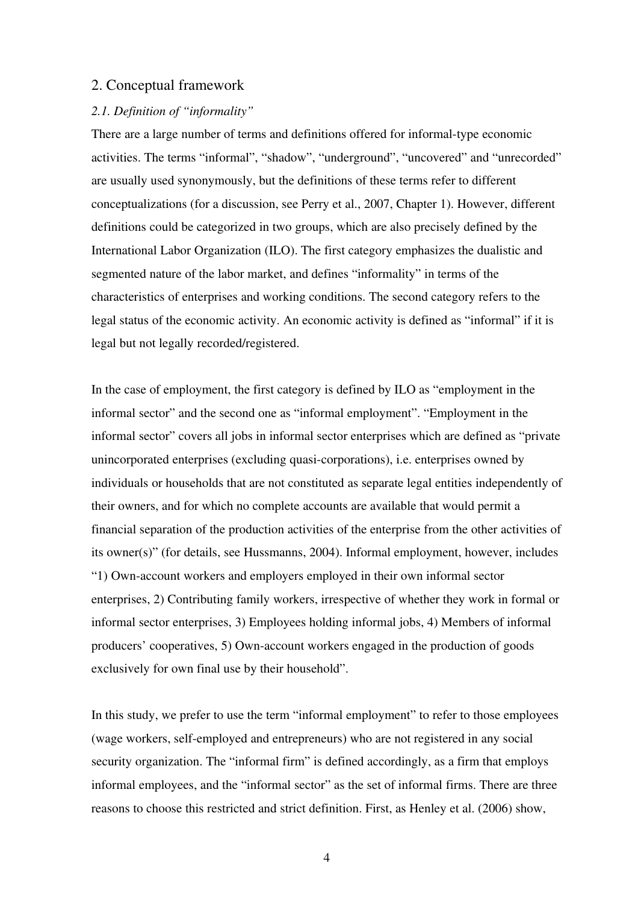## 2. Conceptual framework

### *2.1. Definition of "informality"*

There are a large number of terms and definitions offered for informal-type economic activities. The terms "informal", "shadow", "underground", "uncovered" and "unrecorded" are usually used synonymously, but the definitions of these terms refer to different conceptualizations (for a discussion, see Perry et al., 2007, Chapter 1). However, different definitions could be categorized in two groups, which are also precisely defined by the International Labor Organization (ILO). The first category emphasizes the dualistic and segmented nature of the labor market, and defines "informality" in terms of the characteristics of enterprises and working conditions. The second category refers to the legal status of the economic activity. An economic activity is defined as "informal" if it is legal but not legally recorded/registered.

In the case of employment, the first category is defined by ILO as "employment in the informal sector" and the second one as "informal employment". "Employment in the informal sector" covers all jobs in informal sector enterprises which are defined as "private unincorporated enterprises (excluding quasi-corporations), i.e. enterprises owned by individuals or households that are not constituted as separate legal entities independently of their owners, and for which no complete accounts are available that would permit a financial separation of the production activities of the enterprise from the other activities of its owner(s)" (for details, see Hussmanns, 2004). Informal employment, however, includes "1) Own-account workers and employers employed in their own informal sector enterprises, 2) Contributing family workers, irrespective of whether they work in formal or informal sector enterprises, 3) Employees holding informal jobs, 4) Members of informal producers' cooperatives, 5) Own-account workers engaged in the production of goods exclusively for own final use by their household".

In this study, we prefer to use the term "informal employment" to refer to those employees (wage workers, self-employed and entrepreneurs) who are not registered in any social security organization. The "informal firm" is defined accordingly, as a firm that employs informal employees, and the "informal sector" as the set of informal firms. There are three reasons to choose this restricted and strict definition. First, as Henley et al. (2006) show,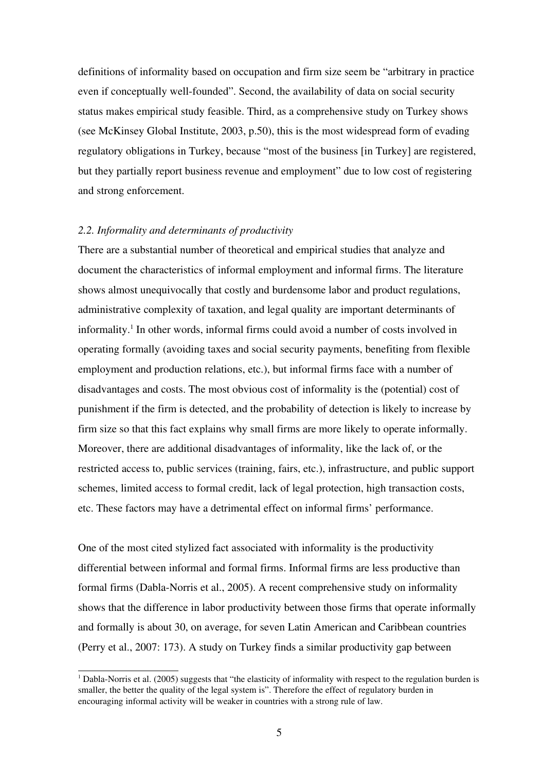definitions of informality based on occupation and firm size seem be "arbitrary in practice even if conceptually well-founded". Second, the availability of data on social security status makes empirical study feasible. Third, as a comprehensive study on Turkey shows (see McKinsey Global Institute, 2003, p.50), this is the most widespread form of evading regulatory obligations in Turkey, because "most of the business [in Turkey] are registered, but they partially report business revenue and employment" due to low cost of registering and strong enforcement.

### *2.2. Informality and determinants of productivity*

There are a substantial number of theoretical and empirical studies that analyze and document the characteristics of informal employment and informal firms. The literature shows almost unequivocally that costly and burdensome labor and product regulations, administrative complexity of taxation, and legal quality are important determinants of informality.[1] In other words, informal firms could avoid a number of costs involved in operating formally (avoiding taxes and social security payments, benefiting from flexible employment and production relations, etc.), but informal firms face with a number of disadvantages and costs. The most obvious cost of informality is the (potential) cost of punishment if the firm is detected, and the probability of detection is likely to increase by firm size so that this fact explains why small firms are more likely to operate informally. Moreover, there are additional disadvantages of informality, like the lack of, or the restricted access to, public services (training, fairs, etc.), infrastructure, and public support schemes, limited access to formal credit, lack of legal protection, high transaction costs, etc. These factors may have a detrimental effect on informal firms' performance.

One of the most cited stylized fact associated with informality is the productivity differential between informal and formal firms. Informal firms are less productive than formal firms (Dabla-Norris et al., 2005). A recent comprehensive study on informality shows that the difference in labor productivity between those firms that operate informally and formally is about 30, on average, for seven Latin American and Caribbean countries (Perry et al., 2007: 173). A study on Turkey finds a similar productivity gap between

---

[1] Dabla-Norris et al. (2005) suggests that "the elasticity of informality with respect to the regulation burden is smaller, the better the quality of the legal system is". Therefore the effect of regulatory burden in encouraging informal activity will be weaker in countries with a strong rule of law.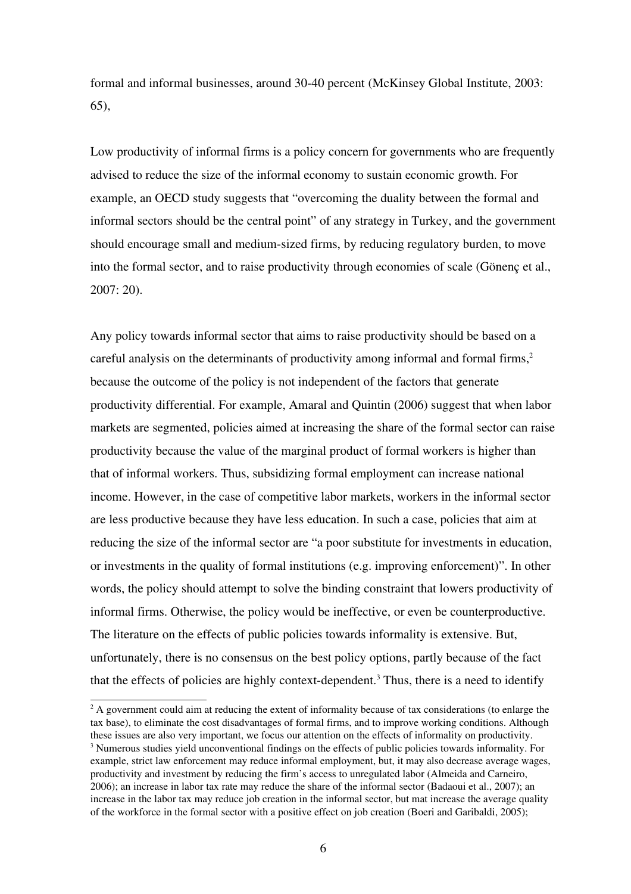formal and informal businesses, around 30-40 percent (McKinsey Global Institute, 2003: 65),

Low productivity of informal firms is a policy concern for governments who are frequently advised to reduce the size of the informal economy to sustain economic growth. For example, an OECD study suggests that "overcoming the duality between the formal and informal sectors should be the central point" of any strategy in Turkey, and the government should encourage small and medium-sized firms, by reducing regulatory burden, to move into the formal sector, and to raise productivity through economies of scale (Gönenç et al., 2007: 20).

Any policy towards informal sector that aims to raise productivity should be based on a careful analysis on the determinants of productivity among informal and formal firms,[2] because the outcome of the policy is not independent of the factors that generate productivity differential. For example, Amaral and Quintin (2006) suggest that when labor markets are segmented, policies aimed at increasing the share of the formal sector can raise productivity because the value of the marginal product of formal workers is higher than that of informal workers. Thus, subsidizing formal employment can increase national income. However, in the case of competitive labor markets, workers in the informal sector are less productive because they have less education. In such a case, policies that aim at reducing the size of the informal sector are "a poor substitute for investments in education, or investments in the quality of formal institutions (e.g. improving enforcement)". In other words, the policy should attempt to solve the binding constraint that lowers productivity of informal firms. Otherwise, the policy would be ineffective, or even be counterproductive. The literature on the effects of public policies towards informality is extensive. But, unfortunately, there is no consensus on the best policy options, partly because of the fact that the effects of policies are highly context-dependent.[3] Thus, there is a need to identify

[2] A government could aim at reducing the extent of informality because of tax considerations (to enlarge the tax base), to eliminate the cost disadvantages of formal firms, and to improve working conditions. Although these issues are also very important, we focus our attention on the effects of informality on productivity.

[3] Numerous studies yield unconventional findings on the effects of public policies towards informality. For example, strict law enforcement may reduce informal employment, but, it may also decrease average wages, productivity and investment by reducing the firm's access to unregulated labor (Almeida and Carneiro, 2006); an increase in labor tax rate may reduce the share of the informal sector (Badaoui et al., 2007); an increase in the labor tax may reduce job creation in the informal sector, but mat increase the average quality of the workforce in the formal sector with a positive effect on job creation (Boeri and Garibaldi, 2005);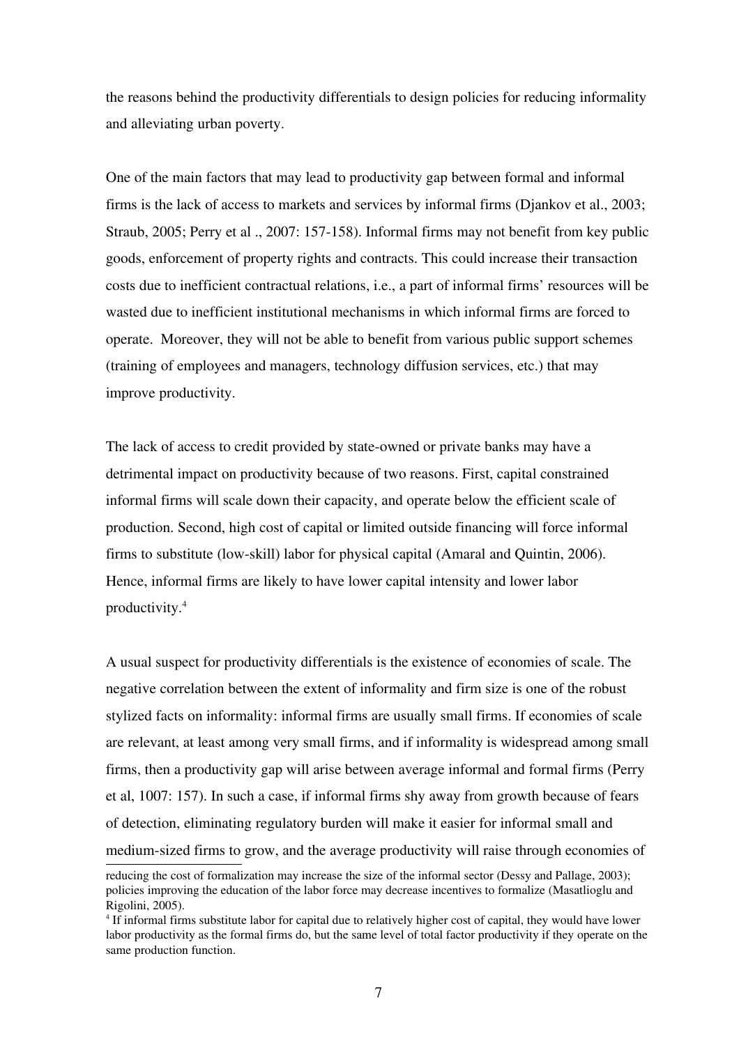the reasons behind the productivity differentials to design policies for reducing informality and alleviating urban poverty.

One of the main factors that may lead to productivity gap between formal and informal firms is the lack of access to markets and services by informal firms (Djankov et al., 2003; Straub, 2005; Perry et al ., 2007: 157-158). Informal firms may not benefit from key public goods, enforcement of property rights and contracts. This could increase their transaction costs due to inefficient contractual relations, i.e., a part of informal firms' resources will be wasted due to inefficient institutional mechanisms in which informal firms are forced to operate. Moreover, they will not be able to benefit from various public support schemes (training of employees and managers, technology diffusion services, etc.) that may improve productivity.

The lack of access to credit provided by state-owned or private banks may have a detrimental impact on productivity because of two reasons. First, capital constrained informal firms will scale down their capacity, and operate below the efficient scale of production. Second, high cost of capital or limited outside financing will force informal firms to substitute (low-skill) labor for physical capital (Amaral and Quintin, 2006). Hence, informal firms are likely to have lower capital intensity and lower labor productivity.[4]

A usual suspect for productivity differentials is the existence of economies of scale. The negative correlation between the extent of informality and firm size is one of the robust stylized facts on informality: informal firms are usually small firms. If economies of scale are relevant, at least among very small firms, and if informality is widespread among small firms, then a productivity gap will arise between average informal and formal firms (Perry et al, 1007: 157). In such a case, if informal firms shy away from growth because of fears of detection, eliminating regulatory burden will make it easier for informal small and medium-sized firms to grow, and the average productivity will raise through economies of

---

reducing the cost of formalization may increase the size of the informal sector (Dessy and Pallage, 2003); policies improving the education of the labor force may decrease incentives to formalize (Masatlioglu and Rigolini, 2005).

[4] If informal firms substitute labor for capital due to relatively higher cost of capital, they would have lower labor productivity as the formal firms do, but the same level of total factor productivity if they operate on the same production function.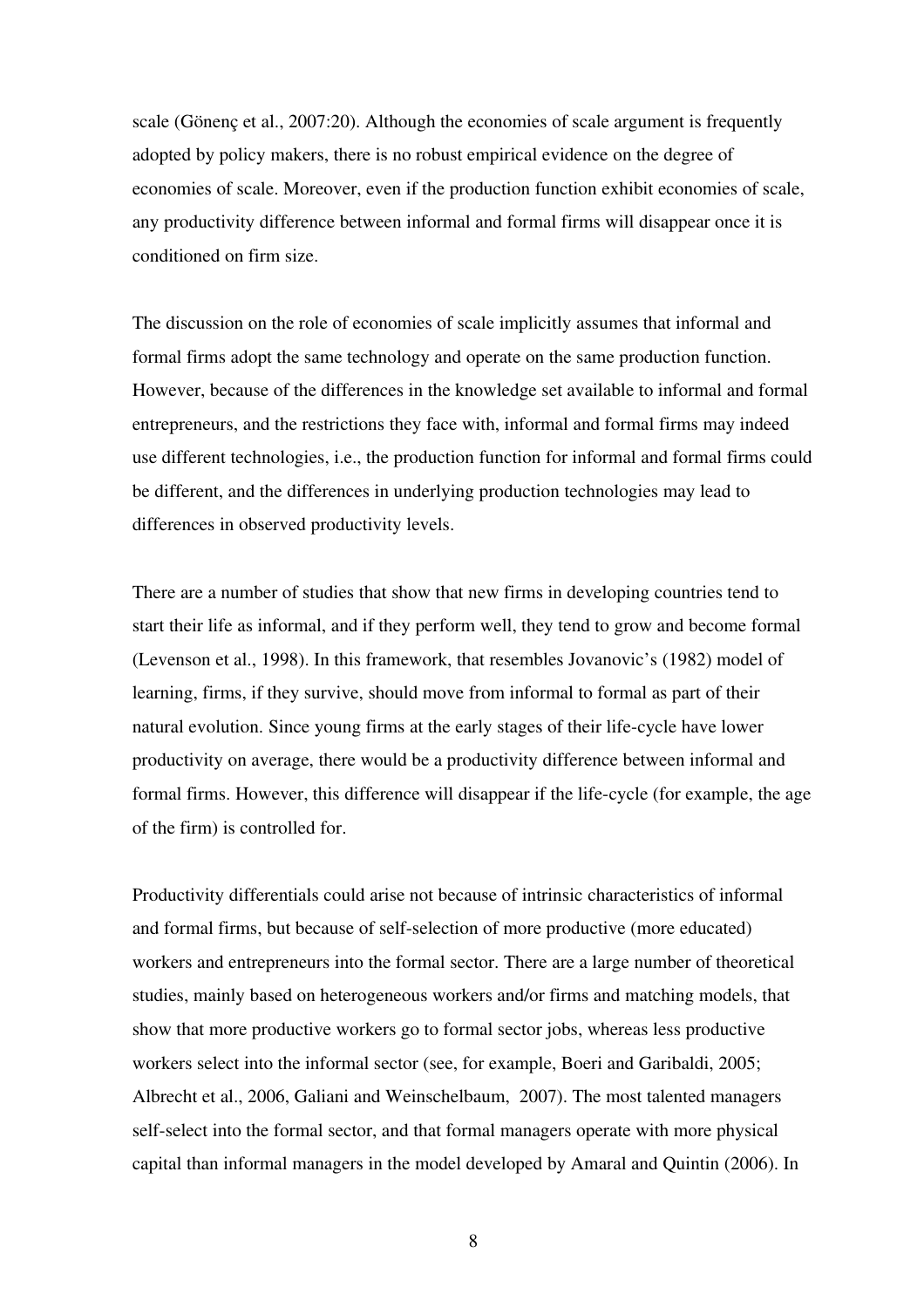scale (Gönenç et al., 2007:20). Although the economies of scale argument is frequently adopted by policy makers, there is no robust empirical evidence on the degree of economies of scale. Moreover, even if the production function exhibit economies of scale, any productivity difference between informal and formal firms will disappear once it is conditioned on firm size.

The discussion on the role of economies of scale implicitly assumes that informal and formal firms adopt the same technology and operate on the same production function. However, because of the differences in the knowledge set available to informal and formal entrepreneurs, and the restrictions they face with, informal and formal firms may indeed use different technologies, i.e., the production function for informal and formal firms could be different, and the differences in underlying production technologies may lead to differences in observed productivity levels.

There are a number of studies that show that new firms in developing countries tend to start their life as informal, and if they perform well, they tend to grow and become formal (Levenson et al., 1998). In this framework, that resembles Jovanovic's (1982) model of learning, firms, if they survive, should move from informal to formal as part of their natural evolution. Since young firms at the early stages of their life-cycle have lower productivity on average, there would be a productivity difference between informal and formal firms. However, this difference will disappear if the life-cycle (for example, the age of the firm) is controlled for.

Productivity differentials could arise not because of intrinsic characteristics of informal and formal firms, but because of self-selection of more productive (more educated) workers and entrepreneurs into the formal sector. There are a large number of theoretical studies, mainly based on heterogeneous workers and/or firms and matching models, that show that more productive workers go to formal sector jobs, whereas less productive workers select into the informal sector (see, for example, Boeri and Garibaldi, 2005; Albrecht et al., 2006, Galiani and Weinschelbaum, 2007). The most talented managers self-select into the formal sector, and that formal managers operate with more physical capital than informal managers in the model developed by Amaral and Quintin (2006). In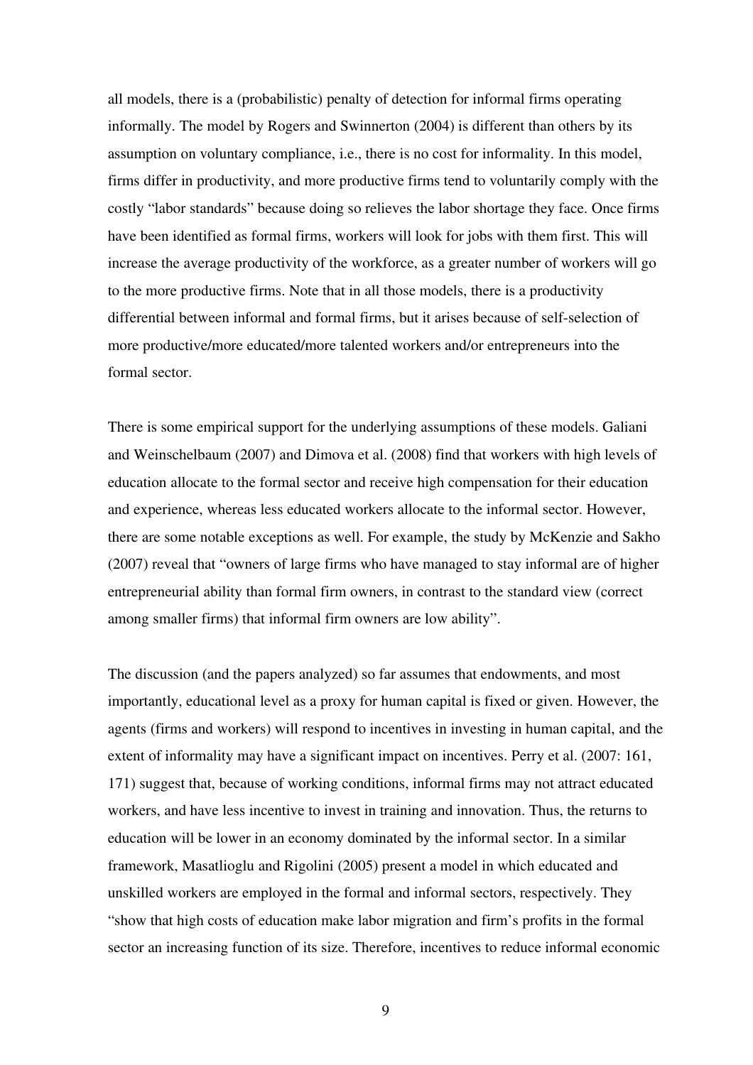all models, there is a (probabilistic) penalty of detection for informal firms operating informally. The model by Rogers and Swinnerton (2004) is different than others by its assumption on voluntary compliance, i.e., there is no cost for informality. In this model, firms differ in productivity, and more productive firms tend to voluntarily comply with the costly "labor standards" because doing so relieves the labor shortage they face. Once firms have been identified as formal firms, workers will look for jobs with them first. This will increase the average productivity of the workforce, as a greater number of workers will go to the more productive firms. Note that in all those models, there is a productivity differential between informal and formal firms, but it arises because of self-selection of more productive/more educated/more talented workers and/or entrepreneurs into the formal sector.

There is some empirical support for the underlying assumptions of these models. Galiani and Weinschelbaum (2007) and Dimova et al. (2008) find that workers with high levels of education allocate to the formal sector and receive high compensation for their education and experience, whereas less educated workers allocate to the informal sector. However, there are some notable exceptions as well. For example, the study by McKenzie and Sakho (2007) reveal that "owners of large firms who have managed to stay informal are of higher entrepreneurial ability than formal firm owners, in contrast to the standard view (correct among smaller firms) that informal firm owners are low ability".

The discussion (and the papers analyzed) so far assumes that endowments, and most importantly, educational level as a proxy for human capital is fixed or given. However, the agents (firms and workers) will respond to incentives in investing in human capital, and the extent of informality may have a significant impact on incentives. Perry et al. (2007: 161, 171) suggest that, because of working conditions, informal firms may not attract educated workers, and have less incentive to invest in training and innovation. Thus, the returns to education will be lower in an economy dominated by the informal sector. In a similar framework, Masatlioglu and Rigolini (2005) present a model in which educated and unskilled workers are employed in the formal and informal sectors, respectively. They "show that high costs of education make labor migration and firm's profits in the formal sector an increasing function of its size. Therefore, incentives to reduce informal economic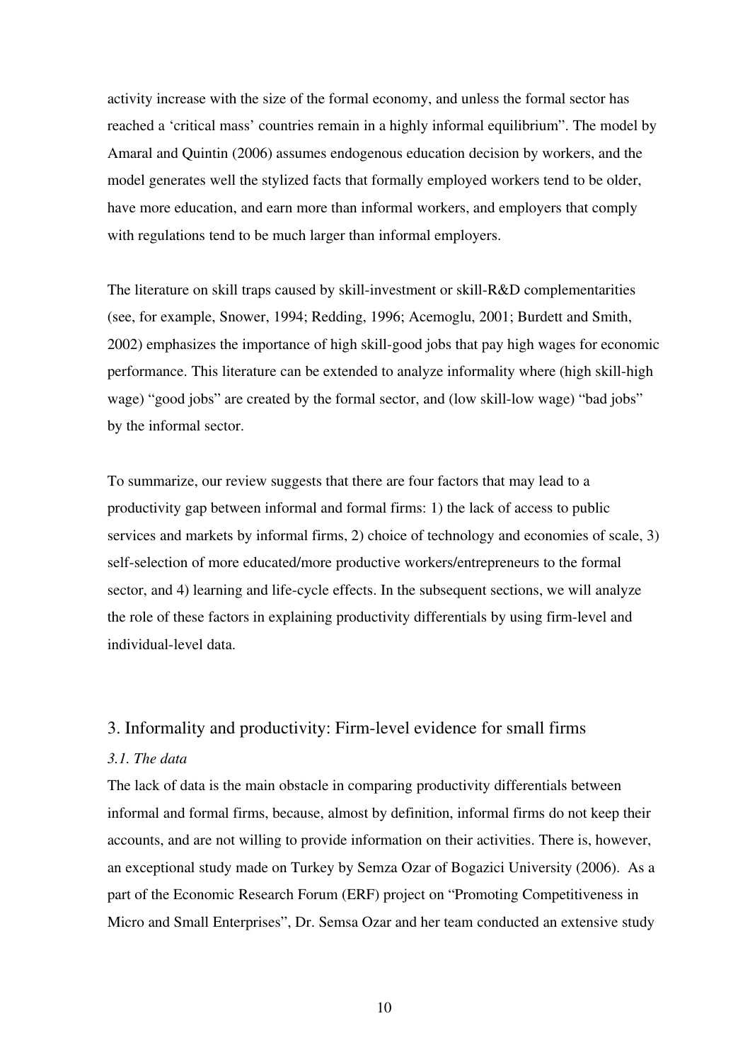activity increase with the size of the formal economy, and unless the formal sector has reached a 'critical mass' countries remain in a highly informal equilibrium". The model by Amaral and Quintin (2006) assumes endogenous education decision by workers, and the model generates well the stylized facts that formally employed workers tend to be older, have more education, and earn more than informal workers, and employers that comply with regulations tend to be much larger than informal employers.

The literature on skill traps caused by skill-investment or skill-R&D complementarities (see, for example, Snower, 1994; Redding, 1996; Acemoglu, 2001; Burdett and Smith, 2002) emphasizes the importance of high skill-good jobs that pay high wages for economic performance. This literature can be extended to analyze informality where (high skill-high wage) "good jobs" are created by the formal sector, and (low skill-low wage) "bad jobs" by the informal sector.

To summarize, our review suggests that there are four factors that may lead to a productivity gap between informal and formal firms: 1) the lack of access to public services and markets by informal firms, 2) choice of technology and economies of scale, 3) self-selection of more educated/more productive workers/entrepreneurs to the formal sector, and 4) learning and life-cycle effects. In the subsequent sections, we will analyze the role of these factors in explaining productivity differentials by using firm-level and individual-level data.

## 3. Informality and productivity: Firm-level evidence for small firms

### *3.1. The data*

The lack of data is the main obstacle in comparing productivity differentials between informal and formal firms, because, almost by definition, informal firms do not keep their accounts, and are not willing to provide information on their activities. There is, however, an exceptional study made on Turkey by Semza Ozar of Bogazici University (2006). As a part of the Economic Research Forum (ERF) project on "Promoting Competitiveness in Micro and Small Enterprises", Dr. Semsa Ozar and her team conducted an extensive study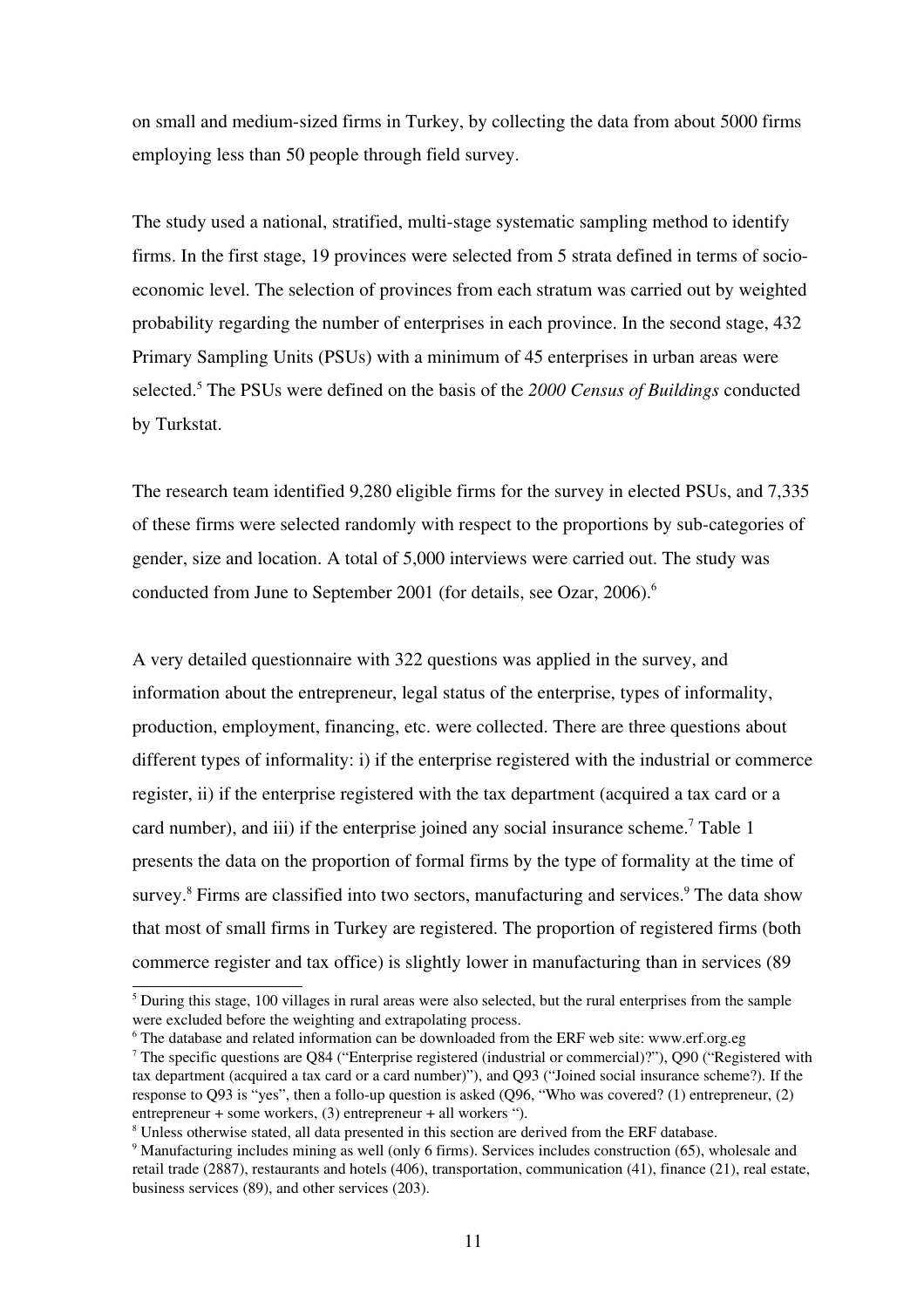on small and medium-sized firms in Turkey, by collecting the data from about 5000 firms employing less than 50 people through field survey.

The study used a national, stratified, multi-stage systematic sampling method to identify firms. In the first stage, 19 provinces were selected from 5 strata defined in terms of socio-economic level. The selection of provinces from each stratum was carried out by weighted probability regarding the number of enterprises in each province. In the second stage, 432 Primary Sampling Units (PSUs) with a minimum of 45 enterprises in urban areas were selected.[5] The PSUs were defined on the basis of the *2000 Census of Buildings* conducted by Turkstat.

The research team identified 9,280 eligible firms for the survey in elected PSUs, and 7,335 of these firms were selected randomly with respect to the proportions by sub-categories of gender, size and location. A total of 5,000 interviews were carried out. The study was conducted from June to September 2001 (for details, see Ozar, 2006).[6]

A very detailed questionnaire with 322 questions was applied in the survey, and information about the entrepreneur, legal status of the enterprise, types of informality, production, employment, financing, etc. were collected. There are three questions about different types of informality: i) if the enterprise registered with the industrial or commerce register, ii) if the enterprise registered with the tax department (acquired a tax card or a card number), and iii) if the enterprise joined any social insurance scheme.[7] Table 1 presents the data on the proportion of formal firms by the type of formality at the time of survey.[8] Firms are classified into two sectors, manufacturing and services.[9] The data show that most of small firms in Turkey are registered. The proportion of registered firms (both commerce register and tax office) is slightly lower in manufacturing than in services (89

---

[5] During this stage, 100 villages in rural areas were also selected, but the rural enterprises from the sample were excluded before the weighting and extrapolating process.

[6] The database and related information can be downloaded from the ERF web site: www.erf.org.eg

[7] The specific questions are Q84 ("Enterprise registered (industrial or commercial)?"), Q90 ("Registered with tax department (acquired a tax card or a card number)"), and Q93 ("Joined social insurance scheme?). If the response to Q93 is "yes", then a follo-up question is asked (Q96, "Who was covered? (1) entrepreneur, (2) entrepreneur + some workers, (3) entrepreneur + all workers ").

[8] Unless otherwise stated, all data presented in this section are derived from the ERF database.

[9] Manufacturing includes mining as well (only 6 firms). Services includes construction (65), wholesale and retail trade (2887), restaurants and hotels (406), transportation, communication (41), finance (21), real estate, business services (89), and other services (203).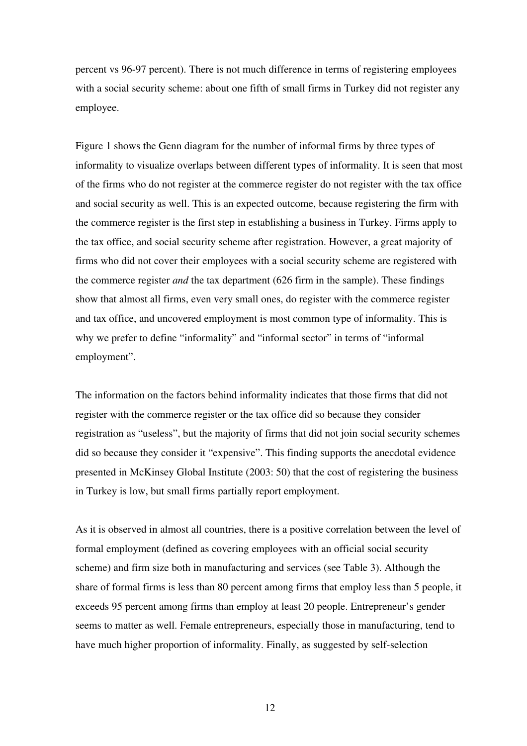percent vs 96-97 percent). There is not much difference in terms of registering employees with a social security scheme: about one fifth of small firms in Turkey did not register any employee.

Figure 1 shows the Genn diagram for the number of informal firms by three types of informality to visualize overlaps between different types of informality. It is seen that most of the firms who do not register at the commerce register do not register with the tax office and social security as well. This is an expected outcome, because registering the firm with the commerce register is the first step in establishing a business in Turkey. Firms apply to the tax office, and social security scheme after registration. However, a great majority of firms who did not cover their employees with a social security scheme are registered with the commerce register *and* the tax department (626 firm in the sample). These findings show that almost all firms, even very small ones, do register with the commerce register and tax office, and uncovered employment is most common type of informality. This is why we prefer to define "informality" and "informal sector" in terms of "informal employment".

The information on the factors behind informality indicates that those firms that did not register with the commerce register or the tax office did so because they consider registration as "useless", but the majority of firms that did not join social security schemes did so because they consider it "expensive". This finding supports the anecdotal evidence presented in McKinsey Global Institute (2003: 50) that the cost of registering the business in Turkey is low, but small firms partially report employment.

As it is observed in almost all countries, there is a positive correlation between the level of formal employment (defined as covering employees with an official social security scheme) and firm size both in manufacturing and services (see Table 3). Although the share of formal firms is less than 80 percent among firms that employ less than 5 people, it exceeds 95 percent among firms than employ at least 20 people. Entrepreneur's gender seems to matter as well. Female entrepreneurs, especially those in manufacturing, tend to have much higher proportion of informality. Finally, as suggested by self-selection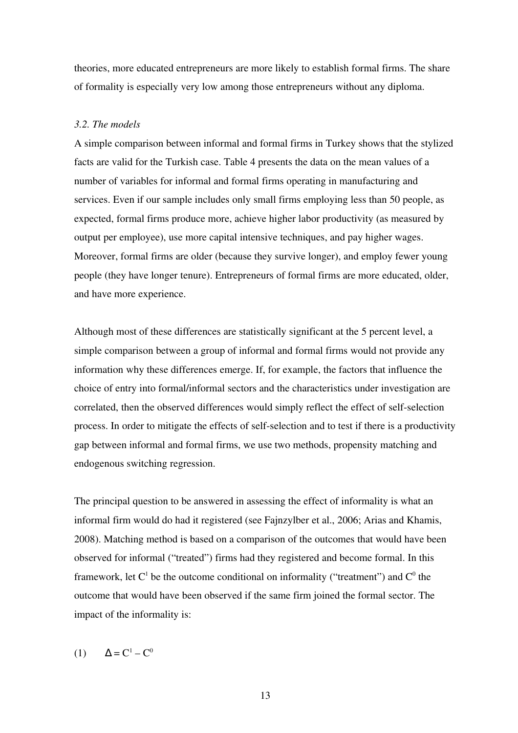theories, more educated entrepreneurs are more likely to establish formal firms. The share of formality is especially very low among those entrepreneurs without any diploma.

### *3.2. The models*

A simple comparison between informal and formal firms in Turkey shows that the stylized facts are valid for the Turkish case. Table 4 presents the data on the mean values of a number of variables for informal and formal firms operating in manufacturing and services. Even if our sample includes only small firms employing less than 50 people, as expected, formal firms produce more, achieve higher labor productivity (as measured by output per employee), use more capital intensive techniques, and pay higher wages. Moreover, formal firms are older (because they survive longer), and employ fewer young people (they have longer tenure). Entrepreneurs of formal firms are more educated, older, and have more experience.

Although most of these differences are statistically significant at the 5 percent level, a simple comparison between a group of informal and formal firms would not provide any information why these differences emerge. If, for example, the factors that influence the choice of entry into formal/informal sectors and the characteristics under investigation are correlated, then the observed differences would simply reflect the effect of self-selection process. In order to mitigate the effects of self-selection and to test if there is a productivity gap between informal and formal firms, we use two methods, propensity matching and endogenous switching regression.

The principal question to be answered in assessing the effect of informality is what an informal firm would do had it registered (see Fajnzylber et al., 2006; Arias and Khamis, 2008). Matching method is based on a comparison of the outcomes that would have been observed for informal ("treated") firms had they registered and become formal. In this framework, let $C^1$ be the outcome conditional on informality ("treatment") and $C^0$ the outcome that would have been observed if the same firm joined the formal sector. The impact of the informality is:

(1) $$\Delta = C^1 - C^0$$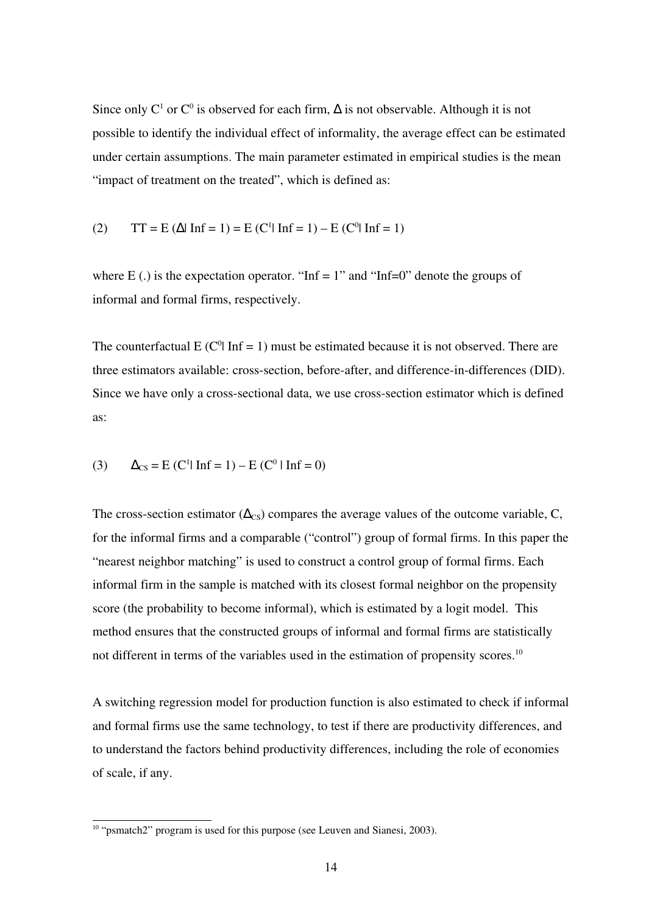Since only $C^1$ or $C^0$ is observed for each firm, $\Delta$ is not observable. Although it is not possible to identify the individual effect of informality, the average effect can be estimated under certain assumptions. The main parameter estimated in empirical studies is the mean "impact of treatment on the treated", which is defined as:

$$(2) \qquad TT = E(\Delta | Inf = 1) = E(C^1 | Inf = 1) - E(C^0 | Inf = 1)$$

where E (.) is the expectation operator. "Inf = 1" and "Inf=0" denote the groups of informal and formal firms, respectively.

The counterfactual $E(C^0 | Inf = 1)$ must be estimated because it is not observed. There are three estimators available: cross-section, before-after, and difference-in-differences (DID). Since we have only a cross-sectional data, we use cross-section estimator which is defined as:

$$(3) \qquad \Delta_{CS} = E(C^1 | Inf = 1) - E(C^0 | Inf = 0)$$

The cross-section estimator ($\Delta_{CS}$) compares the average values of the outcome variable, C, for the informal firms and a comparable ("control") group of formal firms. In this paper the "nearest neighbor matching" is used to construct a control group of formal firms. Each informal firm in the sample is matched with its closest formal neighbor on the propensity score (the probability to become informal), which is estimated by a logit model. This method ensures that the constructed groups of informal and formal firms are statistically not different in terms of the variables used in the estimation of propensity scores.[10]

A switching regression model for production function is also estimated to check if informal and formal firms use the same technology, to test if there are productivity differences, and to understand the factors behind productivity differences, including the role of economies of scale, if any.

---

[10] "psmatch2" program is used for this purpose (see Leuven and Sianesi, 2003).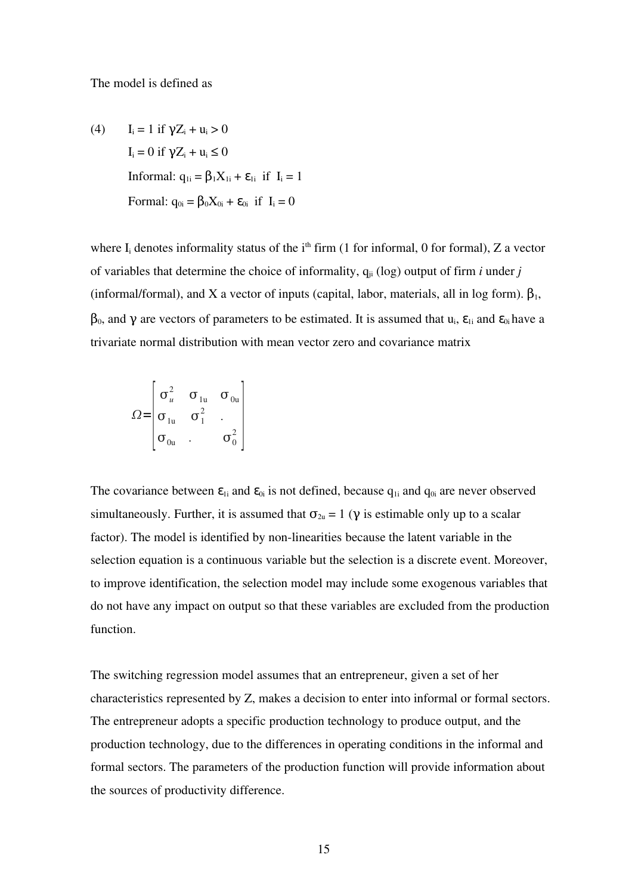The model is defined as

$$
\begin{aligned}
(4) \qquad & I_i = 1 \text{ if } \gamma Z_i + u_i > 0 \\
& I_i = 0 \text{ if } \gamma Z_i + u_i \leq 0 \\
& \text{Informal: } q_{1i} = \beta_1 X_{1i} + \varepsilon_{1i} \;\text{ if }\; I_i = 1 \\
& \text{Formal: } q_{0i} = \beta_0 X_{0i} + \varepsilon_{0i} \;\text{ if }\; I_i = 0
\end{aligned}
$$

where $I_i$ denotes informality status of the $i^{th}$ firm (1 for informal, 0 for formal), Z a vector of variables that determine the choice of informality, $q_{ji}$ (log) output of firm *i* under *j* (informal/formal), and X a vector of inputs (capital, labor, materials, all in log form). $\beta_1$, $\beta_0$, and $\gamma$ are vectors of parameters to be estimated. It is assumed that $u_i$, $\varepsilon_{1i}$ and $\varepsilon_{0i}$ have a trivariate normal distribution with mean vector zero and covariance matrix

$$
\Omega = \begin{bmatrix} \sigma_u^2 & \sigma_{1u} & \sigma_{0u} \\ \sigma_{1u} & \sigma_1^2 & . \\ \sigma_{0u} & . & \sigma_0^2 \end{bmatrix}
$$

The covariance between $\varepsilon_{1i}$ and $\varepsilon_{0i}$ is not defined, because $q_{1i}$ and $q_{0i}$ are never observed simultaneously. Further, it is assumed that $\sigma_{2u} = 1$ ($\gamma$ is estimable only up to a scalar factor). The model is identified by non-linearities because the latent variable in the selection equation is a continuous variable but the selection is a discrete event. Moreover, to improve identification, the selection model may include some exogenous variables that do not have any impact on output so that these variables are excluded from the production function.

The switching regression model assumes that an entrepreneur, given a set of her characteristics represented by Z, makes a decision to enter into informal or formal sectors. The entrepreneur adopts a specific production technology to produce output, and the production technology, due to the differences in operating conditions in the informal and formal sectors. The parameters of the production function will provide information about the sources of productivity difference.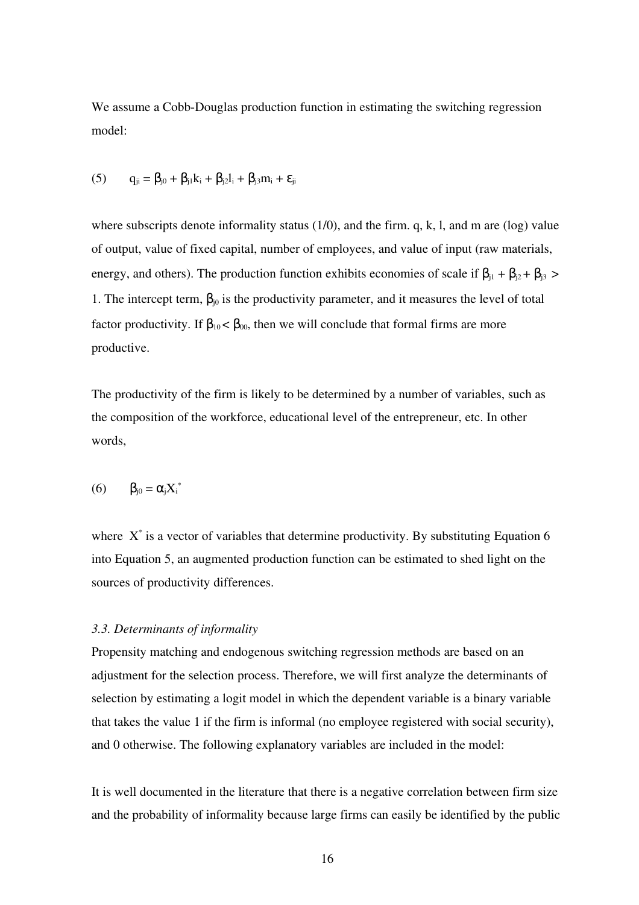We assume a Cobb-Douglas production function in estimating the switching regression model:

$$(5) \qquad q_{ji} = \beta_{j0} + \beta_{j1}k_i + \beta_{j2}l_i + \beta_{j3}m_i + \varepsilon_{ji}$$

where subscripts denote informality status (1/0), and the firm. q, k, l, and m are (log) value of output, value of fixed capital, number of employees, and value of input (raw materials, energy, and others). The production function exhibits economies of scale if $\beta_{j1} + \beta_{j2} + \beta_{j3} > 1$. The intercept term, $\beta_{j0}$ is the productivity parameter, and it measures the level of total factor productivity. If $\beta_{10} < \beta_{00}$, then we will conclude that formal firms are more productive.

The productivity of the firm is likely to be determined by a number of variables, such as the composition of the workforce, educational level of the entrepreneur, etc. In other words,

$$(6) \qquad \beta_{j0} = \alpha_j X_i^*$$

where $X^*$ is a vector of variables that determine productivity. By substituting Equation 6 into Equation 5, an augmented production function can be estimated to shed light on the sources of productivity differences.

### *3.3. Determinants of informality*

Propensity matching and endogenous switching regression methods are based on an adjustment for the selection process. Therefore, we will first analyze the determinants of selection by estimating a logit model in which the dependent variable is a binary variable that takes the value 1 if the firm is informal (no employee registered with social security), and 0 otherwise. The following explanatory variables are included in the model:

It is well documented in the literature that there is a negative correlation between firm size and the probability of informality because large firms can easily be identified by the public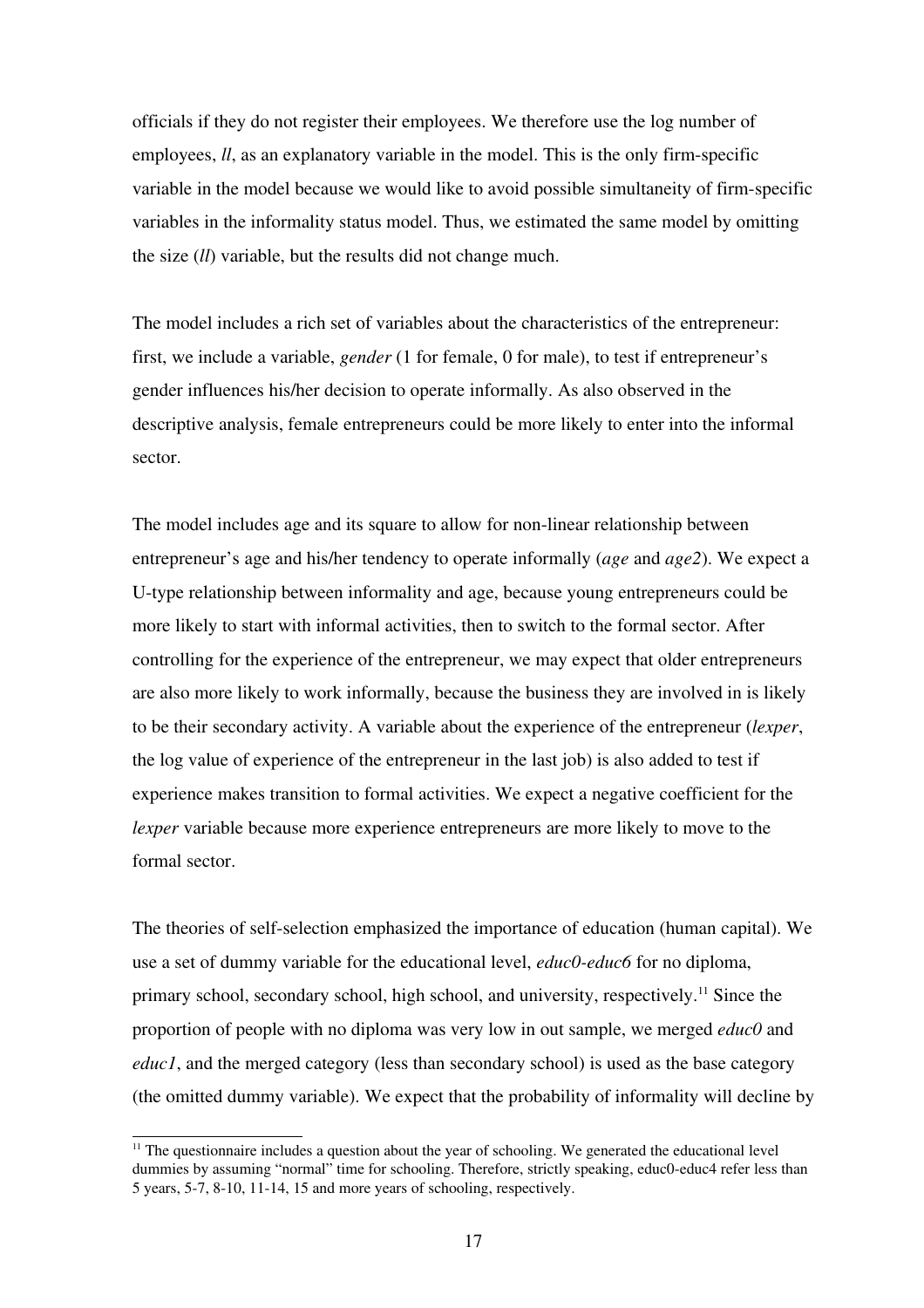officials if they do not register their employees. We therefore use the log number of employees, *ll*, as an explanatory variable in the model. This is the only firm-specific variable in the model because we would like to avoid possible simultaneity of firm-specific variables in the informality status model. Thus, we estimated the same model by omitting the size (*ll*) variable, but the results did not change much.

The model includes a rich set of variables about the characteristics of the entrepreneur: first, we include a variable, *gender* (1 for female, 0 for male), to test if entrepreneur's gender influences his/her decision to operate informally. As also observed in the descriptive analysis, female entrepreneurs could be more likely to enter into the informal sector.

The model includes age and its square to allow for non-linear relationship between entrepreneur's age and his/her tendency to operate informally (*age* and *age2*). We expect a U-type relationship between informality and age, because young entrepreneurs could be more likely to start with informal activities, then to switch to the formal sector. After controlling for the experience of the entrepreneur, we may expect that older entrepreneurs are also more likely to work informally, because the business they are involved in is likely to be their secondary activity. A variable about the experience of the entrepreneur (*lexper*, the log value of experience of the entrepreneur in the last job) is also added to test if experience makes transition to formal activities. We expect a negative coefficient for the *lexper* variable because more experience entrepreneurs are more likely to move to the formal sector.

The theories of self-selection emphasized the importance of education (human capital). We use a set of dummy variable for the educational level, *educ0-educ6* for no diploma, primary school, secondary school, high school, and university, respectively.[11] Since the proportion of people with no diploma was very low in out sample, we merged *educ0* and *educ1*, and the merged category (less than secondary school) is used as the base category (the omitted dummy variable). We expect that the probability of informality will decline by

[11] The questionnaire includes a question about the year of schooling. We generated the educational level dummies by assuming "normal" time for schooling. Therefore, strictly speaking, educ0-educ4 refer less than 5 years, 5-7, 8-10, 11-14, 15 and more years of schooling, respectively.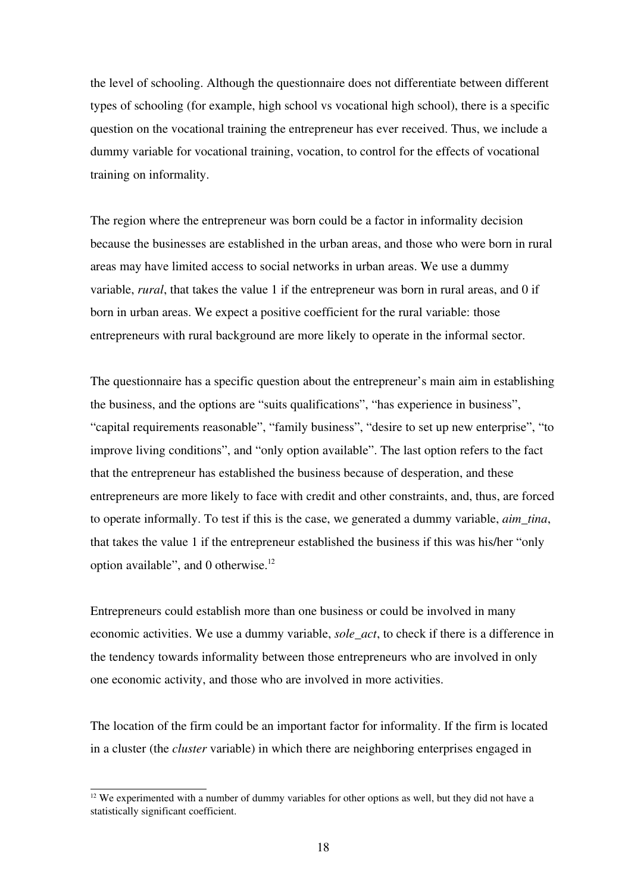the level of schooling. Although the questionnaire does not differentiate between different types of schooling (for example, high school vs vocational high school), there is a specific question on the vocational training the entrepreneur has ever received. Thus, we include a dummy variable for vocational training, vocation, to control for the effects of vocational training on informality.

The region where the entrepreneur was born could be a factor in informality decision because the businesses are established in the urban areas, and those who were born in rural areas may have limited access to social networks in urban areas. We use a dummy variable, *rural*, that takes the value 1 if the entrepreneur was born in rural areas, and 0 if born in urban areas. We expect a positive coefficient for the rural variable: those entrepreneurs with rural background are more likely to operate in the informal sector.

The questionnaire has a specific question about the entrepreneur's main aim in establishing the business, and the options are "suits qualifications", "has experience in business", "capital requirements reasonable", "family business", "desire to set up new enterprise", "to improve living conditions", and "only option available". The last option refers to the fact that the entrepreneur has established the business because of desperation, and these entrepreneurs are more likely to face with credit and other constraints, and, thus, are forced to operate informally. To test if this is the case, we generated a dummy variable, *aim_tina*, that takes the value 1 if the entrepreneur established the business if this was his/her "only option available", and 0 otherwise.[12]

Entrepreneurs could establish more than one business or could be involved in many economic activities. We use a dummy variable, *sole_act*, to check if there is a difference in the tendency towards informality between those entrepreneurs who are involved in only one economic activity, and those who are involved in more activities.

The location of the firm could be an important factor for informality. If the firm is located in a cluster (the *cluster* variable) in which there are neighboring enterprises engaged in

[12] We experimented with a number of dummy variables for other options as well, but they did not have a statistically significant coefficient.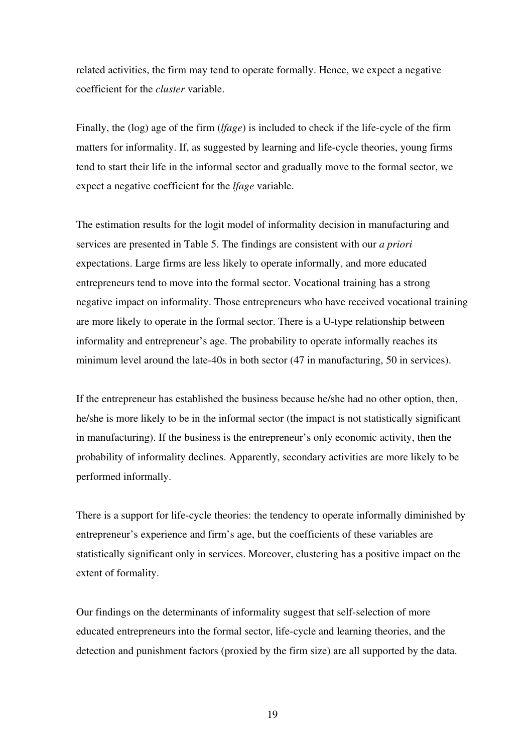related activities, the firm may tend to operate formally. Hence, we expect a negative coefficient for the *cluster* variable.

Finally, the (log) age of the firm (*lfage*) is included to check if the life-cycle of the firm matters for informality. If, as suggested by learning and life-cycle theories, young firms tend to start their life in the informal sector and gradually move to the formal sector, we expect a negative coefficient for the *lfage* variable.

The estimation results for the logit model of informality decision in manufacturing and services are presented in Table 5. The findings are consistent with our *a priori* expectations. Large firms are less likely to operate informally, and more educated entrepreneurs tend to move into the formal sector. Vocational training has a strong negative impact on informality. Those entrepreneurs who have received vocational training are more likely to operate in the formal sector. There is a U-type relationship between informality and entrepreneur's age. The probability to operate informally reaches its minimum level around the late-40s in both sector (47 in manufacturing, 50 in services).

If the entrepreneur has established the business because he/she had no other option, then, he/she is more likely to be in the informal sector (the impact is not statistically significant in manufacturing). If the business is the entrepreneur's only economic activity, then the probability of informality declines. Apparently, secondary activities are more likely to be performed informally.

There is a support for life-cycle theories: the tendency to operate informally diminished by entrepreneur's experience and firm's age, but the coefficients of these variables are statistically significant only in services. Moreover, clustering has a positive impact on the extent of formality.

Our findings on the determinants of informality suggest that self-selection of more educated entrepreneurs into the formal sector, life-cycle and learning theories, and the detection and punishment factors (proxied by the firm size) are all supported by the data.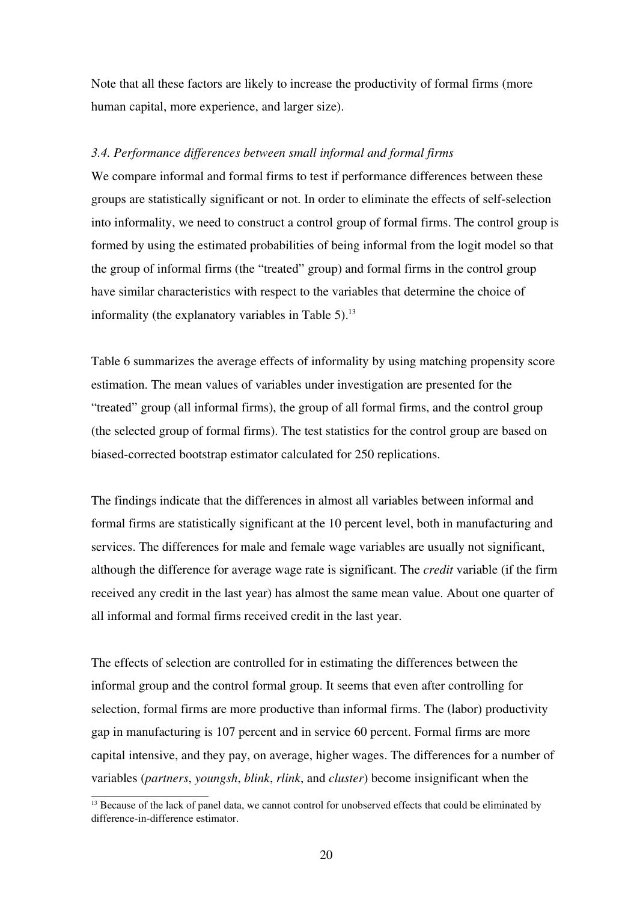Note that all these factors are likely to increase the productivity of formal firms (more human capital, more experience, and larger size).

### *3.4. Performance differences between small informal and formal firms*

We compare informal and formal firms to test if performance differences between these groups are statistically significant or not. In order to eliminate the effects of self-selection into informality, we need to construct a control group of formal firms. The control group is formed by using the estimated probabilities of being informal from the logit model so that the group of informal firms (the "treated" group) and formal firms in the control group have similar characteristics with respect to the variables that determine the choice of informality (the explanatory variables in Table 5).[13]

Table 6 summarizes the average effects of informality by using matching propensity score estimation. The mean values of variables under investigation are presented for the "treated" group (all informal firms), the group of all formal firms, and the control group (the selected group of formal firms). The test statistics for the control group are based on biased-corrected bootstrap estimator calculated for 250 replications.

The findings indicate that the differences in almost all variables between informal and formal firms are statistically significant at the 10 percent level, both in manufacturing and services. The differences for male and female wage variables are usually not significant, although the difference for average wage rate is significant. The *credit* variable (if the firm received any credit in the last year) has almost the same mean value. About one quarter of all informal and formal firms received credit in the last year.

The effects of selection are controlled for in estimating the differences between the informal group and the control formal group. It seems that even after controlling for selection, formal firms are more productive than informal firms. The (labor) productivity gap in manufacturing is 107 percent and in service 60 percent. Formal firms are more capital intensive, and they pay, on average, higher wages. The differences for a number of variables (*partners*, *youngsh*, *blink*, *rlink*, and *cluster*) become insignificant when the

[13] Because of the lack of panel data, we cannot control for unobserved effects that could be eliminated by difference-in-difference estimator.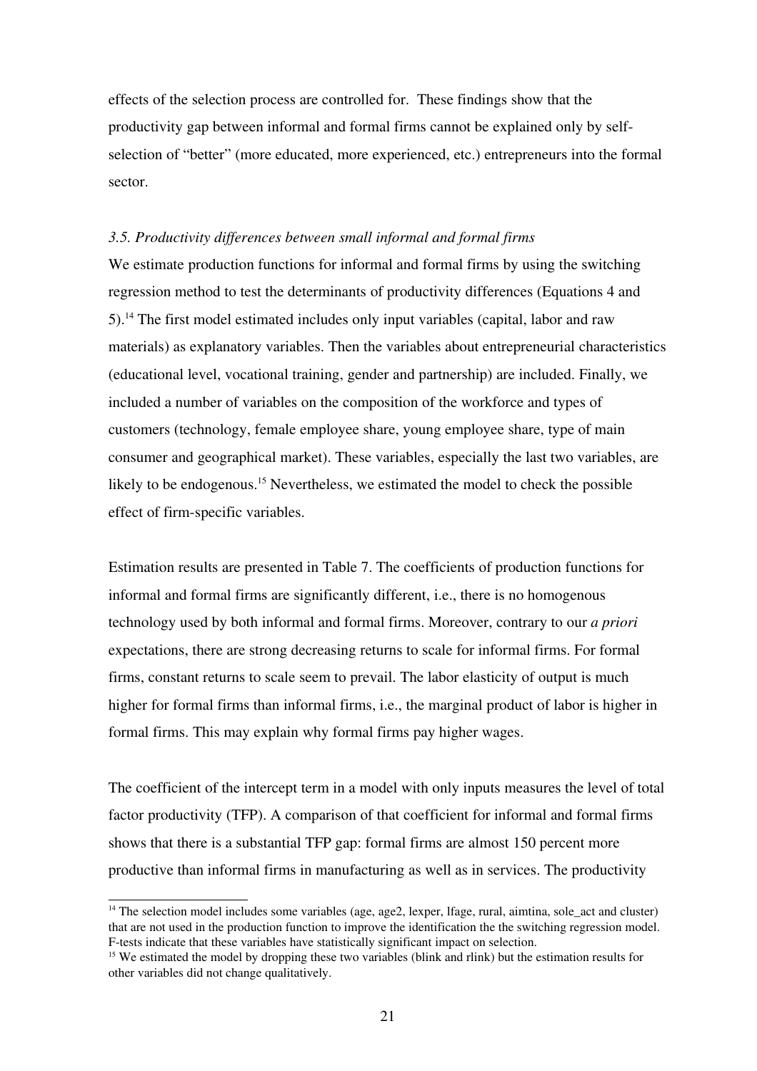effects of the selection process are controlled for. These findings show that the productivity gap between informal and formal firms cannot be explained only by self-selection of "better" (more educated, more experienced, etc.) entrepreneurs into the formal sector.

### *3.5. Productivity differences between small informal and formal firms*

We estimate production functions for informal and formal firms by using the switching regression method to test the determinants of productivity differences (Equations 4 and 5).[14] The first model estimated includes only input variables (capital, labor and raw materials) as explanatory variables. Then the variables about entrepreneurial characteristics (educational level, vocational training, gender and partnership) are included. Finally, we included a number of variables on the composition of the workforce and types of customers (technology, female employee share, young employee share, type of main consumer and geographical market). These variables, especially the last two variables, are likely to be endogenous.[15] Nevertheless, we estimated the model to check the possible effect of firm-specific variables.

Estimation results are presented in Table 7. The coefficients of production functions for informal and formal firms are significantly different, i.e., there is no homogenous technology used by both informal and formal firms. Moreover, contrary to our *a priori* expectations, there are strong decreasing returns to scale for informal firms. For formal firms, constant returns to scale seem to prevail. The labor elasticity of output is much higher for formal firms than informal firms, i.e., the marginal product of labor is higher in formal firms. This may explain why formal firms pay higher wages.

The coefficient of the intercept term in a model with only inputs measures the level of total factor productivity (TFP). A comparison of that coefficient for informal and formal firms shows that there is a substantial TFP gap: formal firms are almost 150 percent more productive than informal firms in manufacturing as well as in services. The productivity

---

[14] The selection model includes some variables (age, age2, lexper, lfage, rural, aimtina, sole_act and cluster) that are not used in the production function to improve the identification the the switching regression model. F-tests indicate that these variables have statistically significant impact on selection.

[15] We estimated the model by dropping these two variables (blink and rlink) but the estimation results for other variables did not change qualitatively.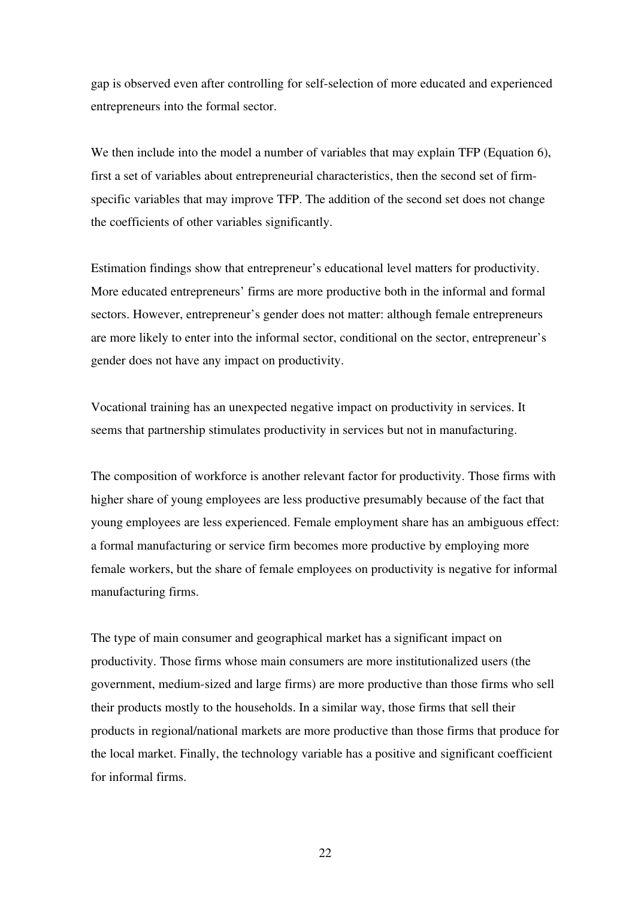gap is observed even after controlling for self-selection of more educated and experienced entrepreneurs into the formal sector.

We then include into the model a number of variables that may explain TFP (Equation 6), first a set of variables about entrepreneurial characteristics, then the second set of firm-specific variables that may improve TFP. The addition of the second set does not change the coefficients of other variables significantly.

Estimation findings show that entrepreneur's educational level matters for productivity. More educated entrepreneurs' firms are more productive both in the informal and formal sectors. However, entrepreneur's gender does not matter: although female entrepreneurs are more likely to enter into the informal sector, conditional on the sector, entrepreneur's gender does not have any impact on productivity.

Vocational training has an unexpected negative impact on productivity in services. It seems that partnership stimulates productivity in services but not in manufacturing.

The composition of workforce is another relevant factor for productivity. Those firms with higher share of young employees are less productive presumably because of the fact that young employees are less experienced. Female employment share has an ambiguous effect: a formal manufacturing or service firm becomes more productive by employing more female workers, but the share of female employees on productivity is negative for informal manufacturing firms.

The type of main consumer and geographical market has a significant impact on productivity. Those firms whose main consumers are more institutionalized users (the government, medium-sized and large firms) are more productive than those firms who sell their products mostly to the households. In a similar way, those firms that sell their products in regional/national markets are more productive than those firms that produce for the local market. Finally, the technology variable has a positive and significant coefficient for informal firms.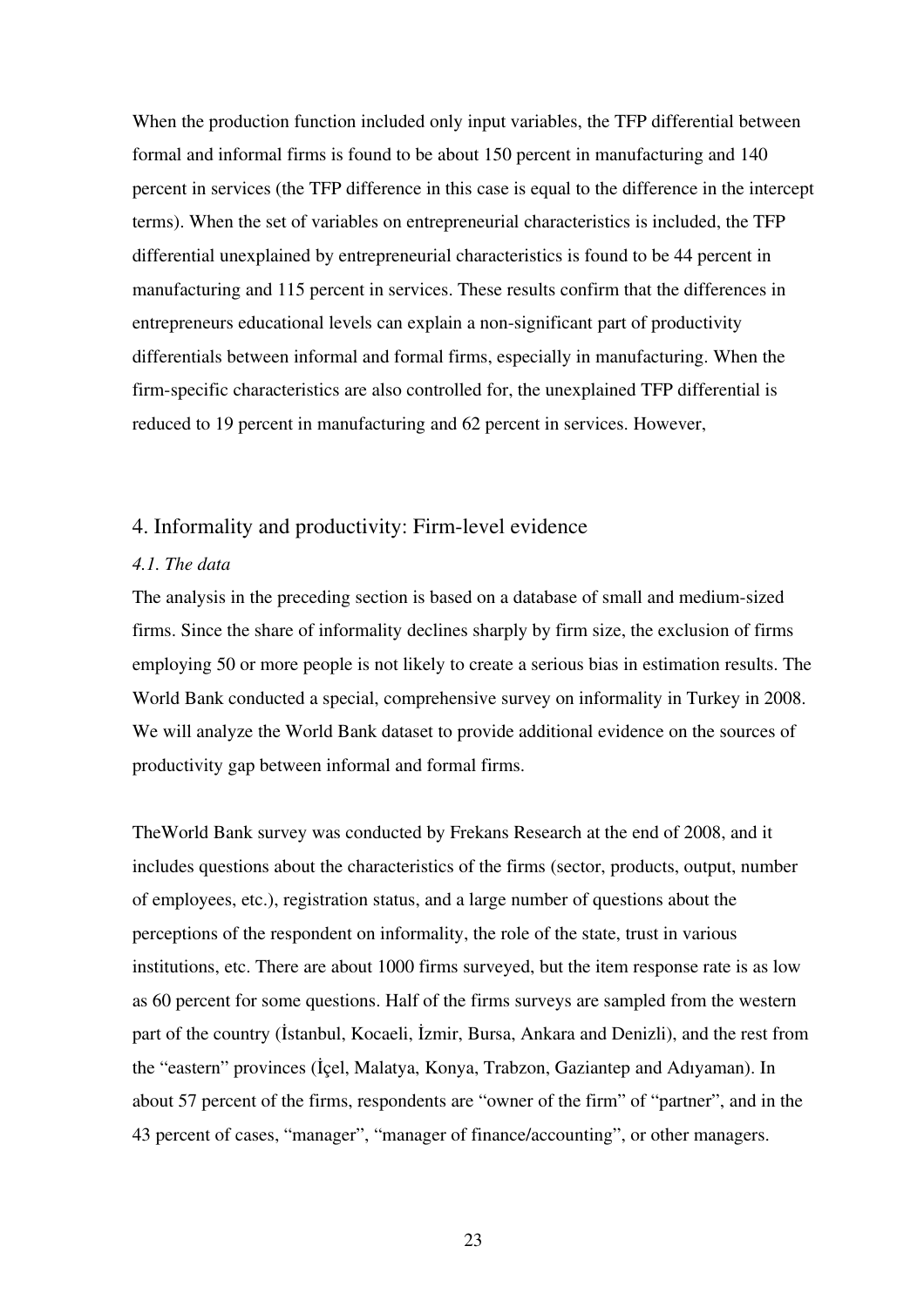When the production function included only input variables, the TFP differential between formal and informal firms is found to be about 150 percent in manufacturing and 140 percent in services (the TFP difference in this case is equal to the difference in the intercept terms). When the set of variables on entrepreneurial characteristics is included, the TFP differential unexplained by entrepreneurial characteristics is found to be 44 percent in manufacturing and 115 percent in services. These results confirm that the differences in entrepreneurs educational levels can explain a non-significant part of productivity differentials between informal and formal firms, especially in manufacturing. When the firm-specific characteristics are also controlled for, the unexplained TFP differential is reduced to 19 percent in manufacturing and 62 percent in services. However,

## 4. Informality and productivity: Firm-level evidence

### *4.1. The data*

The analysis in the preceding section is based on a database of small and medium-sized firms. Since the share of informality declines sharply by firm size, the exclusion of firms employing 50 or more people is not likely to create a serious bias in estimation results. The World Bank conducted a special, comprehensive survey on informality in Turkey in 2008. We will analyze the World Bank dataset to provide additional evidence on the sources of productivity gap between informal and formal firms.

TheWorld Bank survey was conducted by Frekans Research at the end of 2008, and it includes questions about the characteristics of the firms (sector, products, output, number of employees, etc.), registration status, and a large number of questions about the perceptions of the respondent on informality, the role of the state, trust in various institutions, etc. There are about 1000 firms surveyed, but the item response rate is as low as 60 percent for some questions. Half of the firms surveys are sampled from the western part of the country (İstanbul, Kocaeli, İzmir, Bursa, Ankara and Denizli), and the rest from the "eastern" provinces (İçel, Malatya, Konya, Trabzon, Gaziantep and Adıyaman). In about 57 percent of the firms, respondents are "owner of the firm" of "partner", and in the 43 percent of cases, "manager", "manager of finance/accounting", or other managers.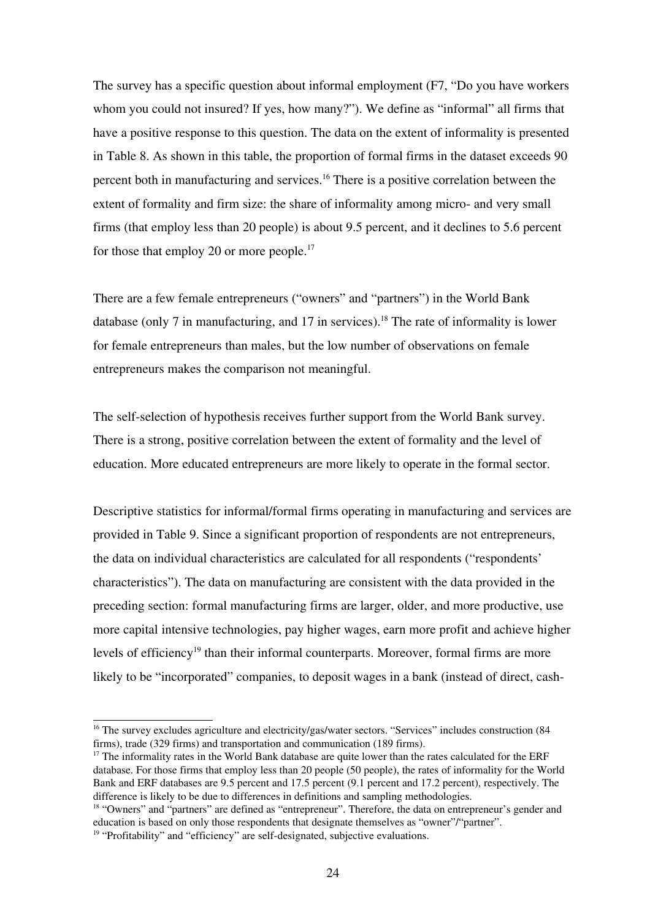The survey has a specific question about informal employment (F7, "Do you have workers whom you could not insured? If yes, how many?"). We define as "informal" all firms that have a positive response to this question. The data on the extent of informality is presented in Table 8. As shown in this table, the proportion of formal firms in the dataset exceeds 90 percent both in manufacturing and services.[16] There is a positive correlation between the extent of formality and firm size: the share of informality among micro- and very small firms (that employ less than 20 people) is about 9.5 percent, and it declines to 5.6 percent for those that employ 20 or more people.[17]

There are a few female entrepreneurs ("owners" and "partners") in the World Bank database (only 7 in manufacturing, and 17 in services).[18] The rate of informality is lower for female entrepreneurs than males, but the low number of observations on female entrepreneurs makes the comparison not meaningful.

The self-selection of hypothesis receives further support from the World Bank survey. There is a strong, positive correlation between the extent of formality and the level of education. More educated entrepreneurs are more likely to operate in the formal sector.

Descriptive statistics for informal/formal firms operating in manufacturing and services are provided in Table 9. Since a significant proportion of respondents are not entrepreneurs, the data on individual characteristics are calculated for all respondents ("respondents' characteristics"). The data on manufacturing are consistent with the data provided in the preceding section: formal manufacturing firms are larger, older, and more productive, use more capital intensive technologies, pay higher wages, earn more profit and achieve higher levels of efficiency[19] than their informal counterparts. Moreover, formal firms are more likely to be "incorporated" companies, to deposit wages in a bank (instead of direct, cash-

---

[16] The survey excludes agriculture and electricity/gas/water sectors. "Services" includes construction (84 firms), trade (329 firms) and transportation and communication (189 firms).

[17] The informality rates in the World Bank database are quite lower than the rates calculated for the ERF database. For those firms that employ less than 20 people (50 people), the rates of informality for the World Bank and ERF databases are 9.5 percent and 17.5 percent (9.1 percent and 17.2 percent), respectively. The difference is likely to be due to differences in definitions and sampling methodologies.

[18] "Owners" and "partners" are defined as "entrepreneur". Therefore, the data on entrepreneur's gender and education is based on only those respondents that designate themselves as "owner"/"partner".

[19] "Profitability" and "efficiency" are self-designated, subjective evaluations.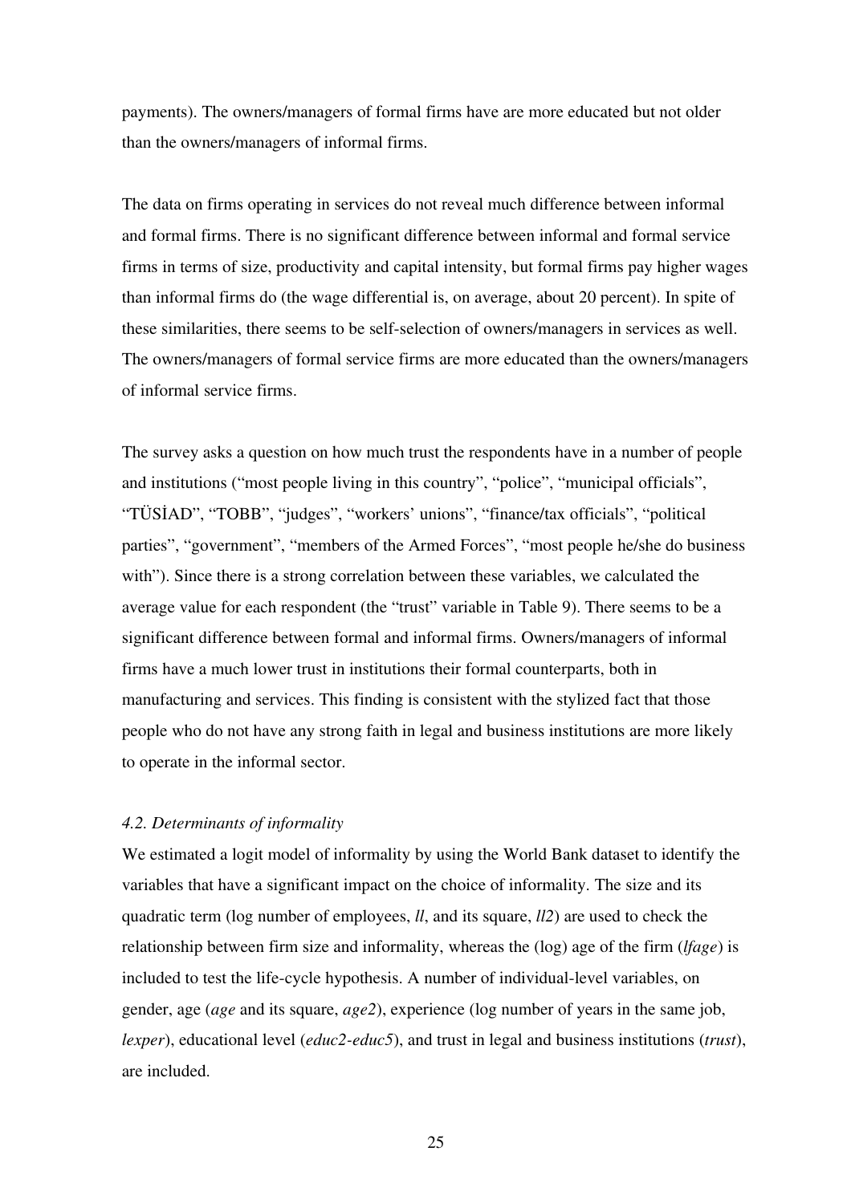payments). The owners/managers of formal firms have are more educated but not older than the owners/managers of informal firms.

The data on firms operating in services do not reveal much difference between informal and formal firms. There is no significant difference between informal and formal service firms in terms of size, productivity and capital intensity, but formal firms pay higher wages than informal firms do (the wage differential is, on average, about 20 percent). In spite of these similarities, there seems to be self-selection of owners/managers in services as well. The owners/managers of formal service firms are more educated than the owners/managers of informal service firms.

The survey asks a question on how much trust the respondents have in a number of people and institutions ("most people living in this country", "police", "municipal officials", "TÜSİAD", "TOBB", "judges", "workers' unions", "finance/tax officials", "political parties", "government", "members of the Armed Forces", "most people he/she do business with"). Since there is a strong correlation between these variables, we calculated the average value for each respondent (the "trust" variable in Table 9). There seems to be a significant difference between formal and informal firms. Owners/managers of informal firms have a much lower trust in institutions their formal counterparts, both in manufacturing and services. This finding is consistent with the stylized fact that those people who do not have any strong faith in legal and business institutions are more likely to operate in the informal sector.

### *4.2. Determinants of informality*

We estimated a logit model of informality by using the World Bank dataset to identify the variables that have a significant impact on the choice of informality. The size and its quadratic term (log number of employees, *ll*, and its square, *ll2*) are used to check the relationship between firm size and informality, whereas the (log) age of the firm (*lfage*) is included to test the life-cycle hypothesis. A number of individual-level variables, on gender, age (*age* and its square, *age2*), experience (log number of years in the same job, *lexper*), educational level (*educ2-educ5*), and trust in legal and business institutions (*trust*), are included.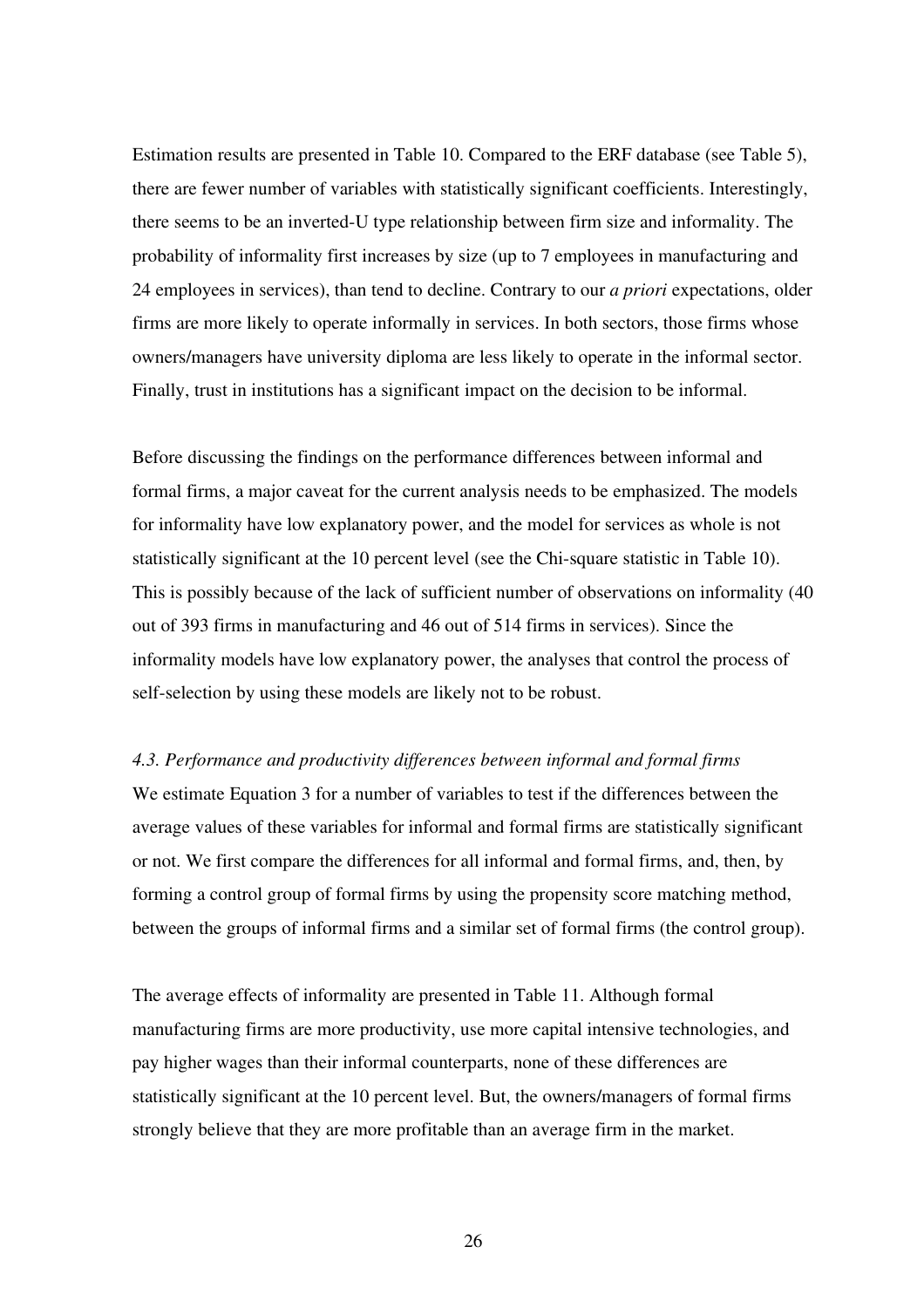Estimation results are presented in Table 10. Compared to the ERF database (see Table 5), there are fewer number of variables with statistically significant coefficients. Interestingly, there seems to be an inverted-U type relationship between firm size and informality. The probability of informality first increases by size (up to 7 employees in manufacturing and 24 employees in services), than tend to decline. Contrary to our *a priori* expectations, older firms are more likely to operate informally in services. In both sectors, those firms whose owners/managers have university diploma are less likely to operate in the informal sector. Finally, trust in institutions has a significant impact on the decision to be informal.

Before discussing the findings on the performance differences between informal and formal firms, a major caveat for the current analysis needs to be emphasized. The models for informality have low explanatory power, and the model for services as whole is not statistically significant at the 10 percent level (see the Chi-square statistic in Table 10). This is possibly because of the lack of sufficient number of observations on informality (40 out of 393 firms in manufacturing and 46 out of 514 firms in services). Since the informality models have low explanatory power, the analyses that control the process of self-selection by using these models are likely not to be robust.

*4.3. Performance and productivity differences between informal and formal firms*

We estimate Equation 3 for a number of variables to test if the differences between the average values of these variables for informal and formal firms are statistically significant or not. We first compare the differences for all informal and formal firms, and, then, by forming a control group of formal firms by using the propensity score matching method, between the groups of informal firms and a similar set of formal firms (the control group).

The average effects of informality are presented in Table 11. Although formal manufacturing firms are more productivity, use more capital intensive technologies, and pay higher wages than their informal counterparts, none of these differences are statistically significant at the 10 percent level. But, the owners/managers of formal firms strongly believe that they are more profitable than an average firm in the market.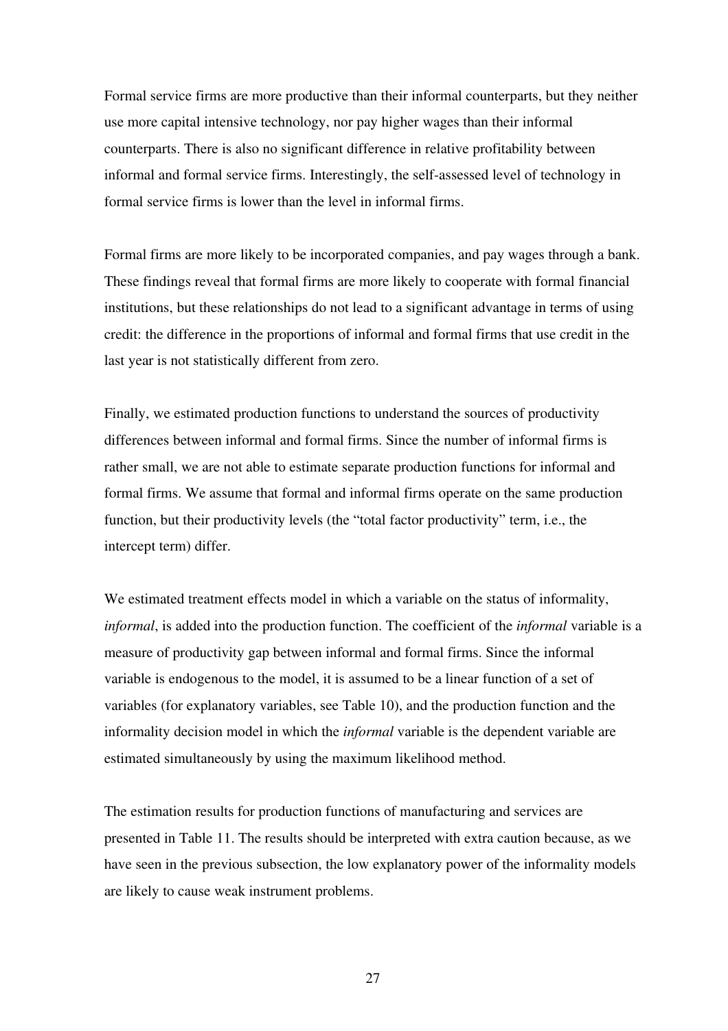Formal service firms are more productive than their informal counterparts, but they neither use more capital intensive technology, nor pay higher wages than their informal counterparts. There is also no significant difference in relative profitability between informal and formal service firms. Interestingly, the self-assessed level of technology in formal service firms is lower than the level in informal firms.

Formal firms are more likely to be incorporated companies, and pay wages through a bank. These findings reveal that formal firms are more likely to cooperate with formal financial institutions, but these relationships do not lead to a significant advantage in terms of using credit: the difference in the proportions of informal and formal firms that use credit in the last year is not statistically different from zero.

Finally, we estimated production functions to understand the sources of productivity differences between informal and formal firms. Since the number of informal firms is rather small, we are not able to estimate separate production functions for informal and formal firms. We assume that formal and informal firms operate on the same production function, but their productivity levels (the "total factor productivity" term, i.e., the intercept term) differ.

We estimated treatment effects model in which a variable on the status of informality, *informal*, is added into the production function. The coefficient of the *informal* variable is a measure of productivity gap between informal and formal firms. Since the informal variable is endogenous to the model, it is assumed to be a linear function of a set of variables (for explanatory variables, see Table 10), and the production function and the informality decision model in which the *informal* variable is the dependent variable are estimated simultaneously by using the maximum likelihood method.

The estimation results for production functions of manufacturing and services are presented in Table 11. The results should be interpreted with extra caution because, as we have seen in the previous subsection, the low explanatory power of the informality models are likely to cause weak instrument problems.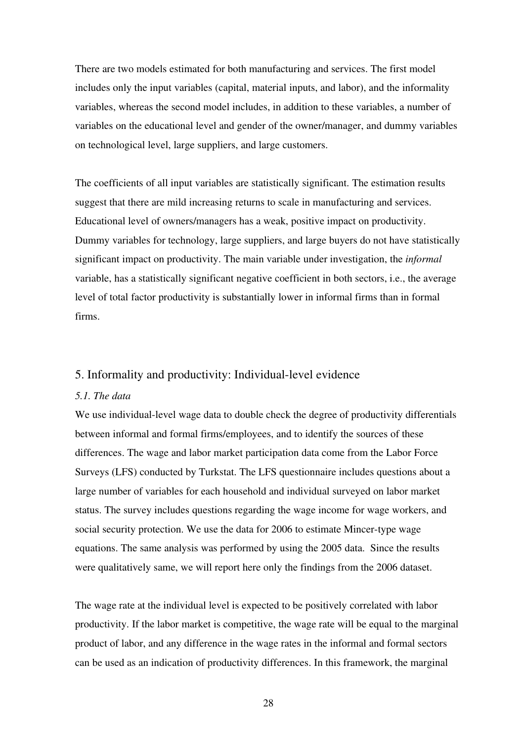There are two models estimated for both manufacturing and services. The first model includes only the input variables (capital, material inputs, and labor), and the informality variables, whereas the second model includes, in addition to these variables, a number of variables on the educational level and gender of the owner/manager, and dummy variables on technological level, large suppliers, and large customers.

The coefficients of all input variables are statistically significant. The estimation results suggest that there are mild increasing returns to scale in manufacturing and services. Educational level of owners/managers has a weak, positive impact on productivity. Dummy variables for technology, large suppliers, and large buyers do not have statistically significant impact on productivity. The main variable under investigation, the *informal* variable, has a statistically significant negative coefficient in both sectors, i.e., the average level of total factor productivity is substantially lower in informal firms than in formal firms.

## 5. Informality and productivity: Individual-level evidence

### *5.1. The data*

We use individual-level wage data to double check the degree of productivity differentials between informal and formal firms/employees, and to identify the sources of these differences. The wage and labor market participation data come from the Labor Force Surveys (LFS) conducted by Turkstat. The LFS questionnaire includes questions about a large number of variables for each household and individual surveyed on labor market status. The survey includes questions regarding the wage income for wage workers, and social security protection. We use the data for 2006 to estimate Mincer-type wage equations. The same analysis was performed by using the 2005 data. Since the results were qualitatively same, we will report here only the findings from the 2006 dataset.

The wage rate at the individual level is expected to be positively correlated with labor productivity. If the labor market is competitive, the wage rate will be equal to the marginal product of labor, and any difference in the wage rates in the informal and formal sectors can be used as an indication of productivity differences. In this framework, the marginal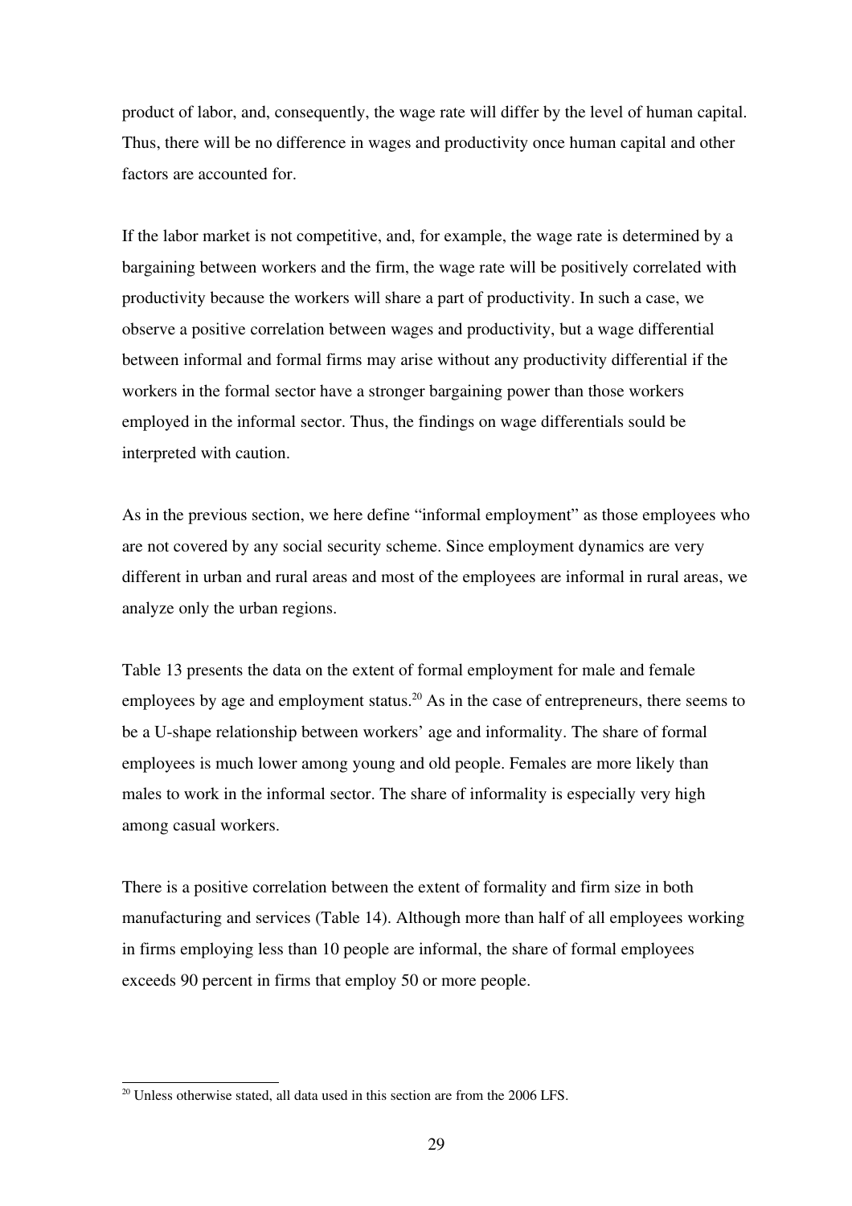product of labor, and, consequently, the wage rate will differ by the level of human capital. Thus, there will be no difference in wages and productivity once human capital and other factors are accounted for.

If the labor market is not competitive, and, for example, the wage rate is determined by a bargaining between workers and the firm, the wage rate will be positively correlated with productivity because the workers will share a part of productivity. In such a case, we observe a positive correlation between wages and productivity, but a wage differential between informal and formal firms may arise without any productivity differential if the workers in the formal sector have a stronger bargaining power than those workers employed in the informal sector. Thus, the findings on wage differentials sould be interpreted with caution.

As in the previous section, we here define "informal employment" as those employees who are not covered by any social security scheme. Since employment dynamics are very different in urban and rural areas and most of the employees are informal in rural areas, we analyze only the urban regions.

Table 13 presents the data on the extent of formal employment for male and female employees by age and employment status.[20] As in the case of entrepreneurs, there seems to be a U-shape relationship between workers' age and informality. The share of formal employees is much lower among young and old people. Females are more likely than males to work in the informal sector. The share of informality is especially very high among casual workers.

There is a positive correlation between the extent of formality and firm size in both manufacturing and services (Table 14). Although more than half of all employees working in firms employing less than 10 people are informal, the share of formal employees exceeds 90 percent in firms that employ 50 or more people.

[20] Unless otherwise stated, all data used in this section are from the 2006 LFS.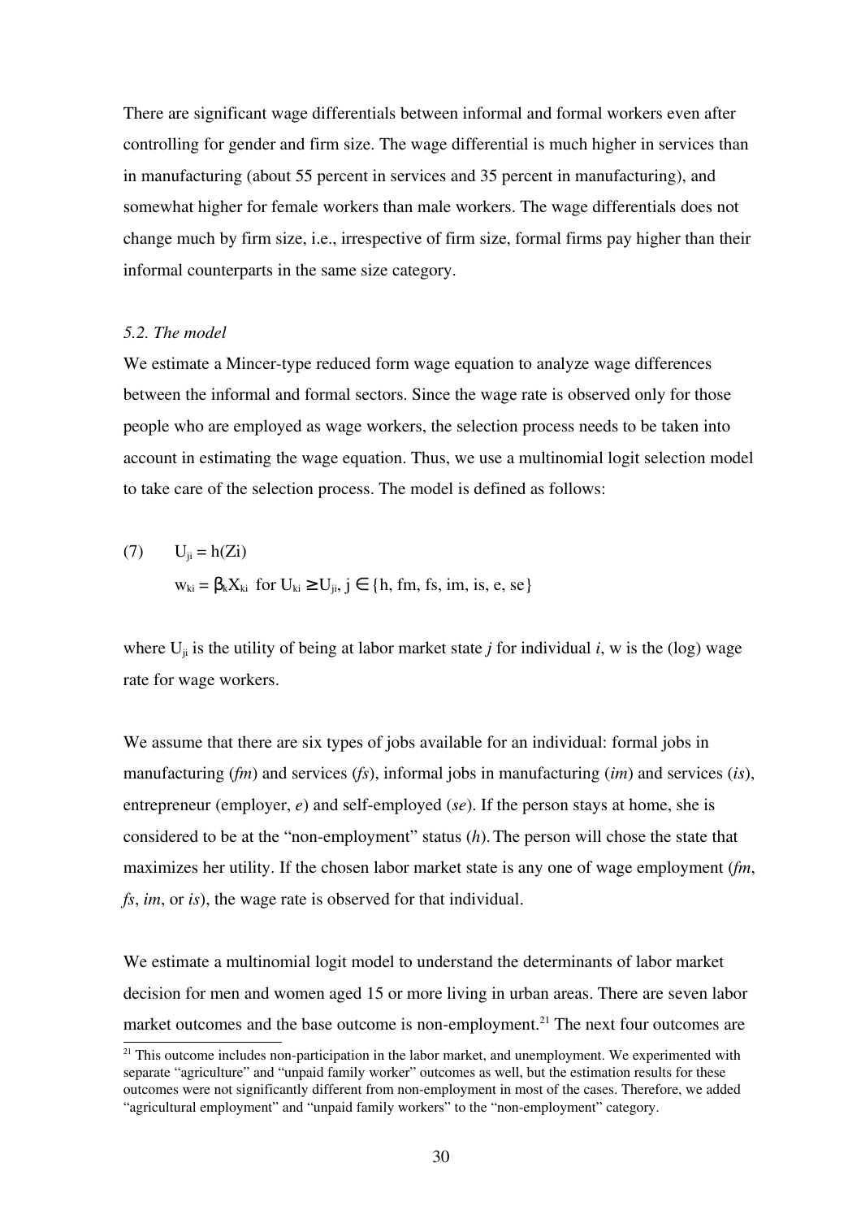There are significant wage differentials between informal and formal workers even after controlling for gender and firm size. The wage differential is much higher in services than in manufacturing (about 55 percent in services and 35 percent in manufacturing), and somewhat higher for female workers than male workers. The wage differentials does not change much by firm size, i.e., irrespective of firm size, formal firms pay higher than their informal counterparts in the same size category.

*5.2. The model*

We estimate a Mincer-type reduced form wage equation to analyze wage differences between the informal and formal sectors. Since the wage rate is observed only for those people who are employed as wage workers, the selection process needs to be taken into account in estimating the wage equation. Thus, we use a multinomial logit selection model to take care of the selection process. The model is defined as follows:

(7) $U_{ji} = h(Zi)$

$$w_{ki} = \beta_k X_{ki} \text{ for } U_{ki} \geq U_{ji},\ j \in \{h, fm, fs, im, is, e, se\}$$

where $U_{ji}$ is the utility of being at labor market state *j* for individual *i*, w is the (log) wage rate for wage workers.

We assume that there are six types of jobs available for an individual: formal jobs in manufacturing (*fm*) and services (*fs*), informal jobs in manufacturing (*im*) and services (*is*), entrepreneur (employer, *e*) and self-employed (*se*). If the person stays at home, she is considered to be at the "non-employment" status (*h*). The person will chose the state that maximizes her utility. If the chosen labor market state is any one of wage employment (*fm*, *fs*, *im*, or *is*), the wage rate is observed for that individual.

We estimate a multinomial logit model to understand the determinants of labor market decision for men and women aged 15 or more living in urban areas. There are seven labor market outcomes and the base outcome is non-employment.[21] The next four outcomes are

[21] This outcome includes non-participation in the labor market, and unemployment. We experimented with separate "agriculture" and "unpaid family worker" outcomes as well, but the estimation results for these outcomes were not significantly different from non-employment in most of the cases. Therefore, we added "agricultural employment" and "unpaid family workers" to the "non-employment" category.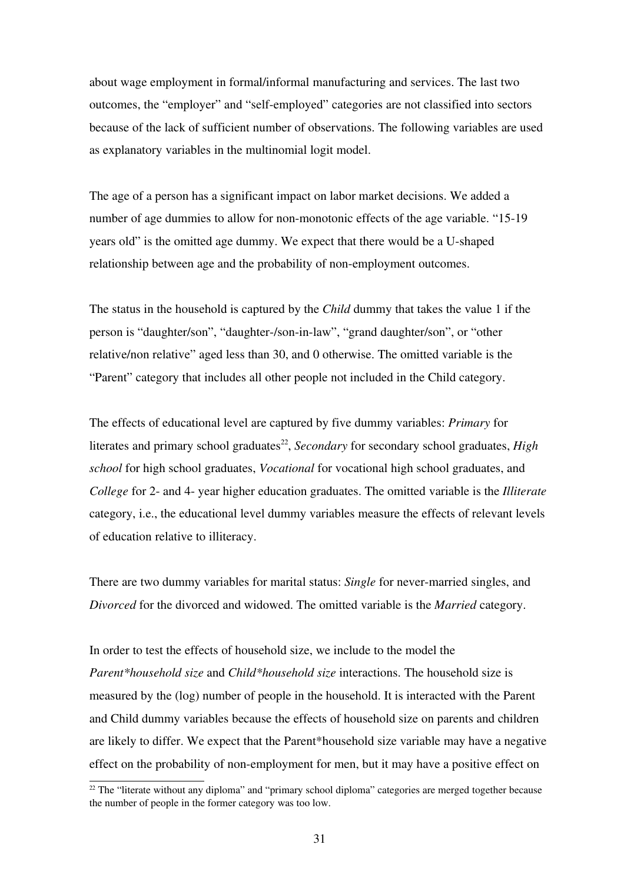about wage employment in formal/informal manufacturing and services. The last two outcomes, the "employer" and "self-employed" categories are not classified into sectors because of the lack of sufficient number of observations. The following variables are used as explanatory variables in the multinomial logit model.

The age of a person has a significant impact on labor market decisions. We added a number of age dummies to allow for non-monotonic effects of the age variable. "15-19 years old" is the omitted age dummy. We expect that there would be a U-shaped relationship between age and the probability of non-employment outcomes.

The status in the household is captured by the *Child* dummy that takes the value 1 if the person is "daughter/son", "daughter-/son-in-law", "grand daughter/son", or "other relative/non relative" aged less than 30, and 0 otherwise. The omitted variable is the "Parent" category that includes all other people not included in the Child category.

The effects of educational level are captured by five dummy variables: *Primary* for literates and primary school graduates[22], *Secondary* for secondary school graduates, *High school* for high school graduates, *Vocational* for vocational high school graduates, and *College* for 2- and 4- year higher education graduates. The omitted variable is the *Illiterate* category, i.e., the educational level dummy variables measure the effects of relevant levels of education relative to illiteracy.

There are two dummy variables for marital status: *Single* for never-married singles, and *Divorced* for the divorced and widowed. The omitted variable is the *Married* category.

In order to test the effects of household size, we include to the model the *Parent*household size* and *Child*household size* interactions. The household size is measured by the (log) number of people in the household. It is interacted with the Parent and Child dummy variables because the effects of household size on parents and children are likely to differ. We expect that the Parent*household size variable may have a negative effect on the probability of non-employment for men, but it may have a positive effect on

[22] The "literate without any diploma" and "primary school diploma" categories are merged together because the number of people in the former category was too low.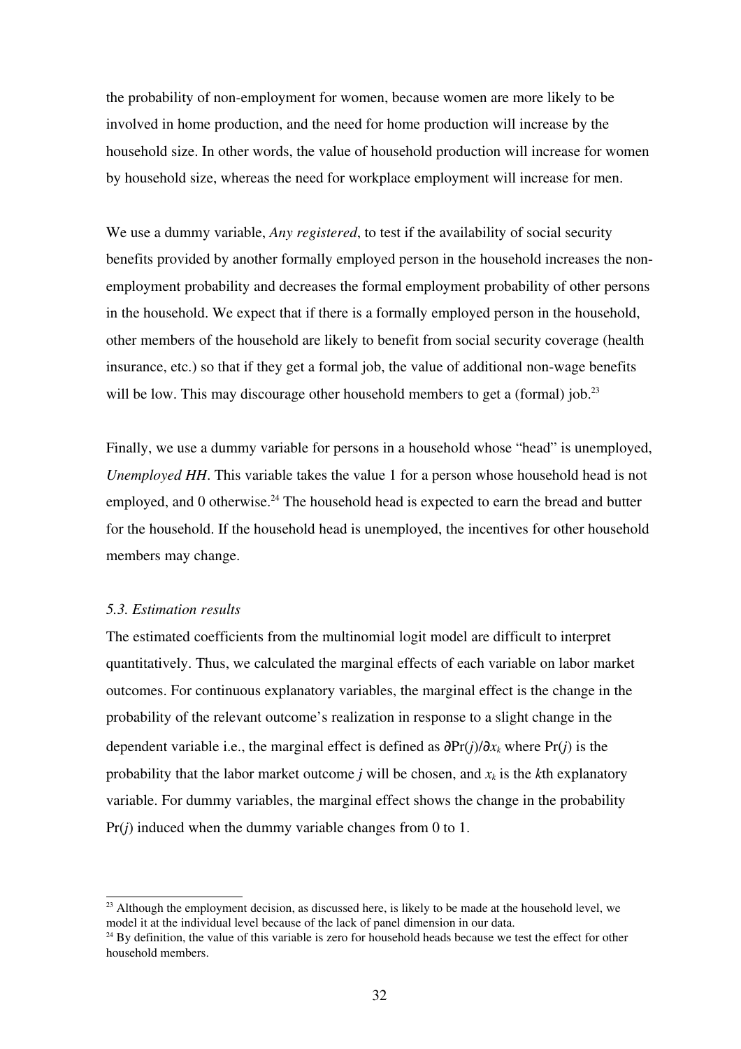the probability of non-employment for women, because women are more likely to be involved in home production, and the need for home production will increase by the household size. In other words, the value of household production will increase for women by household size, whereas the need for workplace employment will increase for men.

We use a dummy variable, *Any registered*, to test if the availability of social security benefits provided by another formally employed person in the household increases the non-employment probability and decreases the formal employment probability of other persons in the household. We expect that if there is a formally employed person in the household, other members of the household are likely to benefit from social security coverage (health insurance, etc.) so that if they get a formal job, the value of additional non-wage benefits will be low. This may discourage other household members to get a (formal) job.[23]

Finally, we use a dummy variable for persons in a household whose "head" is unemployed, *Unemployed HH*. This variable takes the value 1 for a person whose household head is not employed, and 0 otherwise.[24] The household head is expected to earn the bread and butter for the household. If the household head is unemployed, the incentives for other household members may change.

### *5.3. Estimation results*

The estimated coefficients from the multinomial logit model are difficult to interpret quantitatively. Thus, we calculated the marginal effects of each variable on labor market outcomes. For continuous explanatory variables, the marginal effect is the change in the probability of the relevant outcome's realization in response to a slight change in the dependent variable i.e., the marginal effect is defined as $\partial \Pr(j)/\partial x_k$ where $\Pr(j)$ is the probability that the labor market outcome $j$ will be chosen, and $x_k$ is the $k$th explanatory variable. For dummy variables, the marginal effect shows the change in the probability $\Pr(j)$ induced when the dummy variable changes from 0 to 1.

---

[23] Although the employment decision, as discussed here, is likely to be made at the household level, we model it at the individual level because of the lack of panel dimension in our data.

[24] By definition, the value of this variable is zero for household heads because we test the effect for other household members.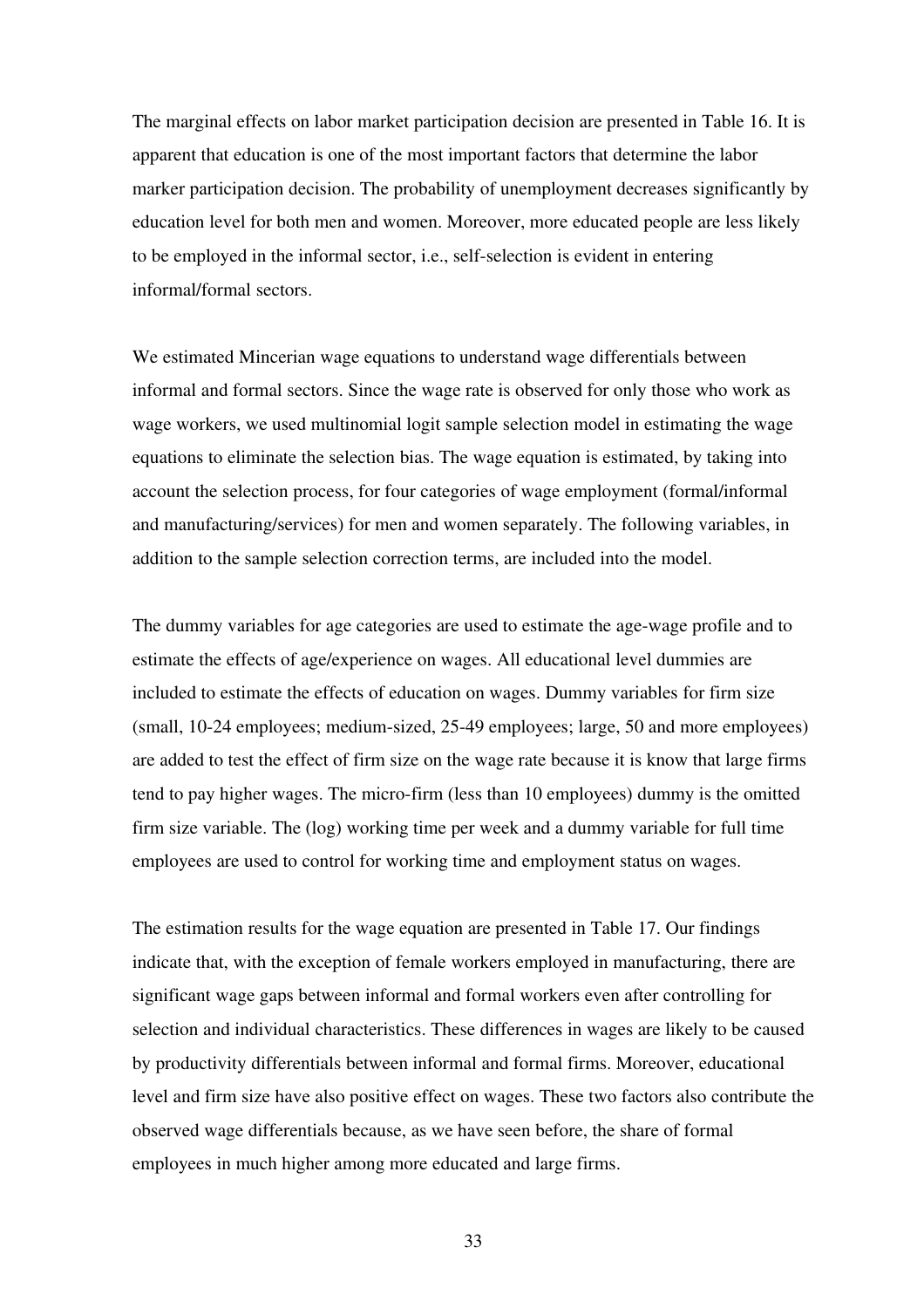The marginal effects on labor market participation decision are presented in Table 16. It is apparent that education is one of the most important factors that determine the labor marker participation decision. The probability of unemployment decreases significantly by education level for both men and women. Moreover, more educated people are less likely to be employed in the informal sector, i.e., self-selection is evident in entering informal/formal sectors.

We estimated Mincerian wage equations to understand wage differentials between informal and formal sectors. Since the wage rate is observed for only those who work as wage workers, we used multinomial logit sample selection model in estimating the wage equations to eliminate the selection bias. The wage equation is estimated, by taking into account the selection process, for four categories of wage employment (formal/informal and manufacturing/services) for men and women separately. The following variables, in addition to the sample selection correction terms, are included into the model.

The dummy variables for age categories are used to estimate the age-wage profile and to estimate the effects of age/experience on wages. All educational level dummies are included to estimate the effects of education on wages. Dummy variables for firm size (small, 10-24 employees; medium-sized, 25-49 employees; large, 50 and more employees) are added to test the effect of firm size on the wage rate because it is know that large firms tend to pay higher wages. The micro-firm (less than 10 employees) dummy is the omitted firm size variable. The (log) working time per week and a dummy variable for full time employees are used to control for working time and employment status on wages.

The estimation results for the wage equation are presented in Table 17. Our findings indicate that, with the exception of female workers employed in manufacturing, there are significant wage gaps between informal and formal workers even after controlling for selection and individual characteristics. These differences in wages are likely to be caused by productivity differentials between informal and formal firms. Moreover, educational level and firm size have also positive effect on wages. These two factors also contribute the observed wage differentials because, as we have seen before, the share of formal employees in much higher among more educated and large firms.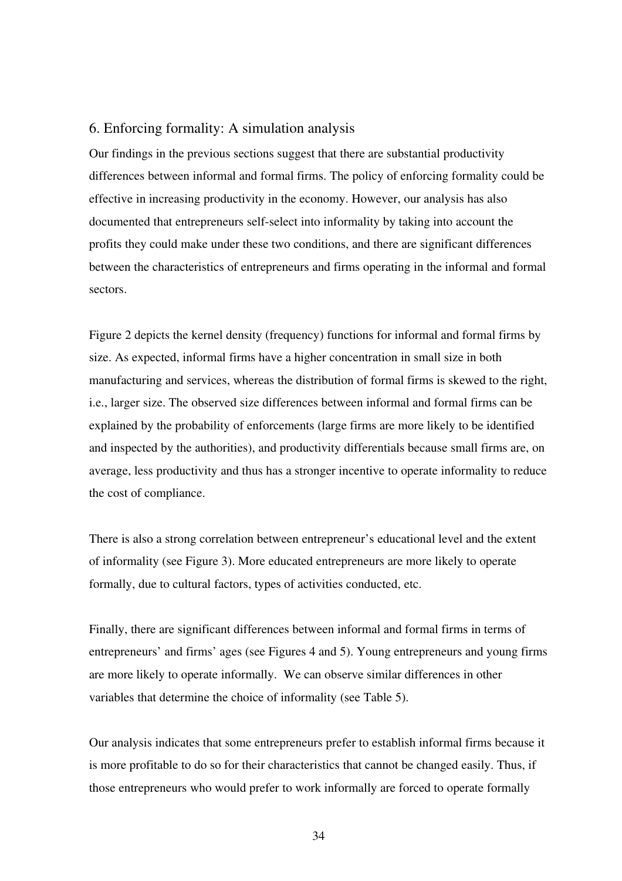## 6. Enforcing formality: A simulation analysis

Our findings in the previous sections suggest that there are substantial productivity differences between informal and formal firms. The policy of enforcing formality could be effective in increasing productivity in the economy. However, our analysis has also documented that entrepreneurs self-select into informality by taking into account the profits they could make under these two conditions, and there are significant differences between the characteristics of entrepreneurs and firms operating in the informal and formal sectors.

Figure 2 depicts the kernel density (frequency) functions for informal and formal firms by size. As expected, informal firms have a higher concentration in small size in both manufacturing and services, whereas the distribution of formal firms is skewed to the right, i.e., larger size. The observed size differences between informal and formal firms can be explained by the probability of enforcements (large firms are more likely to be identified and inspected by the authorities), and productivity differentials because small firms are, on average, less productivity and thus has a stronger incentive to operate informality to reduce the cost of compliance.

There is also a strong correlation between entrepreneur's educational level and the extent of informality (see Figure 3). More educated entrepreneurs are more likely to operate formally, due to cultural factors, types of activities conducted, etc.

Finally, there are significant differences between informal and formal firms in terms of entrepreneurs' and firms' ages (see Figures 4 and 5). Young entrepreneurs and young firms are more likely to operate informally. We can observe similar differences in other variables that determine the choice of informality (see Table 5).

Our analysis indicates that some entrepreneurs prefer to establish informal firms because it is more profitable to do so for their characteristics that cannot be changed easily. Thus, if those entrepreneurs who would prefer to work informally are forced to operate formally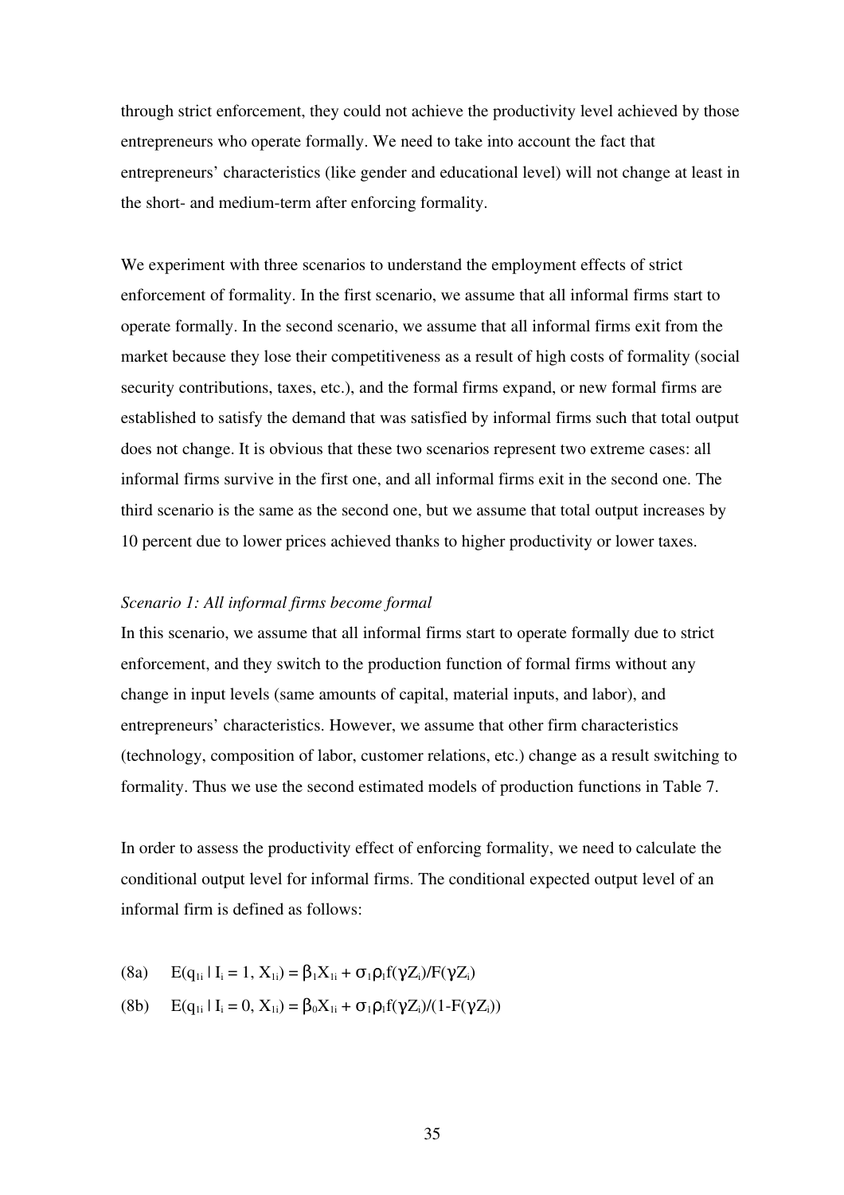through strict enforcement, they could not achieve the productivity level achieved by those entrepreneurs who operate formally. We need to take into account the fact that entrepreneurs' characteristics (like gender and educational level) will not change at least in the short- and medium-term after enforcing formality.

We experiment with three scenarios to understand the employment effects of strict enforcement of formality. In the first scenario, we assume that all informal firms start to operate formally. In the second scenario, we assume that all informal firms exit from the market because they lose their competitiveness as a result of high costs of formality (social security contributions, taxes, etc.), and the formal firms expand, or new formal firms are established to satisfy the demand that was satisfied by informal firms such that total output does not change. It is obvious that these two scenarios represent two extreme cases: all informal firms survive in the first one, and all informal firms exit in the second one. The third scenario is the same as the second one, but we assume that total output increases by 10 percent due to lower prices achieved thanks to higher productivity or lower taxes.

*Scenario 1: All informal firms become formal*

In this scenario, we assume that all informal firms start to operate formally due to strict enforcement, and they switch to the production function of formal firms without any change in input levels (same amounts of capital, material inputs, and labor), and entrepreneurs' characteristics. However, we assume that other firm characteristics (technology, composition of labor, customer relations, etc.) change as a result switching to formality. Thus we use the second estimated models of production functions in Table 7.

In order to assess the productivity effect of enforcing formality, we need to calculate the conditional output level for informal firms. The conditional expected output level of an informal firm is defined as follows:

(8a) $E(q_{1i} \mid I_i = 1, X_{1i}) = \beta_1 X_{1i} + \sigma_1 \rho_i f(\gamma Z_i)/F(\gamma Z_i)$

(8b) $E(q_{1i} \mid I_i = 0, X_{1i}) = \beta_0 X_{1i} + \sigma_1 \rho_i f(\gamma Z_i)/(1-F(\gamma Z_i))$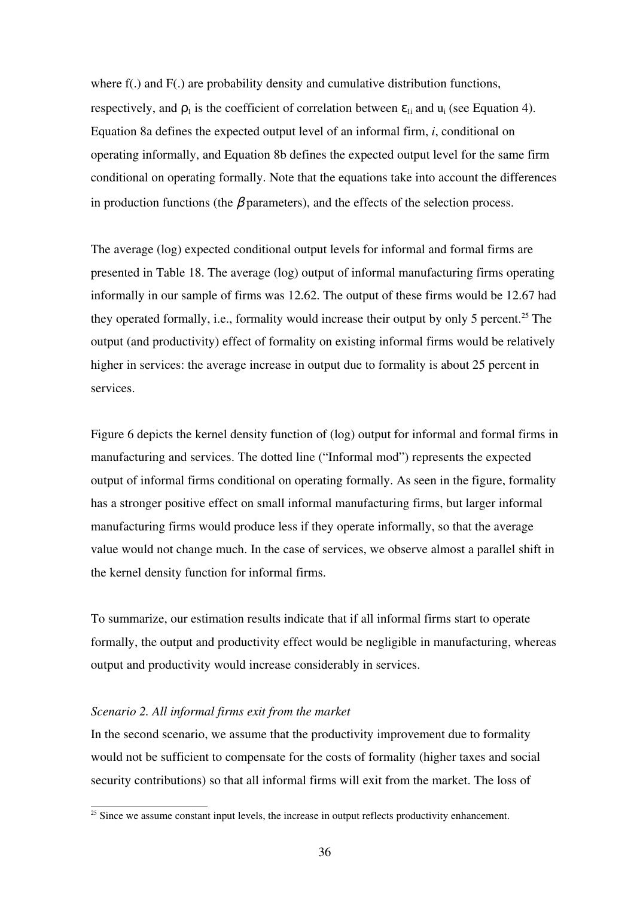where f(.) and F(.) are probability density and cumulative distribution functions, respectively, and $\rho_I$ is the coefficient of correlation between $\varepsilon_{Ii}$ and $u_i$ (see Equation 4). Equation 8a defines the expected output level of an informal firm, *i*, conditional on operating informally, and Equation 8b defines the expected output level for the same firm conditional on operating formally. Note that the equations take into account the differences in production functions (the $\beta$ parameters), and the effects of the selection process.

The average (log) expected conditional output levels for informal and formal firms are presented in Table 18. The average (log) output of informal manufacturing firms operating informally in our sample of firms was 12.62. The output of these firms would be 12.67 had they operated formally, i.e., formality would increase their output by only 5 percent.[25] The output (and productivity) effect of formality on existing informal firms would be relatively higher in services: the average increase in output due to formality is about 25 percent in services.

Figure 6 depicts the kernel density function of (log) output for informal and formal firms in manufacturing and services. The dotted line ("Informal mod") represents the expected output of informal firms conditional on operating formally. As seen in the figure, formality has a stronger positive effect on small informal manufacturing firms, but larger informal manufacturing firms would produce less if they operate informally, so that the average value would not change much. In the case of services, we observe almost a parallel shift in the kernel density function for informal firms.

To summarize, our estimation results indicate that if all informal firms start to operate formally, the output and productivity effect would be negligible in manufacturing, whereas output and productivity would increase considerably in services.

*Scenario 2. All informal firms exit from the market*

In the second scenario, we assume that the productivity improvement due to formality would not be sufficient to compensate for the costs of formality (higher taxes and social security contributions) so that all informal firms will exit from the market. The loss of

[25] Since we assume constant input levels, the increase in output reflects productivity enhancement.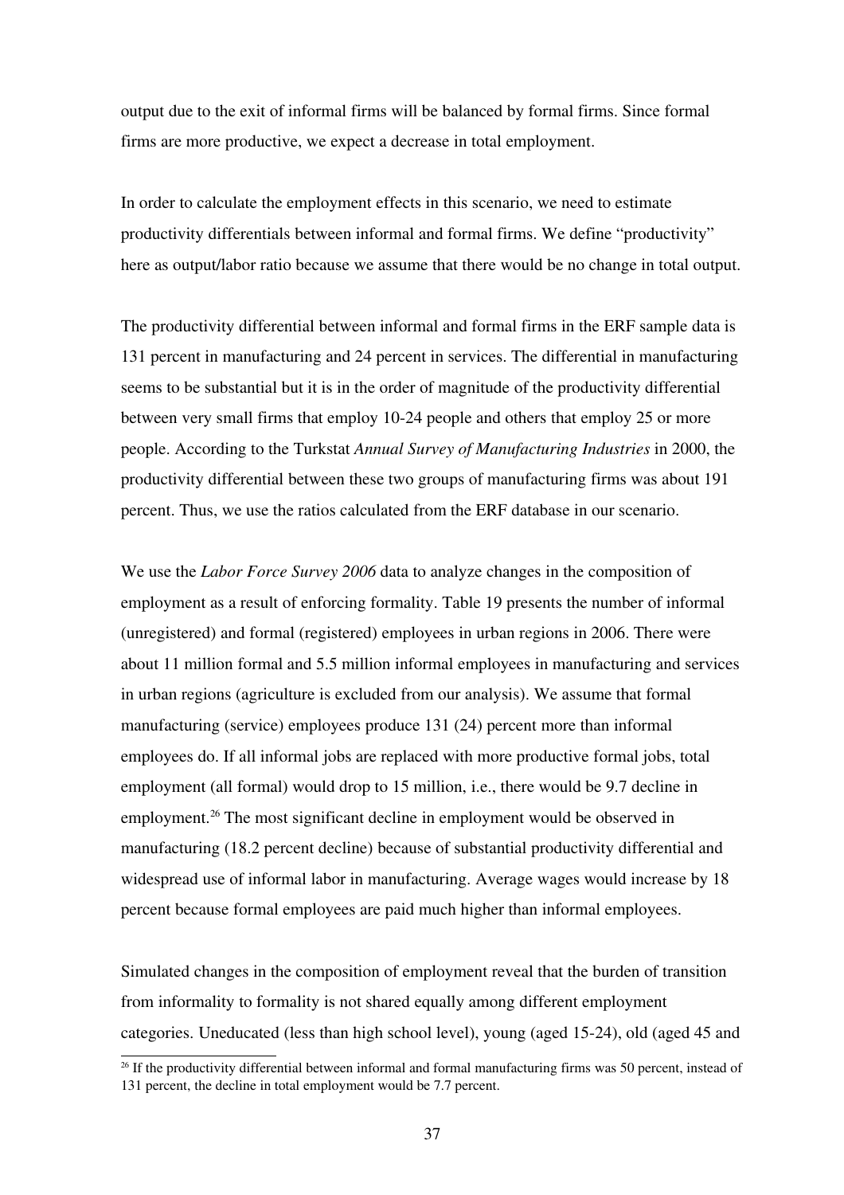output due to the exit of informal firms will be balanced by formal firms. Since formal firms are more productive, we expect a decrease in total employment.

In order to calculate the employment effects in this scenario, we need to estimate productivity differentials between informal and formal firms. We define "productivity" here as output/labor ratio because we assume that there would be no change in total output.

The productivity differential between informal and formal firms in the ERF sample data is 131 percent in manufacturing and 24 percent in services. The differential in manufacturing seems to be substantial but it is in the order of magnitude of the productivity differential between very small firms that employ 10-24 people and others that employ 25 or more people. According to the Turkstat *Annual Survey of Manufacturing Industries* in 2000, the productivity differential between these two groups of manufacturing firms was about 191 percent. Thus, we use the ratios calculated from the ERF database in our scenario.

We use the *Labor Force Survey 2006* data to analyze changes in the composition of employment as a result of enforcing formality. Table 19 presents the number of informal (unregistered) and formal (registered) employees in urban regions in 2006. There were about 11 million formal and 5.5 million informal employees in manufacturing and services in urban regions (agriculture is excluded from our analysis). We assume that formal manufacturing (service) employees produce 131 (24) percent more than informal employees do. If all informal jobs are replaced with more productive formal jobs, total employment (all formal) would drop to 15 million, i.e., there would be 9.7 decline in employment.[26] The most significant decline in employment would be observed in manufacturing (18.2 percent decline) because of substantial productivity differential and widespread use of informal labor in manufacturing. Average wages would increase by 18 percent because formal employees are paid much higher than informal employees.

Simulated changes in the composition of employment reveal that the burden of transition from informality to formality is not shared equally among different employment categories. Uneducated (less than high school level), young (aged 15-24), old (aged 45 and

[26] If the productivity differential between informal and formal manufacturing firms was 50 percent, instead of 131 percent, the decline in total employment would be 7.7 percent.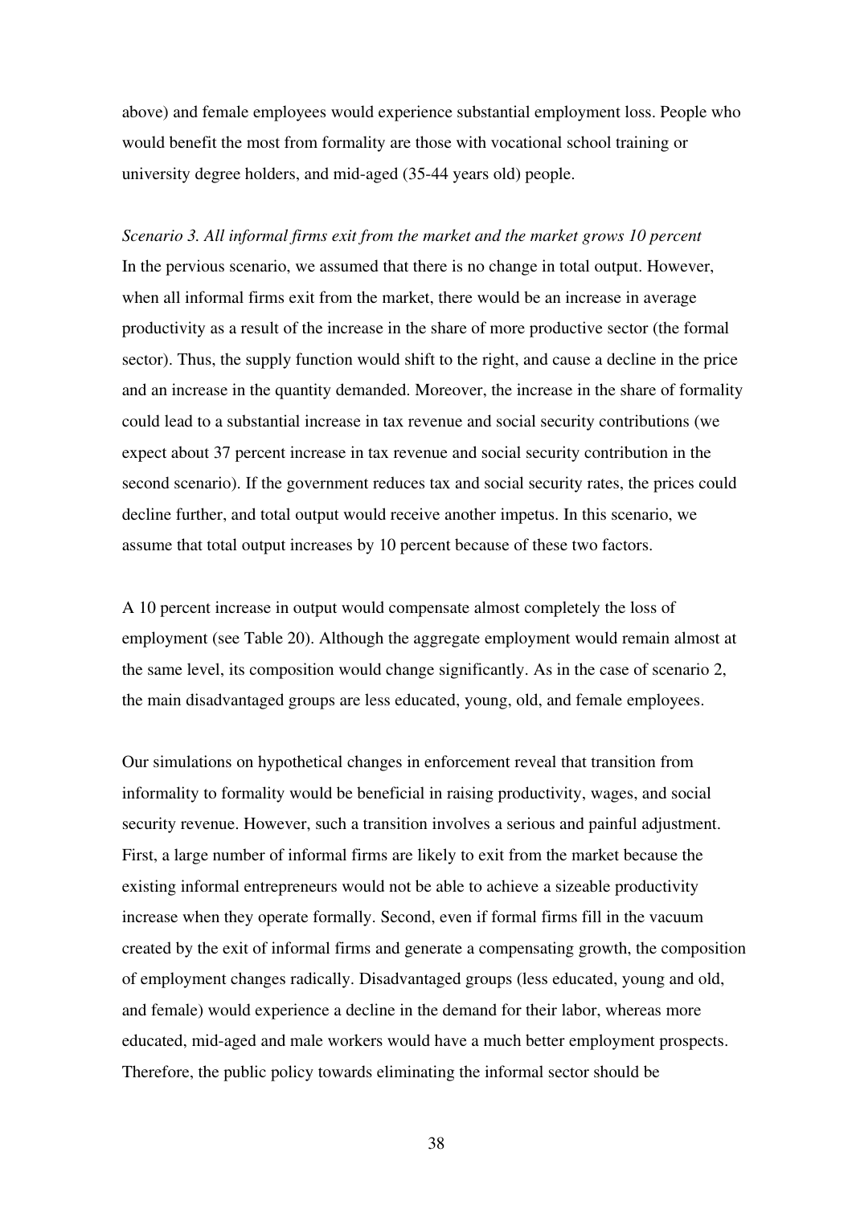above) and female employees would experience substantial employment loss. People who would benefit the most from formality are those with vocational school training or university degree holders, and mid-aged (35-44 years old) people.

*Scenario 3. All informal firms exit from the market and the market grows 10 percent*

In the pervious scenario, we assumed that there is no change in total output. However, when all informal firms exit from the market, there would be an increase in average productivity as a result of the increase in the share of more productive sector (the formal sector). Thus, the supply function would shift to the right, and cause a decline in the price and an increase in the quantity demanded. Moreover, the increase in the share of formality could lead to a substantial increase in tax revenue and social security contributions (we expect about 37 percent increase in tax revenue and social security contribution in the second scenario). If the government reduces tax and social security rates, the prices could decline further, and total output would receive another impetus. In this scenario, we assume that total output increases by 10 percent because of these two factors.

A 10 percent increase in output would compensate almost completely the loss of employment (see Table 20). Although the aggregate employment would remain almost at the same level, its composition would change significantly. As in the case of scenario 2, the main disadvantaged groups are less educated, young, old, and female employees.

Our simulations on hypothetical changes in enforcement reveal that transition from informality to formality would be beneficial in raising productivity, wages, and social security revenue. However, such a transition involves a serious and painful adjustment. First, a large number of informal firms are likely to exit from the market because the existing informal entrepreneurs would not be able to achieve a sizeable productivity increase when they operate formally. Second, even if formal firms fill in the vacuum created by the exit of informal firms and generate a compensating growth, the composition of employment changes radically. Disadvantaged groups (less educated, young and old, and female) would experience a decline in the demand for their labor, whereas more educated, mid-aged and male workers would have a much better employment prospects. Therefore, the public policy towards eliminating the informal sector should be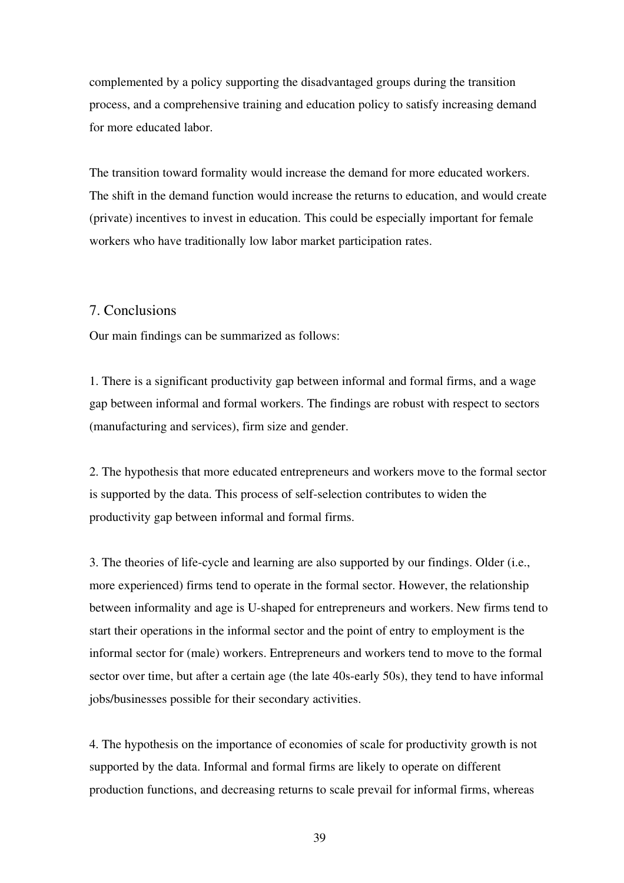complemented by a policy supporting the disadvantaged groups during the transition process, and a comprehensive training and education policy to satisfy increasing demand for more educated labor.

The transition toward formality would increase the demand for more educated workers. The shift in the demand function would increase the returns to education, and would create (private) incentives to invest in education. This could be especially important for female workers who have traditionally low labor market participation rates.

## 7. Conclusions

Our main findings can be summarized as follows:

1. There is a significant productivity gap between informal and formal firms, and a wage gap between informal and formal workers. The findings are robust with respect to sectors (manufacturing and services), firm size and gender.

2. The hypothesis that more educated entrepreneurs and workers move to the formal sector is supported by the data. This process of self-selection contributes to widen the productivity gap between informal and formal firms.

3. The theories of life-cycle and learning are also supported by our findings. Older (i.e., more experienced) firms tend to operate in the formal sector. However, the relationship between informality and age is U-shaped for entrepreneurs and workers. New firms tend to start their operations in the informal sector and the point of entry to employment is the informal sector for (male) workers. Entrepreneurs and workers tend to move to the formal sector over time, but after a certain age (the late 40s-early 50s), they tend to have informal jobs/businesses possible for their secondary activities.

4. The hypothesis on the importance of economies of scale for productivity growth is not supported by the data. Informal and formal firms are likely to operate on different production functions, and decreasing returns to scale prevail for informal firms, whereas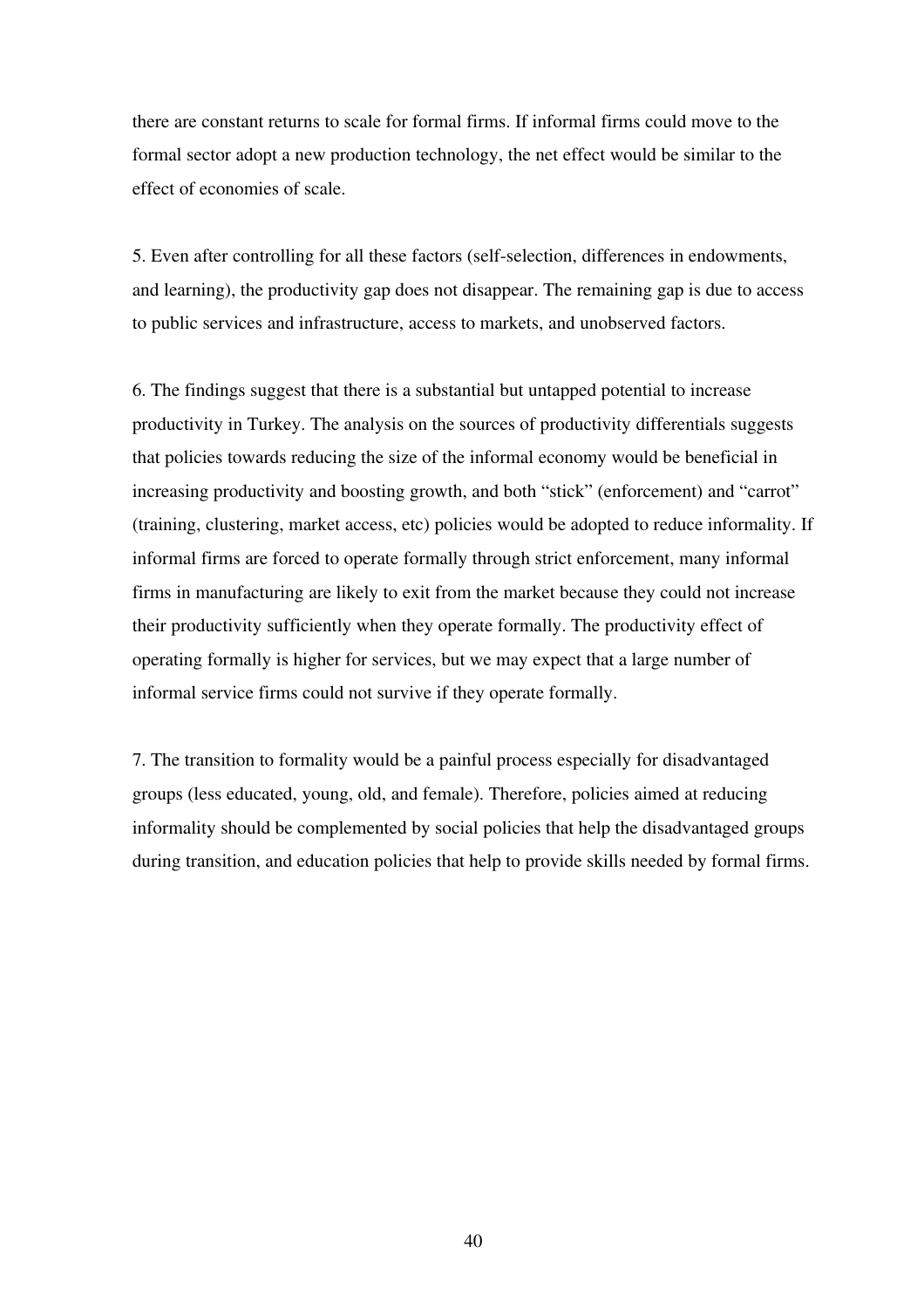there are constant returns to scale for formal firms. If informal firms could move to the formal sector adopt a new production technology, the net effect would be similar to the effect of economies of scale.

5. Even after controlling for all these factors (self-selection, differences in endowments, and learning), the productivity gap does not disappear. The remaining gap is due to access to public services and infrastructure, access to markets, and unobserved factors.

6. The findings suggest that there is a substantial but untapped potential to increase productivity in Turkey. The analysis on the sources of productivity differentials suggests that policies towards reducing the size of the informal economy would be beneficial in increasing productivity and boosting growth, and both "stick" (enforcement) and "carrot" (training, clustering, market access, etc) policies would be adopted to reduce informality. If informal firms are forced to operate formally through strict enforcement, many informal firms in manufacturing are likely to exit from the market because they could not increase their productivity sufficiently when they operate formally. The productivity effect of operating formally is higher for services, but we may expect that a large number of informal service firms could not survive if they operate formally.

7. The transition to formality would be a painful process especially for disadvantaged groups (less educated, young, old, and female). Therefore, policies aimed at reducing informality should be complemented by social policies that help the disadvantaged groups during transition, and education policies that help to provide skills needed by formal firms.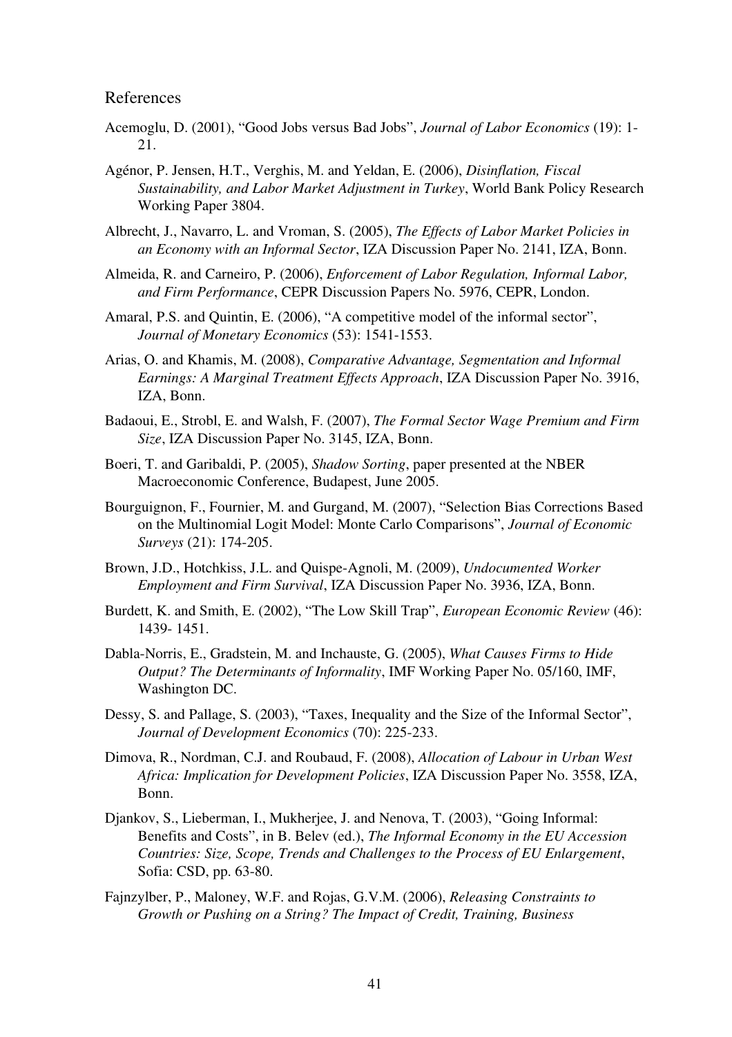## References

Acemoglu, D. (2001), "Good Jobs versus Bad Jobs", *Journal of Labor Economics* (19): 1-21.

Agénor, P. Jensen, H.T., Verghis, M. and Yeldan, E. (2006), *Disinflation, Fiscal Sustainability, and Labor Market Adjustment in Turkey*, World Bank Policy Research Working Paper 3804.

Albrecht, J., Navarro, L. and Vroman, S. (2005), *The Effects of Labor Market Policies in an Economy with an Informal Sector*, IZA Discussion Paper No. 2141, IZA, Bonn.

Almeida, R. and Carneiro, P. (2006), *Enforcement of Labor Regulation, Informal Labor, and Firm Performance*, CEPR Discussion Papers No. 5976, CEPR, London.

Amaral, P.S. and Quintin, E. (2006), "A competitive model of the informal sector", *Journal of Monetary Economics* (53): 1541-1553.

Arias, O. and Khamis, M. (2008), *Comparative Advantage, Segmentation and Informal Earnings: A Marginal Treatment Effects Approach*, IZA Discussion Paper No. 3916, IZA, Bonn.

Badaoui, E., Strobl, E. and Walsh, F. (2007), *The Formal Sector Wage Premium and Firm Size*, IZA Discussion Paper No. 3145, IZA, Bonn.

Boeri, T. and Garibaldi, P. (2005), *Shadow Sorting*, paper presented at the NBER Macroeconomic Conference, Budapest, June 2005.

Bourguignon, F., Fournier, M. and Gurgand, M. (2007), "Selection Bias Corrections Based on the Multinomial Logit Model: Monte Carlo Comparisons", *Journal of Economic Surveys* (21): 174-205.

Brown, J.D., Hotchkiss, J.L. and Quispe-Agnoli, M. (2009), *Undocumented Worker Employment and Firm Survival*, IZA Discussion Paper No. 3936, IZA, Bonn.

Burdett, K. and Smith, E. (2002), "The Low Skill Trap", *European Economic Review* (46): 1439- 1451.

Dabla-Norris, E., Gradstein, M. and Inchauste, G. (2005), *What Causes Firms to Hide Output? The Determinants of Informality*, IMF Working Paper No. 05/160, IMF, Washington DC.

Dessy, S. and Pallage, S. (2003), "Taxes, Inequality and the Size of the Informal Sector", *Journal of Development Economics* (70): 225-233.

Dimova, R., Nordman, C.J. and Roubaud, F. (2008), *Allocation of Labour in Urban West Africa: Implication for Development Policies*, IZA Discussion Paper No. 3558, IZA, Bonn.

Djankov, S., Lieberman, I., Mukherjee, J. and Nenova, T. (2003), "Going Informal: Benefits and Costs", in B. Belev (ed.), *The Informal Economy in the EU Accession Countries: Size, Scope, Trends and Challenges to the Process of EU Enlargement*, Sofia: CSD, pp. 63-80.

Fajnzylber, P., Maloney, W.F. and Rojas, G.V.M. (2006), *Releasing Constraints to Growth or Pushing on a String? The Impact of Credit, Training, Business*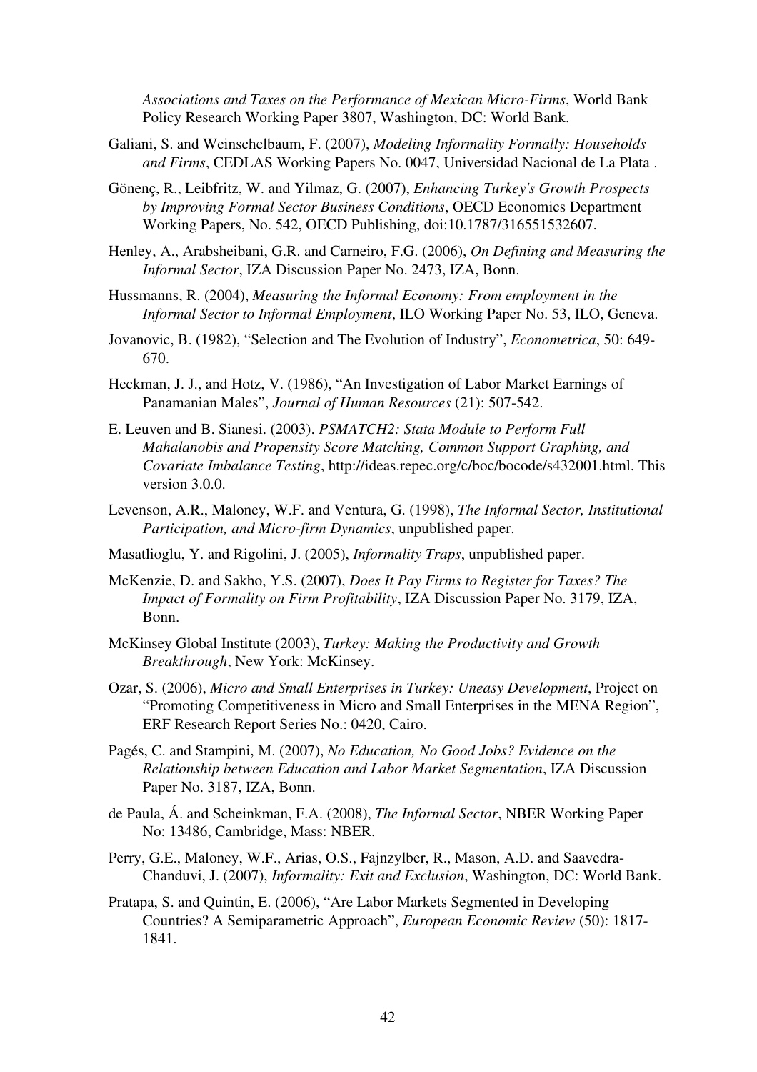*Associations and Taxes on the Performance of Mexican Micro-Firms*, World Bank Policy Research Working Paper 3807, Washington, DC: World Bank.

Galiani, S. and Weinschelbaum, F. (2007), *Modeling Informality Formally: Households and Firms*, CEDLAS Working Papers No. 0047, Universidad Nacional de La Plata .

Gönenç, R., Leibfritz, W. and Yilmaz, G. (2007), *Enhancing Turkey's Growth Prospects by Improving Formal Sector Business Conditions*, OECD Economics Department Working Papers, No. 542, OECD Publishing, doi:10.1787/316551532607.

Henley, A., Arabsheibani, G.R. and Carneiro, F.G. (2006), *On Defining and Measuring the Informal Sector*, IZA Discussion Paper No. 2473, IZA, Bonn.

Hussmanns, R. (2004), *Measuring the Informal Economy: From employment in the Informal Sector to Informal Employment*, ILO Working Paper No. 53, ILO, Geneva.

Jovanovic, B. (1982), "Selection and The Evolution of Industry", *Econometrica*, 50: 649-670.

Heckman, J. J., and Hotz, V. (1986), "An Investigation of Labor Market Earnings of Panamanian Males", *Journal of Human Resources* (21): 507-542.

E. Leuven and B. Sianesi. (2003). *PSMATCH2: Stata Module to Perform Full Mahalanobis and Propensity Score Matching, Common Support Graphing, and Covariate Imbalance Testing*, http://ideas.repec.org/c/boc/bocode/s432001.html. This version 3.0.0.

Levenson, A.R., Maloney, W.F. and Ventura, G. (1998), *The Informal Sector, Institutional Participation, and Micro-firm Dynamics*, unpublished paper.

Masatlioglu, Y. and Rigolini, J. (2005), *Informality Traps*, unpublished paper.

McKenzie, D. and Sakho, Y.S. (2007), *Does It Pay Firms to Register for Taxes? The Impact of Formality on Firm Profitability*, IZA Discussion Paper No. 3179, IZA, Bonn.

McKinsey Global Institute (2003), *Turkey: Making the Productivity and Growth Breakthrough*, New York: McKinsey.

Ozar, S. (2006), *Micro and Small Enterprises in Turkey: Uneasy Development*, Project on "Promoting Competitiveness in Micro and Small Enterprises in the MENA Region", ERF Research Report Series No.: 0420, Cairo.

Pagés, C. and Stampini, M. (2007), *No Education, No Good Jobs? Evidence on the Relationship between Education and Labor Market Segmentation*, IZA Discussion Paper No. 3187, IZA, Bonn.

de Paula, Á. and Scheinkman, F.A. (2008), *The Informal Sector*, NBER Working Paper No: 13486, Cambridge, Mass: NBER.

Perry, G.E., Maloney, W.F., Arias, O.S., Fajnzylber, R., Mason, A.D. and Saavedra-Chanduvi, J. (2007), *Informality: Exit and Exclusion*, Washington, DC: World Bank.

Pratapa, S. and Quintin, E. (2006), "Are Labor Markets Segmented in Developing Countries? A Semiparametric Approach", *European Economic Review* (50): 1817-1841.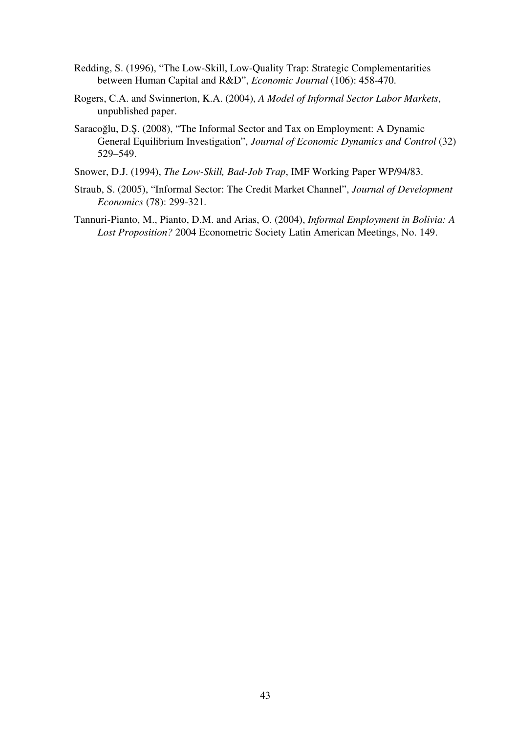Redding, S. (1996), "The Low-Skill, Low-Quality Trap: Strategic Complementarities between Human Capital and R&D", *Economic Journal* (106): 458-470.

Rogers, C.A. and Swinnerton, K.A. (2004), *A Model of Informal Sector Labor Markets*, unpublished paper.

Saracoğlu, D.Ş. (2008), "The Informal Sector and Tax on Employment: A Dynamic General Equilibrium Investigation", *Journal of Economic Dynamics and Control* (32) 529–549.

Snower, D.J. (1994), *The Low-Skill, Bad-Job Trap*, IMF Working Paper WP/94/83.

Straub, S. (2005), "Informal Sector: The Credit Market Channel", *Journal of Development Economics* (78): 299-321.

Tannuri-Pianto, M., Pianto, D.M. and Arias, O. (2004), *Informal Employment in Bolivia: A Lost Proposition?* 2004 Econometric Society Latin American Meetings, No. 149.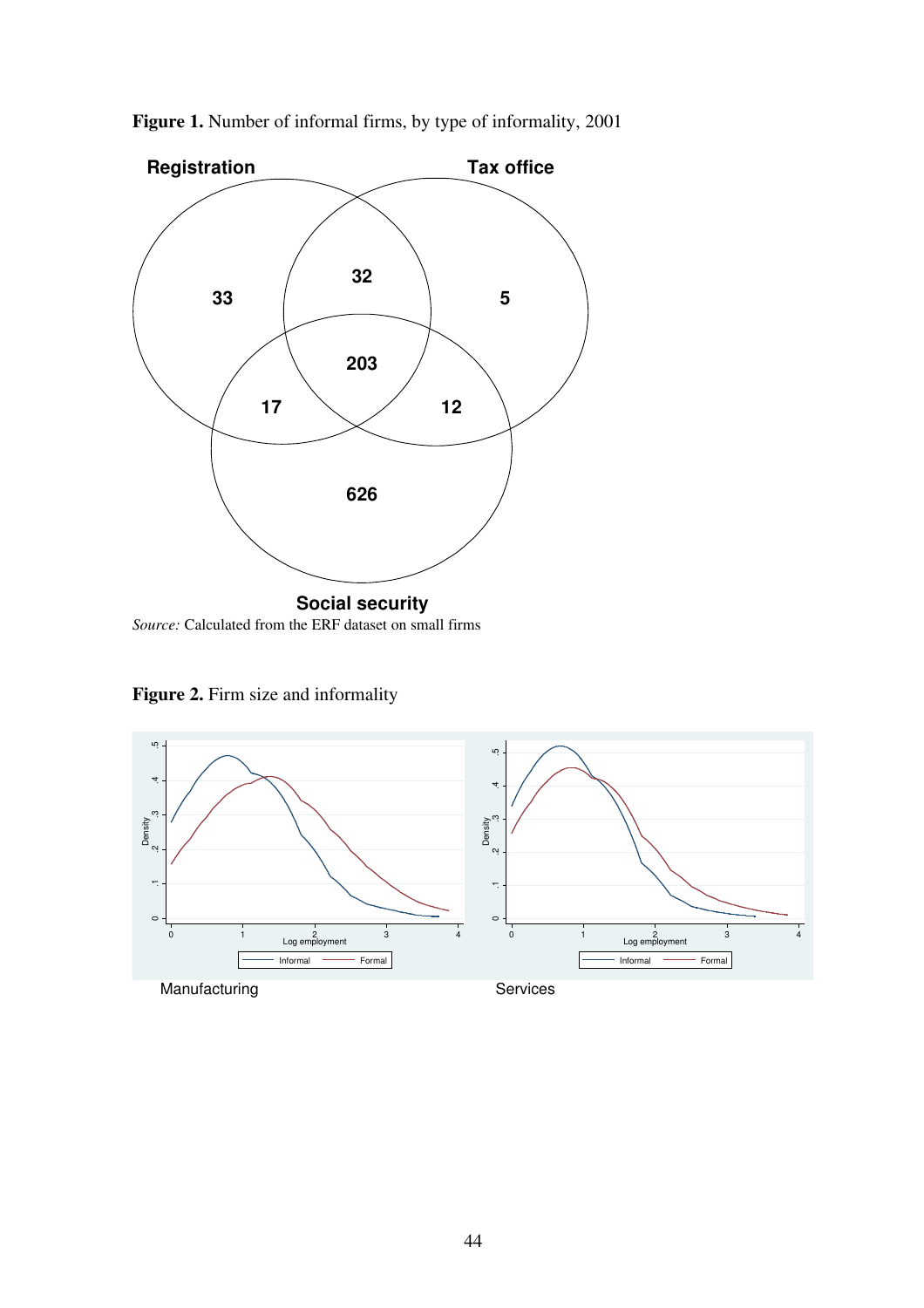**Figure 1.** Number of informal firms, by type of informality, 2001

Registration

Tax office

33

32

5

203

17

12

626

Social security

*Source:* Calculated from the ERF dataset on small firms

**Figure 2.** Firm size and informality

Manufacturing

Services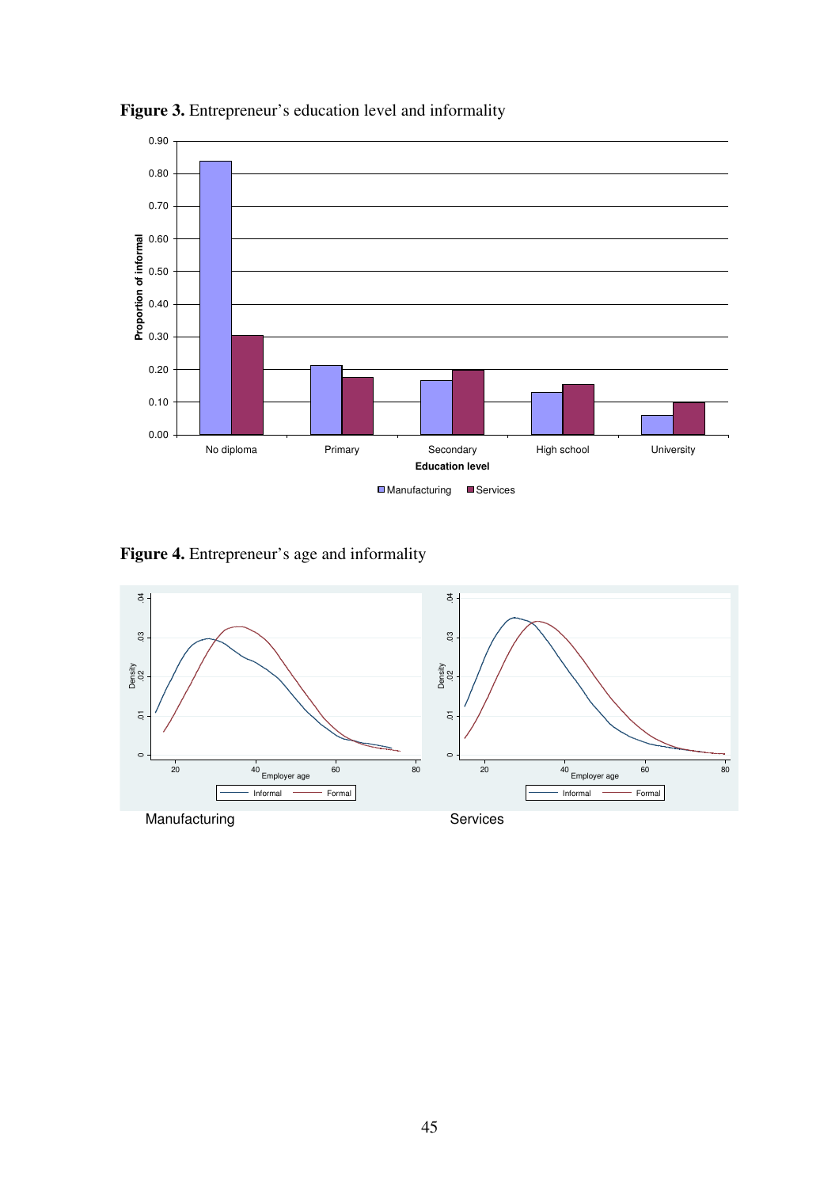**Figure 3.** Entrepreneur's education level and informality

**Figure 4.** Entrepreneur's age and informality

Manufacturing

Services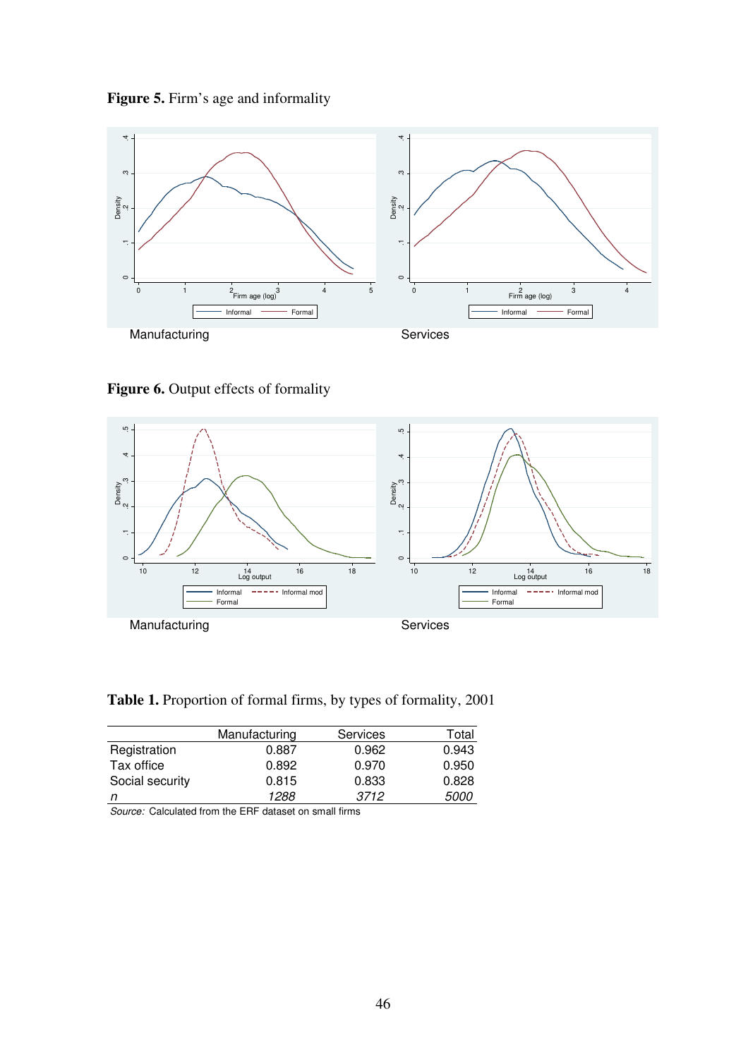**Figure 5.** Firm's age and informality

Manufacturing

Services

**Figure 6.** Output effects of formality

Manufacturing

Services

**Table 1.** Proportion of formal firms, by types of formality, 2001

| | Manufacturing | Services | Total |
|---|---|---|---|
| Registration | 0.887 | 0.962 | 0.943 |
| Tax office | 0.892 | 0.970 | 0.950 |
| Social security | 0.815 | 0.833 | 0.828 |
| *n* | *1288* | *3712* | *5000* |

*Source:* Calculated from the ERF dataset on small firms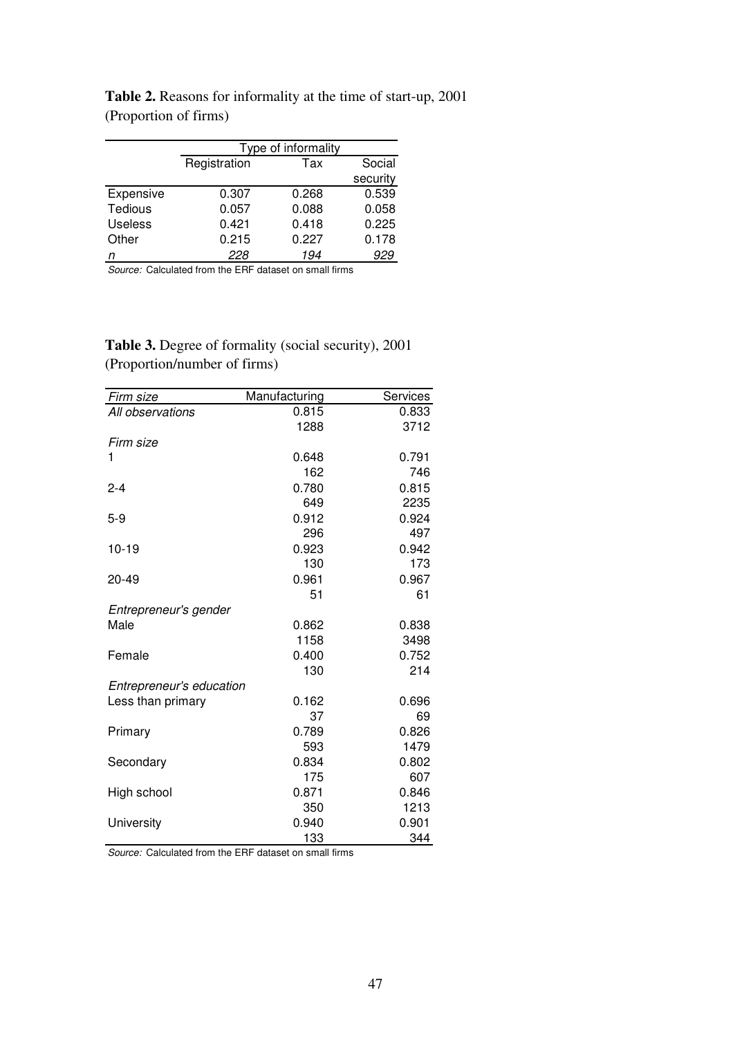**Table 2.** Reasons for informality at the time of start-up, 2001
(Proportion of firms)

| | Type of informality | | |
|---|---|---|---|
| | Registration | Tax | Social security |
| Expensive | 0.307 | 0.268 | 0.539 |
| Tedious | 0.057 | 0.088 | 0.058 |
| Useless | 0.421 | 0.418 | 0.225 |
| Other | 0.215 | 0.227 | 0.178 |
| *n* | *228* | *194* | *929* |

*Source:* Calculated from the ERF dataset on small firms

**Table 3.** Degree of formality (social security), 2001
(Proportion/number of firms)

| *Firm size* | Manufacturing | Services |
|---|---|---|
| *All observations* | 0.815 | 0.833 |
| | 1288 | 3712 |
| *Firm size* | | |
| 1 | 0.648 | 0.791 |
| | 162 | 746 |
| 2-4 | 0.780 | 0.815 |
| | 649 | 2235 |
| 5-9 | 0.912 | 0.924 |
| | 296 | 497 |
| 10-19 | 0.923 | 0.942 |
| | 130 | 173 |
| 20-49 | 0.961 | 0.967 |
| | 51 | 61 |
| *Entrepreneur's gender* | | |
| Male | 0.862 | 0.838 |
| | 1158 | 3498 |
| Female | 0.400 | 0.752 |
| | 130 | 214 |
| *Entrepreneur's education* | | |
| Less than primary | 0.162 | 0.696 |
| | 37 | 69 |
| Primary | 0.789 | 0.826 |
| | 593 | 1479 |
| Secondary | 0.834 | 0.802 |
| | 175 | 607 |
| High school | 0.871 | 0.846 |
| | 350 | 1213 |
| University | 0.940 | 0.901 |
| | 133 | 344 |

*Source:* Calculated from the ERF dataset on small firms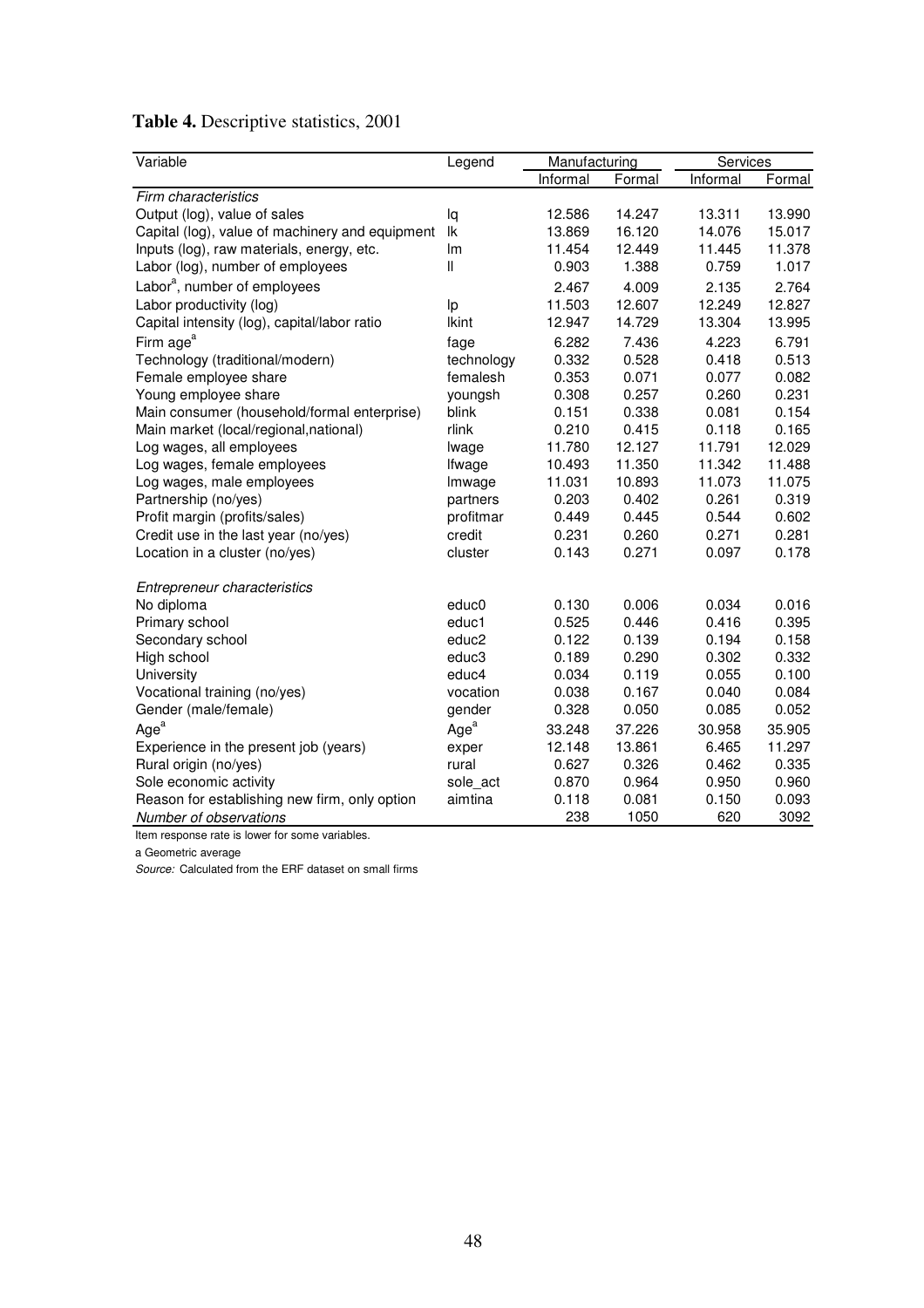**Table 4.** Descriptive statistics, 2001

| Variable | Legend | Manufacturing | | Services | |
|---|---|---|---|---|---|
| | | Informal | Formal | Informal | Formal |
| *Firm characteristics* | | | | | |
| Output (log), value of sales | lq | 12.586 | 14.247 | 13.311 | 13.990 |
| Capital (log), value of machinery and equipment | lk | 13.869 | 16.120 | 14.076 | 15.017 |
| Inputs (log), raw materials, energy, etc. | lm | 11.454 | 12.449 | 11.445 | 11.378 |
| Labor (log), number of employees | ll | 0.903 | 1.388 | 0.759 | 1.017 |
| Labor[a], number of employees | | 2.467 | 4.009 | 2.135 | 2.764 |
| Labor productivity (log) | lp | 11.503 | 12.607 | 12.249 | 12.827 |
| Capital intensity (log), capital/labor ratio | lkint | 12.947 | 14.729 | 13.304 | 13.995 |
| Firm age[a] | fage | 6.282 | 7.436 | 4.223 | 6.791 |
| Technology (traditional/modern) | technology | 0.332 | 0.528 | 0.418 | 0.513 |
| Female employee share | femalesh | 0.353 | 0.071 | 0.077 | 0.082 |
| Young employee share | youngsh | 0.308 | 0.257 | 0.260 | 0.231 |
| Main consumer (household/formal enterprise) | blink | 0.151 | 0.338 | 0.081 | 0.154 |
| Main market (local/regional,national) | rlink | 0.210 | 0.415 | 0.118 | 0.165 |
| Log wages, all employees | lwage | 11.780 | 12.127 | 11.791 | 12.029 |
| Log wages, female employees | lfwage | 10.493 | 11.350 | 11.342 | 11.488 |
| Log wages, male employees | lmwage | 11.031 | 10.893 | 11.073 | 11.075 |
| Partnership (no/yes) | partners | 0.203 | 0.402 | 0.261 | 0.319 |
| Profit margin (profits/sales) | profitmar | 0.449 | 0.445 | 0.544 | 0.602 |
| Credit use in the last year (no/yes) | credit | 0.231 | 0.260 | 0.271 | 0.281 |
| Location in a cluster (no/yes) | cluster | 0.143 | 0.271 | 0.097 | 0.178 |
| *Entrepreneur characteristics* | | | | | |
| No diploma | educ0 | 0.130 | 0.006 | 0.034 | 0.016 |
| Primary school | educ1 | 0.525 | 0.446 | 0.416 | 0.395 |
| Secondary school | educ2 | 0.122 | 0.139 | 0.194 | 0.158 |
| High school | educ3 | 0.189 | 0.290 | 0.302 | 0.332 |
| University | educ4 | 0.034 | 0.119 | 0.055 | 0.100 |
| Vocational training (no/yes) | vocation | 0.038 | 0.167 | 0.040 | 0.084 |
| Gender (male/female) | gender | 0.328 | 0.050 | 0.085 | 0.052 |
| Age[a] | Age[a] | 33.248 | 37.226 | 30.958 | 35.905 |
| Experience in the present job (years) | exper | 12.148 | 13.861 | 6.465 | 11.297 |
| Rural origin (no/yes) | rural | 0.627 | 0.326 | 0.462 | 0.335 |
| Sole economic activity | sole_act | 0.870 | 0.964 | 0.950 | 0.960 |
| Reason for establishing new firm, only option | aimtina | 0.118 | 0.081 | 0.150 | 0.093 |
| *Number of observations* | | 238 | 1050 | 620 | 3092 |

Item response rate is lower for some variables.

a Geometric average

*Source:* Calculated from the ERF dataset on small firms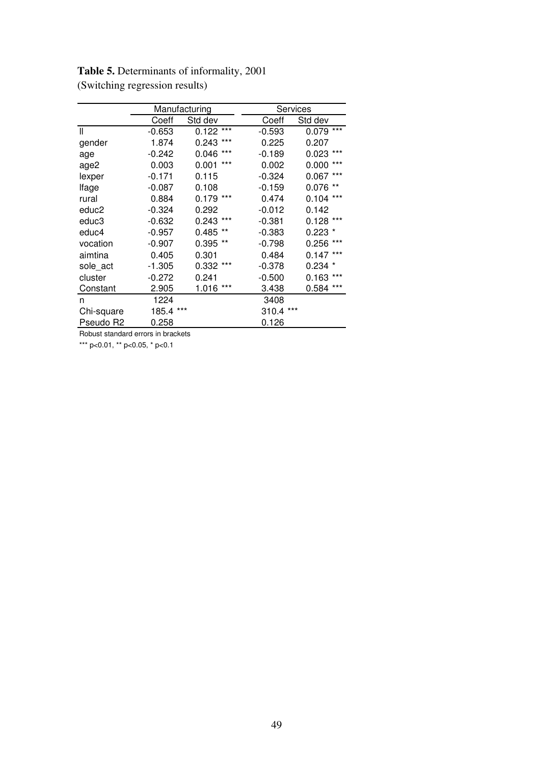**Table 5.** Determinants of informality, 2001
(Switching regression results)

| | Manufacturing | | Services | |
|---|---|---|---|---|
| | Coeff | Std dev | Coeff | Std dev |
| ll | -0.653 | 0.122 *** | -0.593 | 0.079 *** |
| gender | 1.874 | 0.243 *** | 0.225 | 0.207 |
| age | -0.242 | 0.046 *** | -0.189 | 0.023 *** |
| age2 | 0.003 | 0.001 *** | 0.002 | 0.000 *** |
| lexper | -0.171 | 0.115 | -0.324 | 0.067 *** |
| lfage | -0.087 | 0.108 | -0.159 | 0.076 ** |
| rural | 0.884 | 0.179 *** | 0.474 | 0.104 *** |
| educ2 | -0.324 | 0.292 | -0.012 | 0.142 |
| educ3 | -0.632 | 0.243 *** | -0.381 | 0.128 *** |
| educ4 | -0.957 | 0.485 ** | -0.383 | 0.223 * |
| vocation | -0.907 | 0.395 ** | -0.798 | 0.256 *** |
| aimtina | 0.405 | 0.301 | 0.484 | 0.147 *** |
| sole_act | -1.305 | 0.332 *** | -0.378 | 0.234 * |
| cluster | -0.272 | 0.241 | -0.500 | 0.163 *** |
| Constant | 2.905 | 1.016 *** | 3.438 | 0.584 *** |
| n | 1224 | | 3408 | |
| Chi-square | 185.4 *** | | 310.4 *** | |
| Pseudo R2 | 0.258 | | 0.126 | |

Robust standard errors in brackets

*** p<0.01, ** p<0.05, * p<0.1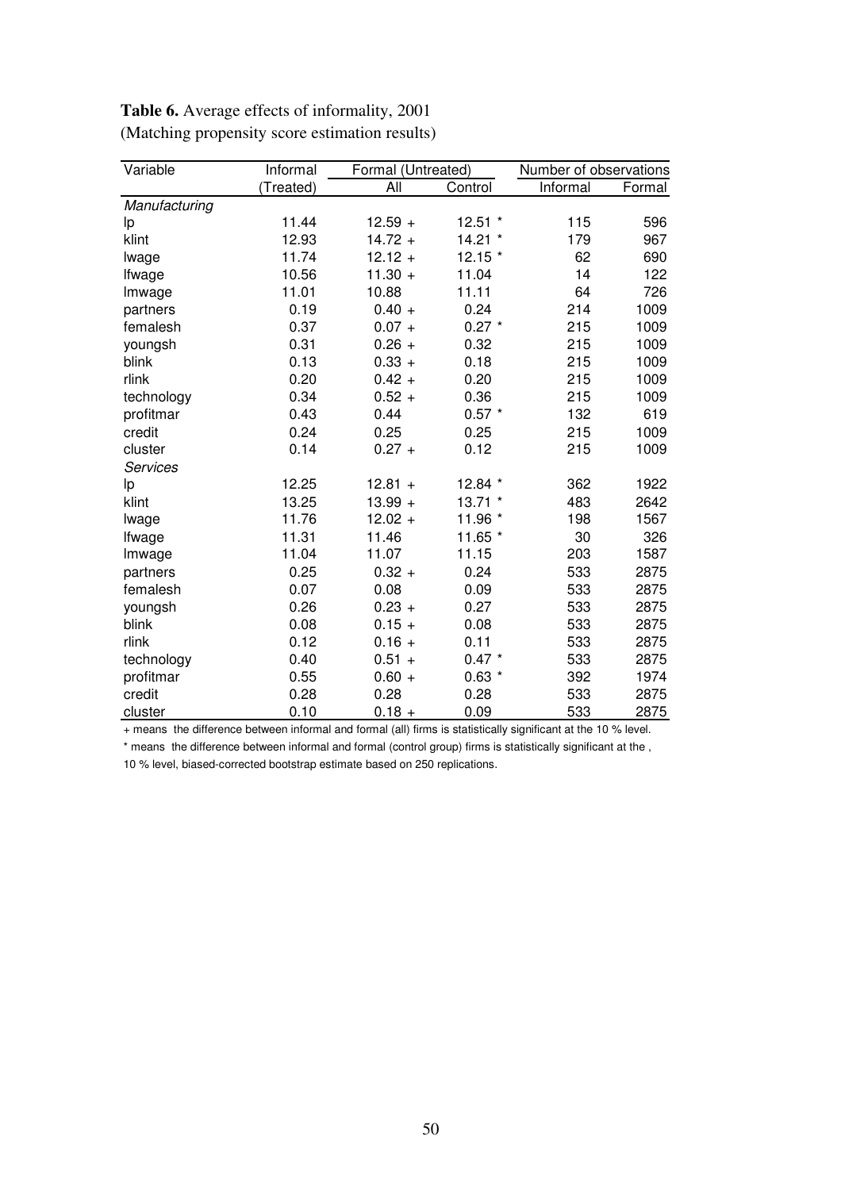**Table 6.** Average effects of informality, 2001
(Matching propensity score estimation results)

| Variable | Informal | Formal (Untreated) | | Number of observations | |
|---|---|---|---|---|---|
| | (Treated) | All | Control | Informal | Formal |
| *Manufacturing* | | | | | |
| lp | 11.44 | 12.59 + | 12.51 * | 115 | 596 |
| klint | 12.93 | 14.72 + | 14.21 * | 179 | 967 |
| lwage | 11.74 | 12.12 + | 12.15 * | 62 | 690 |
| lfwage | 10.56 | 11.30 + | 11.04 | 14 | 122 |
| lmwage | 11.01 | 10.88 | 11.11 | 64 | 726 |
| partners | 0.19 | 0.40 + | 0.24 | 214 | 1009 |
| femalesh | 0.37 | 0.07 + | 0.27 * | 215 | 1009 |
| youngsh | 0.31 | 0.26 + | 0.32 | 215 | 1009 |
| blink | 0.13 | 0.33 + | 0.18 | 215 | 1009 |
| rlink | 0.20 | 0.42 + | 0.20 | 215 | 1009 |
| technology | 0.34 | 0.52 + | 0.36 | 215 | 1009 |
| profitmar | 0.43 | 0.44 | 0.57 * | 132 | 619 |
| credit | 0.24 | 0.25 | 0.25 | 215 | 1009 |
| cluster | 0.14 | 0.27 + | 0.12 | 215 | 1009 |
| *Services* | | | | | |
| lp | 12.25 | 12.81 + | 12.84 * | 362 | 1922 |
| klint | 13.25 | 13.99 + | 13.71 * | 483 | 2642 |
| lwage | 11.76 | 12.02 + | 11.96 * | 198 | 1567 |
| lfwage | 11.31 | 11.46 | 11.65 * | 30 | 326 |
| lmwage | 11.04 | 11.07 | 11.15 | 203 | 1587 |
| partners | 0.25 | 0.32 + | 0.24 | 533 | 2875 |
| femalesh | 0.07 | 0.08 | 0.09 | 533 | 2875 |
| youngsh | 0.26 | 0.23 + | 0.27 | 533 | 2875 |
| blink | 0.08 | 0.15 + | 0.08 | 533 | 2875 |
| rlink | 0.12 | 0.16 + | 0.11 | 533 | 2875 |
| technology | 0.40 | 0.51 + | 0.47 * | 533 | 2875 |
| profitmar | 0.55 | 0.60 + | 0.63 * | 392 | 1974 |
| credit | 0.28 | 0.28 | 0.28 | 533 | 2875 |
| cluster | 0.10 | 0.18 + | 0.09 | 533 | 2875 |

+ means the difference between informal and formal (all) firms is statistically significant at the 10 % level.

* means the difference between informal and formal (control group) firms is statistically significant at the ,
10 % level, biased-corrected bootstrap estimate based on 250 replications.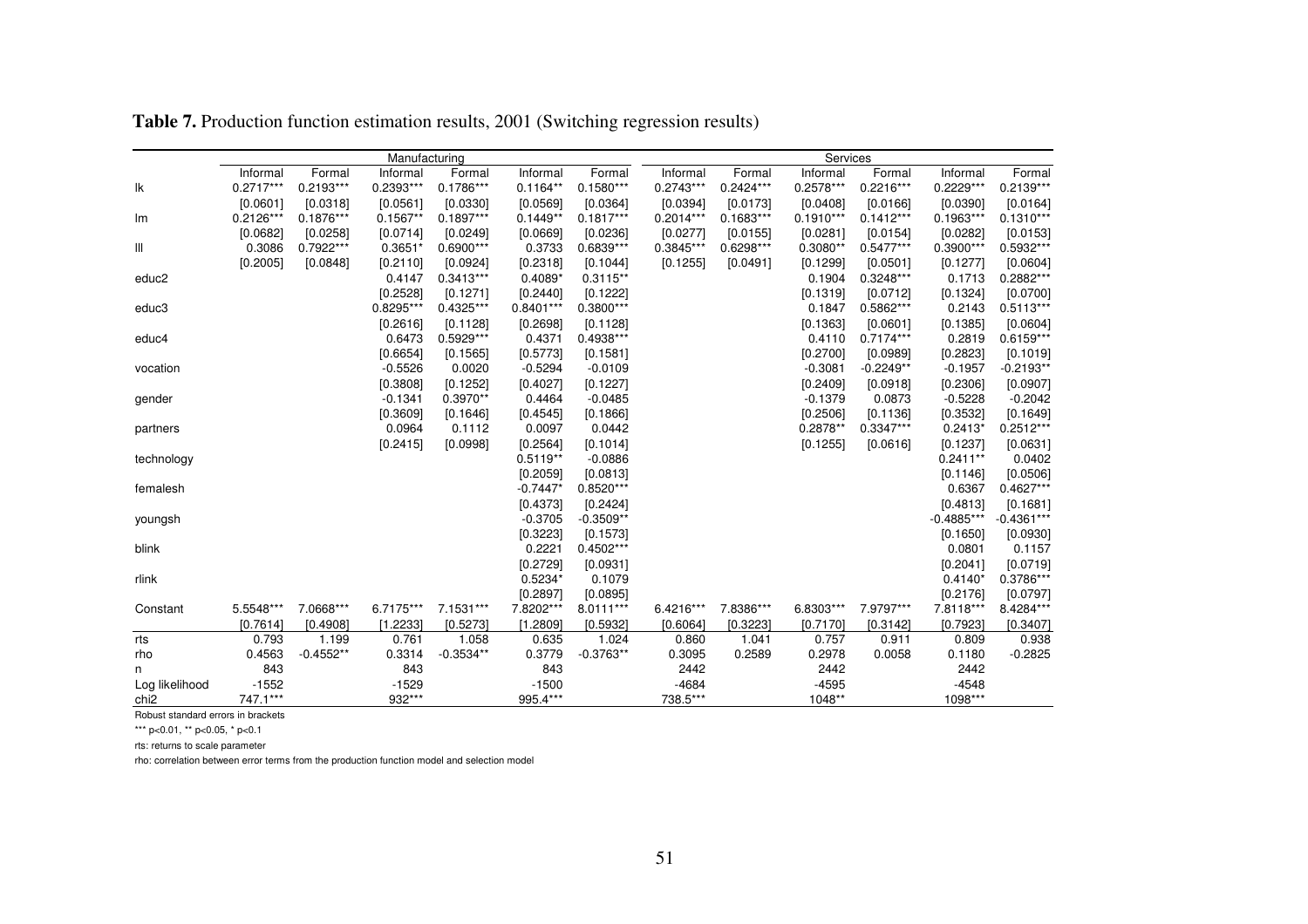**Table 7.** Production function estimation results, 2001 (Switching regression results)

| | Manufacturing | | | | | | Services | | | | | |
|---|---|---|---|---|---|---|---|---|---|---|---|---|
| | Informal | Formal | Informal | Formal | Informal | Formal | Informal | Formal | Informal | Formal | Informal | Formal |
| lk | 0.2717*** | 0.2193*** | 0.2393*** | 0.1786*** | 0.1164** | 0.1580*** | 0.2743*** | 0.2424*** | 0.2578*** | 0.2216*** | 0.2229*** | 0.2139*** |
| | [0.0601] | [0.0318] | [0.0561] | [0.0330] | [0.0569] | [0.0364] | [0.0394] | [0.0173] | [0.0408] | [0.0166] | [0.0390] | [0.0164] |
| lm | 0.2126*** | 0.1876*** | 0.1567** | 0.1897*** | 0.1449** | 0.1817*** | 0.2014*** | 0.1683*** | 0.1910*** | 0.1412*** | 0.1963*** | 0.1310*** |
| | [0.0682] | [0.0258] | [0.0714] | [0.0249] | [0.0669] | [0.0236] | [0.0277] | [0.0155] | [0.0281] | [0.0154] | [0.0282] | [0.0153] |
| ll | 0.3086 | 0.7922*** | 0.3651* | 0.6900*** | 0.3733 | 0.6839*** | 0.3845*** | 0.6298*** | 0.3080** | 0.5477*** | 0.3900*** | 0.5932*** |
| | [0.2005] | [0.0848] | [0.2110] | [0.0924] | [0.2318] | [0.1044] | [0.1255] | [0.0491] | [0.1299] | [0.0501] | [0.1277] | [0.0604] |
| educ2 | | | 0.4147 | 0.3413*** | 0.4089* | 0.3115** | | | 0.1904 | 0.3248*** | 0.1713 | 0.2882*** |
| | | | [0.2528] | [0.1271] | [0.2440] | [0.1222] | | | [0.1319] | [0.0712] | [0.1324] | [0.0700] |
| educ3 | | | 0.8295*** | 0.4325*** | 0.8401*** | 0.3800*** | | | 0.1847 | 0.5862*** | 0.2143 | 0.5113*** |
| | | | [0.2616] | [0.1128] | [0.2698] | [0.1128] | | | [0.1363] | [0.0601] | [0.1385] | [0.0604] |
| educ4 | | | 0.6473 | 0.5929*** | 0.4371 | 0.4938*** | | | 0.4110 | 0.7174*** | 0.2819 | 0.6159*** |
| | | | [0.6654] | [0.1565] | [0.5773] | [0.1581] | | | [0.2700] | [0.0989] | [0.2823] | [0.1019] |
| vocation | | | -0.5526 | 0.0020 | -0.5294 | -0.0109 | | | -0.3081 | -0.2249** | -0.1957 | -0.2193** |
| | | | [0.3808] | [0.1252] | [0.4027] | [0.1227] | | | [0.2409] | [0.0918] | [0.2306] | [0.0907] |
| gender | | | -0.1341 | 0.3970** | 0.4464 | -0.0485 | | | -0.1379 | 0.0873 | -0.5228 | -0.2042 |
| | | | [0.3609] | [0.1646] | [0.4545] | [0.1866] | | | [0.2506] | [0.1136] | [0.3532] | [0.1649] |
| partners | | | 0.0964 | 0.1112 | 0.0097 | 0.0442 | | | 0.2878** | 0.3347*** | 0.2413* | 0.2512*** |
| | | | [0.2415] | [0.0998] | [0.2564] | [0.1014] | | | [0.1255] | [0.0616] | [0.1237] | [0.0631] |
| technology | | | | | 0.5119** | -0.0886 | | | | | 0.2411** | 0.0402 |
| | | | | | [0.2059] | [0.0813] | | | | | [0.1146] | [0.0506] |
| femalesh | | | | | -0.7447* | 0.8520*** | | | | | 0.6367 | 0.4627*** |
| | | | | | [0.4373] | [0.2424] | | | | | [0.4813] | [0.1681] |
| youngsh | | | | | -0.3705 | -0.3509** | | | | | -0.4885*** | -0.4361*** |
| | | | | | [0.3223] | [0.1573] | | | | | [0.1650] | [0.0930] |
| blink | | | | | 0.2221 | 0.4502*** | | | | | 0.0801 | 0.1157 |
| | | | | | [0.2729] | [0.0931] | | | | | [0.2041] | [0.0719] |
| rlink | | | | | 0.5234* | 0.1079 | | | | | 0.4140* | 0.3786*** |
| | | | | | [0.2897] | [0.0895] | | | | | [0.2176] | [0.0797] |
| Constant | 5.5548*** | 7.0668*** | 6.7175*** | 7.1531*** | 7.8202*** | 8.0111*** | 6.4216*** | 7.8386*** | 6.8303*** | 7.9797*** | 7.8118*** | 8.4284*** |
| | [0.7614] | [0.4908] | [1.2233] | [0.5273] | [1.2809] | [0.5932] | [0.6064] | [0.3223] | [0.7170] | [0.3142] | [0.7923] | [0.3407] |
| rts | 0.793 | 1.199 | 0.761 | 1.058 | 0.635 | 1.024 | 0.860 | 1.041 | 0.757 | 0.911 | 0.809 | 0.938 |
| rho | 0.4563 | -0.4552** | 0.3314 | -0.3534** | 0.3779 | -0.3763** | 0.3095 | 0.2589 | 0.2978 | 0.0058 | 0.1180 | -0.2825 |
| n | 843 | | 843 | | 843 | | 2442 | | 2442 | | 2442 | |
| Log likelihood | -1552 | | -1529 | | -1500 | | -4684 | | -4595 | | -4548 | |
| chi2 | 747.1*** | | 932*** | | 995.4*** | | 738.5*** | | 1048** | | 1098*** | |

Robust standard errors in brackets

*** p<0.01, ** p<0.05, * p<0.1

rts: returns to scale parameter

rho: correlation between error terms from the production function model and selection model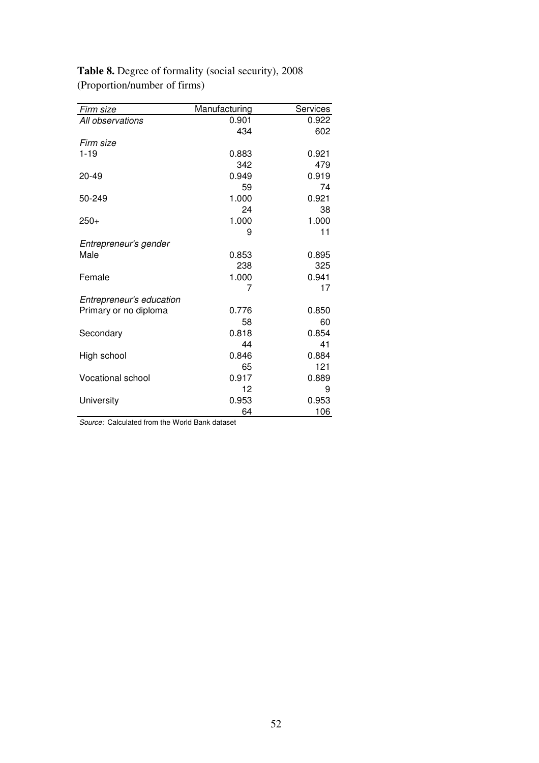**Table 8.** Degree of formality (social security), 2008
(Proportion/number of firms)

| *Firm size* | Manufacturing | Services |
|---|---|---|
| *All observations* | 0.901 | 0.922 |
| | 434 | 602 |
| *Firm size* | | |
| 1-19 | 0.883 | 0.921 |
| | 342 | 479 |
| 20-49 | 0.949 | 0.919 |
| | 59 | 74 |
| 50-249 | 1.000 | 0.921 |
| | 24 | 38 |
| 250+ | 1.000 | 1.000 |
| | 9 | 11 |
| *Entrepreneur's gender* | | |
| Male | 0.853 | 0.895 |
| | 238 | 325 |
| Female | 1.000 | 0.941 |
| | 7 | 17 |
| *Entrepreneur's education* | | |
| Primary or no diploma | 0.776 | 0.850 |
| | 58 | 60 |
| Secondary | 0.818 | 0.854 |
| | 44 | 41 |
| High school | 0.846 | 0.884 |
| | 65 | 121 |
| Vocational school | 0.917 | 0.889 |
| | 12 | 9 |
| University | 0.953 | 0.953 |
| | 64 | 106 |

*Source:* Calculated from the World Bank dataset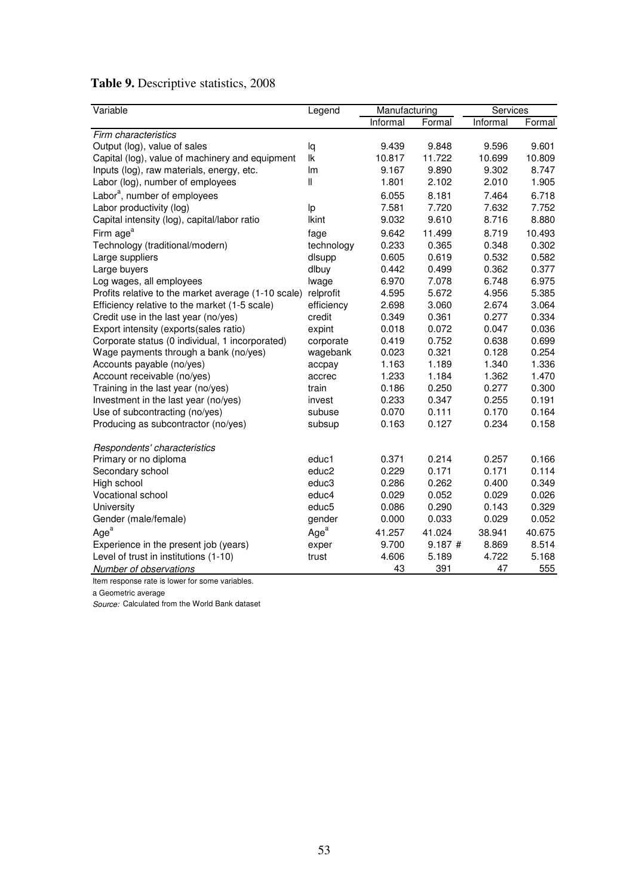**Table 9.** Descriptive statistics, 2008

| Variable | Legend | Manufacturing | | Services | |
|---|---|---|---|---|---|
| | | Informal | Formal | Informal | Formal |
| *Firm characteristics* | | | | | |
| Output (log), value of sales | lq | 9.439 | 9.848 | 9.596 | 9.601 |
| Capital (log), value of machinery and equipment | lk | 10.817 | 11.722 | 10.699 | 10.809 |
| Inputs (log), raw materials, energy, etc. | lm | 9.167 | 9.890 | 9.302 | 8.747 |
| Labor (log), number of employees | ll | 1.801 | 2.102 | 2.010 | 1.905 |
| Labor[a], number of employees | | 6.055 | 8.181 | 7.464 | 6.718 |
| Labor productivity (log) | lp | 7.581 | 7.720 | 7.632 | 7.752 |
| Capital intensity (log), capital/labor ratio | lkint | 9.032 | 9.610 | 8.716 | 8.880 |
| Firm age[a] | fage | 9.642 | 11.499 | 8.719 | 10.493 |
| Technology (traditional/modern) | technology | 0.233 | 0.365 | 0.348 | 0.302 |
| Large suppliers | dlsupp | 0.605 | 0.619 | 0.532 | 0.582 |
| Large buyers | dlbuy | 0.442 | 0.499 | 0.362 | 0.377 |
| Log wages, all employees | lwage | 6.970 | 7.078 | 6.748 | 6.975 |
| Profits relative to the market average (1-10 scale) | relprofit | 4.595 | 5.672 | 4.956 | 5.385 |
| Efficiency relative to the market (1-5 scale) | efficiency | 2.698 | 3.060 | 2.674 | 3.064 |
| Credit use in the last year (no/yes) | credit | 0.349 | 0.361 | 0.277 | 0.334 |
| Export intensity (exports(sales ratio) | expint | 0.018 | 0.072 | 0.047 | 0.036 |
| Corporate status (0 individual, 1 incorporated) | corporate | 0.419 | 0.752 | 0.638 | 0.699 |
| Wage payments through a bank (no/yes) | wagebank | 0.023 | 0.321 | 0.128 | 0.254 |
| Accounts payable (no/yes) | accpay | 1.163 | 1.189 | 1.340 | 1.336 |
| Account receivable (no/yes) | accrec | 1.233 | 1.184 | 1.362 | 1.470 |
| Training in the last year (no/yes) | train | 0.186 | 0.250 | 0.277 | 0.300 |
| Investment in the last year (no/yes) | invest | 0.233 | 0.347 | 0.255 | 0.191 |
| Use of subcontracting (no/yes) | subuse | 0.070 | 0.111 | 0.170 | 0.164 |
| Producing as subcontractor (no/yes) | subsup | 0.163 | 0.127 | 0.234 | 0.158 |
| *Respondents' characteristics* | | | | | |
| Primary or no diploma | educ1 | 0.371 | 0.214 | 0.257 | 0.166 |
| Secondary school | educ2 | 0.229 | 0.171 | 0.171 | 0.114 |
| High school | educ3 | 0.286 | 0.262 | 0.400 | 0.349 |
| Vocational school | educ4 | 0.029 | 0.052 | 0.029 | 0.026 |
| University | educ5 | 0.086 | 0.290 | 0.143 | 0.329 |
| Gender (male/female) | gender | 0.000 | 0.033 | 0.029 | 0.052 |
| Age[a] | Age[a] | 41.257 | 41.024 | 38.941 | 40.675 |
| Experience in the present job (years) | exper | 9.700 | 9.187 # | 8.869 | 8.514 |
| Level of trust in institutions (1-10) | trust | 4.606 | 5.189 | 4.722 | 5.168 |
| *Number of observations* | | 43 | 391 | 47 | 555 |

Item response rate is lower for some variables.

a Geometric average

*Source:* Calculated from the World Bank dataset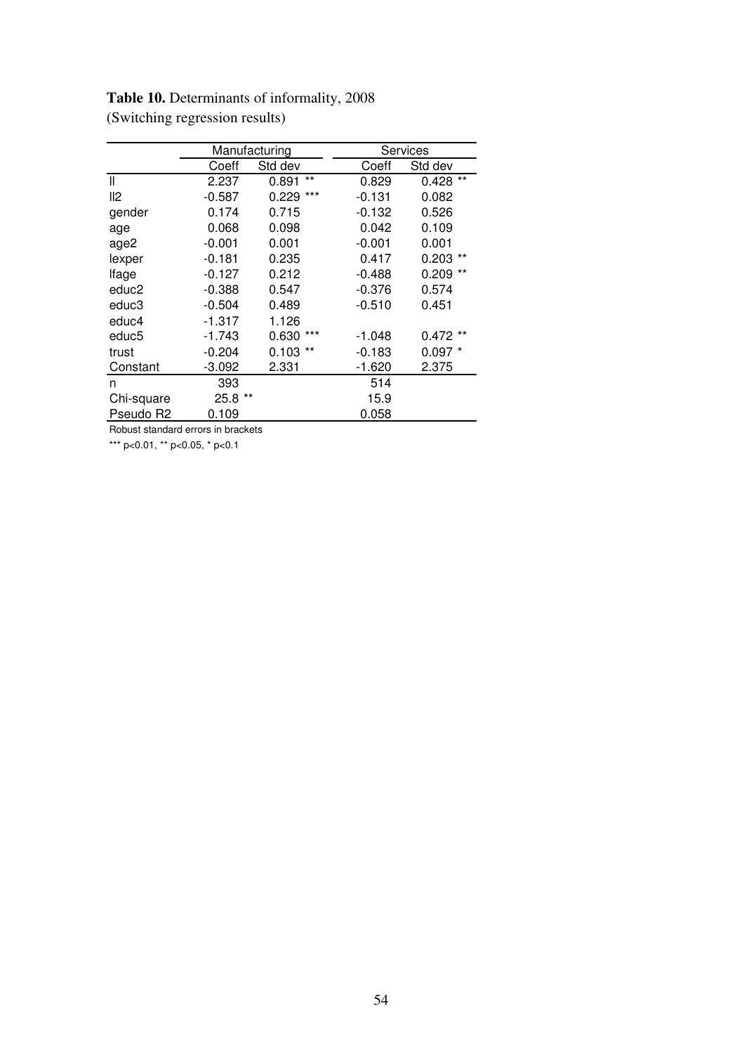**Table 10.** Determinants of informality, 2008
(Switching regression results)

| | Manufacturing | | Services | |
|---|---|---|---|---|
| | Coeff | Std dev | Coeff | Std dev |
| ll | 2.237 | 0.891 ** | 0.829 | 0.428 ** |
| ll2 | -0.587 | 0.229 *** | -0.131 | 0.082 |
| gender | 0.174 | 0.715 | -0.132 | 0.526 |
| age | 0.068 | 0.098 | 0.042 | 0.109 |
| age2 | -0.001 | 0.001 | -0.001 | 0.001 |
| lexper | -0.181 | 0.235 | 0.417 | 0.203 ** |
| lfage | -0.127 | 0.212 | -0.488 | 0.209 ** |
| educ2 | -0.388 | 0.547 | -0.376 | 0.574 |
| educ3 | -0.504 | 0.489 | -0.510 | 0.451 |
| educ4 | -1.317 | 1.126 | | |
| educ5 | -1.743 | 0.630 *** | -1.048 | 0.472 ** |
| trust | -0.204 | 0.103 ** | -0.183 | 0.097 * |
| Constant | -3.092 | 2.331 | -1.620 | 2.375 |
| n | 393 | | 514 | |
| Chi-square | 25.8 ** | | 15.9 | |
| Pseudo R2 | 0.109 | | 0.058 | |

Robust standard errors in brackets

*** p<0.01, ** p<0.05, * p<0.1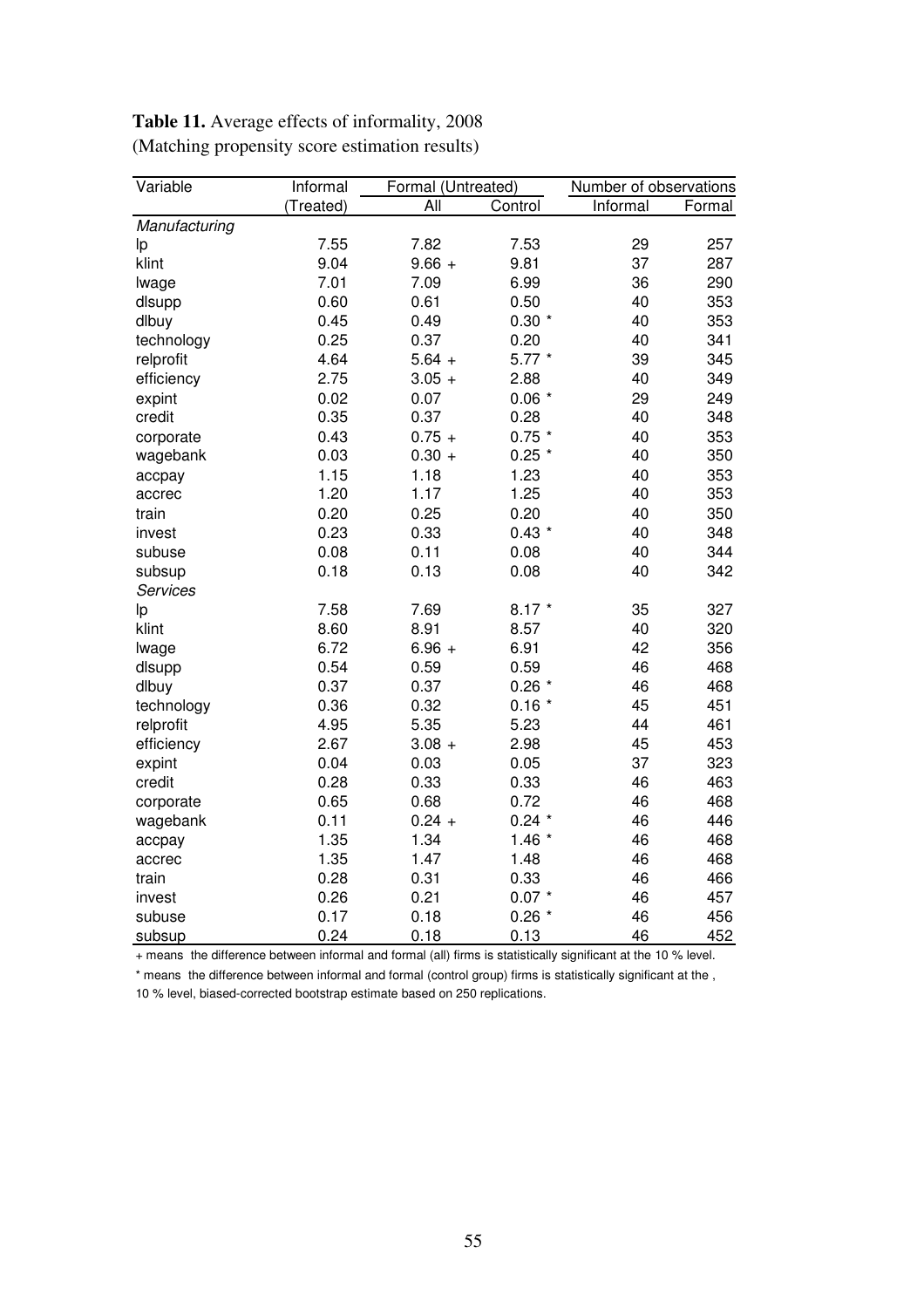**Table 11.** Average effects of informality, 2008
(Matching propensity score estimation results)

| Variable | Informal | Formal (Untreated) | | Number of observations | |
|---|---|---|---|---|---|
| | (Treated) | All | Control | Informal | Formal |
| *Manufacturing* | | | | | |
| lp | 7.55 | 7.82 | 7.53 | 29 | 257 |
| klint | 9.04 | 9.66 + | 9.81 | 37 | 287 |
| lwage | 7.01 | 7.09 | 6.99 | 36 | 290 |
| dlsupp | 0.60 | 0.61 | 0.50 | 40 | 353 |
| dlbuy | 0.45 | 0.49 | 0.30 * | 40 | 353 |
| technology | 0.25 | 0.37 | 0.20 | 40 | 341 |
| relprofit | 4.64 | 5.64 + | 5.77 * | 39 | 345 |
| efficiency | 2.75 | 3.05 + | 2.88 | 40 | 349 |
| expint | 0.02 | 0.07 | 0.06 * | 29 | 249 |
| credit | 0.35 | 0.37 | 0.28 | 40 | 348 |
| corporate | 0.43 | 0.75 + | 0.75 * | 40 | 353 |
| wagebank | 0.03 | 0.30 + | 0.25 * | 40 | 350 |
| accpay | 1.15 | 1.18 | 1.23 | 40 | 353 |
| accrec | 1.20 | 1.17 | 1.25 | 40 | 353 |
| train | 0.20 | 0.25 | 0.20 | 40 | 350 |
| invest | 0.23 | 0.33 | 0.43 * | 40 | 348 |
| subuse | 0.08 | 0.11 | 0.08 | 40 | 344 |
| subsup | 0.18 | 0.13 | 0.08 | 40 | 342 |
| *Services* | | | | | |
| lp | 7.58 | 7.69 | 8.17 * | 35 | 327 |
| klint | 8.60 | 8.91 | 8.57 | 40 | 320 |
| lwage | 6.72 | 6.96 + | 6.91 | 42 | 356 |
| dlsupp | 0.54 | 0.59 | 0.59 | 46 | 468 |
| dlbuy | 0.37 | 0.37 | 0.26 * | 46 | 468 |
| technology | 0.36 | 0.32 | 0.16 * | 45 | 451 |
| relprofit | 4.95 | 5.35 | 5.23 | 44 | 461 |
| efficiency | 2.67 | 3.08 + | 2.98 | 45 | 453 |
| expint | 0.04 | 0.03 | 0.05 | 37 | 323 |
| credit | 0.28 | 0.33 | 0.33 | 46 | 463 |
| corporate | 0.65 | 0.68 | 0.72 | 46 | 468 |
| wagebank | 0.11 | 0.24 + | 0.24 * | 46 | 446 |
| accpay | 1.35 | 1.34 | 1.46 * | 46 | 468 |
| accrec | 1.35 | 1.47 | 1.48 | 46 | 468 |
| train | 0.28 | 0.31 | 0.33 | 46 | 466 |
| invest | 0.26 | 0.21 | 0.07 * | 46 | 457 |
| subuse | 0.17 | 0.18 | 0.26 * | 46 | 456 |
| subsup | 0.24 | 0.18 | 0.13 | 46 | 452 |

+ means the difference between informal and formal (all) firms is statistically significant at the 10 % level.

* means the difference between informal and formal (control group) firms is statistically significant at the , 10 % level, biased-corrected bootstrap estimate based on 250 replications.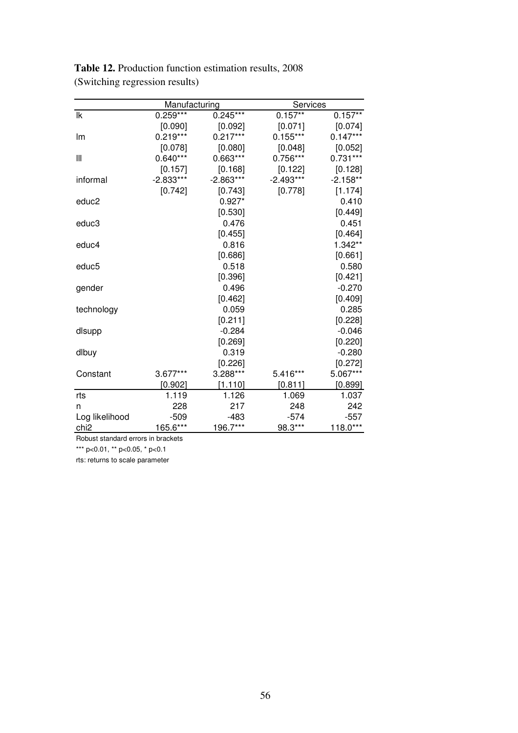**Table 12.** Production function estimation results, 2008
(Switching regression results)

| | Manufacturing | | Services | |
|---|---|---|---|---|
| lk | 0.259*** | 0.245*** | 0.157** | 0.157** |
| | [0.090] | [0.092] | [0.071] | [0.074] |
| lm | 0.219*** | 0.217*** | 0.155*** | 0.147*** |
| | [0.078] | [0.080] | [0.048] | [0.052] |
| ll | 0.640*** | 0.663*** | 0.756*** | 0.731*** |
| | [0.157] | [0.168] | [0.122] | [0.128] |
| informal | -2.833*** | -2.863*** | -2.493*** | -2.158** |
| | [0.742] | [0.743] | [0.778] | [1.174] |
| educ2 | | 0.927* | | 0.410 |
| | | [0.530] | | [0.449] |
| educ3 | | 0.476 | | 0.451 |
| | | [0.455] | | [0.464] |
| educ4 | | 0.816 | | 1.342** |
| | | [0.686] | | [0.661] |
| educ5 | | 0.518 | | 0.580 |
| | | [0.396] | | [0.421] |
| gender | | 0.496 | | -0.270 |
| | | [0.462] | | [0.409] |
| technology | | 0.059 | | 0.285 |
| | | [0.211] | | [0.228] |
| dlsupp | | -0.284 | | -0.046 |
| | | [0.269] | | [0.220] |
| dlbuy | | 0.319 | | -0.280 |
| | | [0.226] | | [0.272] |
| Constant | 3.677*** | 3.288*** | 5.416*** | 5.067*** |
| | [0.902] | [1.110] | [0.811] | [0.899] |
| rts | 1.119 | 1.126 | 1.069 | 1.037 |
| n | 228 | 217 | 248 | 242 |
| Log likelihood | -509 | -483 | -574 | -557 |
| chi2 | 165.6*** | 196.7*** | 98.3*** | 118.0*** |

Robust standard errors in brackets

*** p<0.01, ** p<0.05, * p<0.1

rts: returns to scale parameter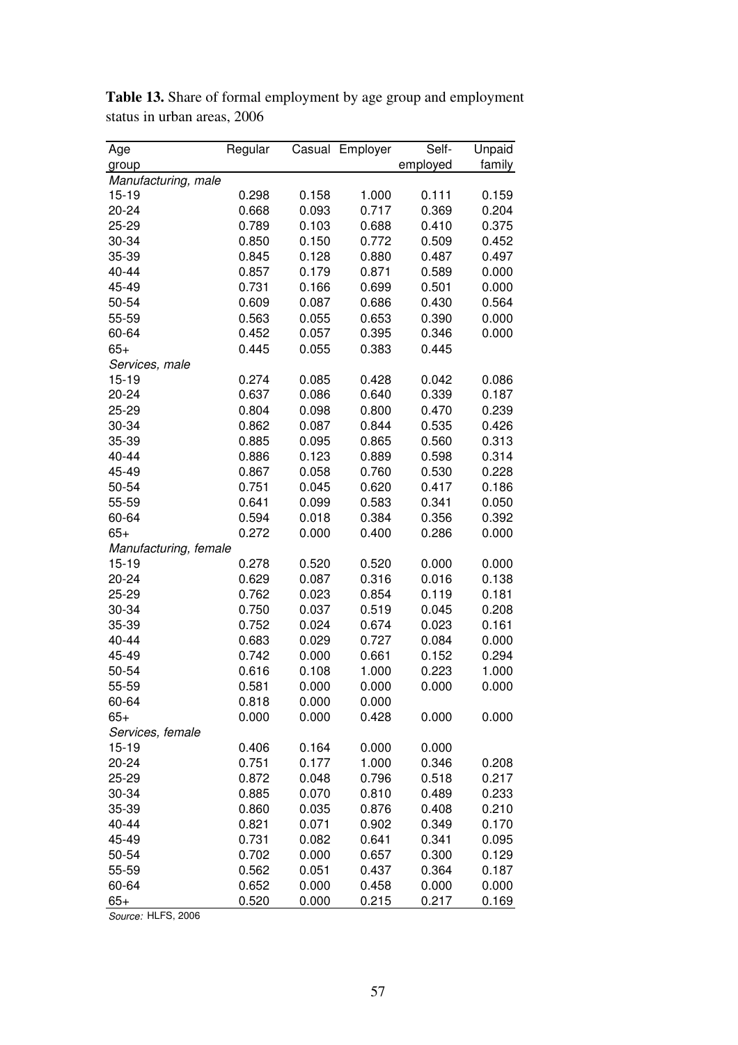**Table 13.** Share of formal employment by age group and employment status in urban areas, 2006

| Age group | Regular | Casual | Employer | Self-employed | Unpaid family |
|---|---|---|---|---|---|
| *Manufacturing, male* | | | | | |
| 15-19 | 0.298 | 0.158 | 1.000 | 0.111 | 0.159 |
| 20-24 | 0.668 | 0.093 | 0.717 | 0.369 | 0.204 |
| 25-29 | 0.789 | 0.103 | 0.688 | 0.410 | 0.375 |
| 30-34 | 0.850 | 0.150 | 0.772 | 0.509 | 0.452 |
| 35-39 | 0.845 | 0.128 | 0.880 | 0.487 | 0.497 |
| 40-44 | 0.857 | 0.179 | 0.871 | 0.589 | 0.000 |
| 45-49 | 0.731 | 0.166 | 0.699 | 0.501 | 0.000 |
| 50-54 | 0.609 | 0.087 | 0.686 | 0.430 | 0.564 |
| 55-59 | 0.563 | 0.055 | 0.653 | 0.390 | 0.000 |
| 60-64 | 0.452 | 0.057 | 0.395 | 0.346 | 0.000 |
| 65+ | 0.445 | 0.055 | 0.383 | 0.445 | |
| *Services, male* | | | | | |
| 15-19 | 0.274 | 0.085 | 0.428 | 0.042 | 0.086 |
| 20-24 | 0.637 | 0.086 | 0.640 | 0.339 | 0.187 |
| 25-29 | 0.804 | 0.098 | 0.800 | 0.470 | 0.239 |
| 30-34 | 0.862 | 0.087 | 0.844 | 0.535 | 0.426 |
| 35-39 | 0.885 | 0.095 | 0.865 | 0.560 | 0.313 |
| 40-44 | 0.886 | 0.123 | 0.889 | 0.598 | 0.314 |
| 45-49 | 0.867 | 0.058 | 0.760 | 0.530 | 0.228 |
| 50-54 | 0.751 | 0.045 | 0.620 | 0.417 | 0.186 |
| 55-59 | 0.641 | 0.099 | 0.583 | 0.341 | 0.050 |
| 60-64 | 0.594 | 0.018 | 0.384 | 0.356 | 0.392 |
| 65+ | 0.272 | 0.000 | 0.400 | 0.286 | 0.000 |
| *Manufacturing, female* | | | | | |
| 15-19 | 0.278 | 0.520 | 0.520 | 0.000 | 0.000 |
| 20-24 | 0.629 | 0.087 | 0.316 | 0.016 | 0.138 |
| 25-29 | 0.762 | 0.023 | 0.854 | 0.119 | 0.181 |
| 30-34 | 0.750 | 0.037 | 0.519 | 0.045 | 0.208 |
| 35-39 | 0.752 | 0.024 | 0.674 | 0.023 | 0.161 |
| 40-44 | 0.683 | 0.029 | 0.727 | 0.084 | 0.000 |
| 45-49 | 0.742 | 0.000 | 0.661 | 0.152 | 0.294 |
| 50-54 | 0.616 | 0.108 | 1.000 | 0.223 | 1.000 |
| 55-59 | 0.581 | 0.000 | 0.000 | 0.000 | 0.000 |
| 60-64 | 0.818 | 0.000 | 0.000 | | |
| 65+ | 0.000 | 0.000 | 0.428 | 0.000 | 0.000 |
| *Services, female* | | | | | |
| 15-19 | 0.406 | 0.164 | 0.000 | 0.000 | |
| 20-24 | 0.751 | 0.177 | 1.000 | 0.346 | 0.208 |
| 25-29 | 0.872 | 0.048 | 0.796 | 0.518 | 0.217 |
| 30-34 | 0.885 | 0.070 | 0.810 | 0.489 | 0.233 |
| 35-39 | 0.860 | 0.035 | 0.876 | 0.408 | 0.210 |
| 40-44 | 0.821 | 0.071 | 0.902 | 0.349 | 0.170 |
| 45-49 | 0.731 | 0.082 | 0.641 | 0.341 | 0.095 |
| 50-54 | 0.702 | 0.000 | 0.657 | 0.300 | 0.129 |
| 55-59 | 0.562 | 0.051 | 0.437 | 0.364 | 0.187 |
| 60-64 | 0.652 | 0.000 | 0.458 | 0.000 | 0.000 |
| 65+ | 0.520 | 0.000 | 0.215 | 0.217 | 0.169 |

*Source:* HLFS, 2006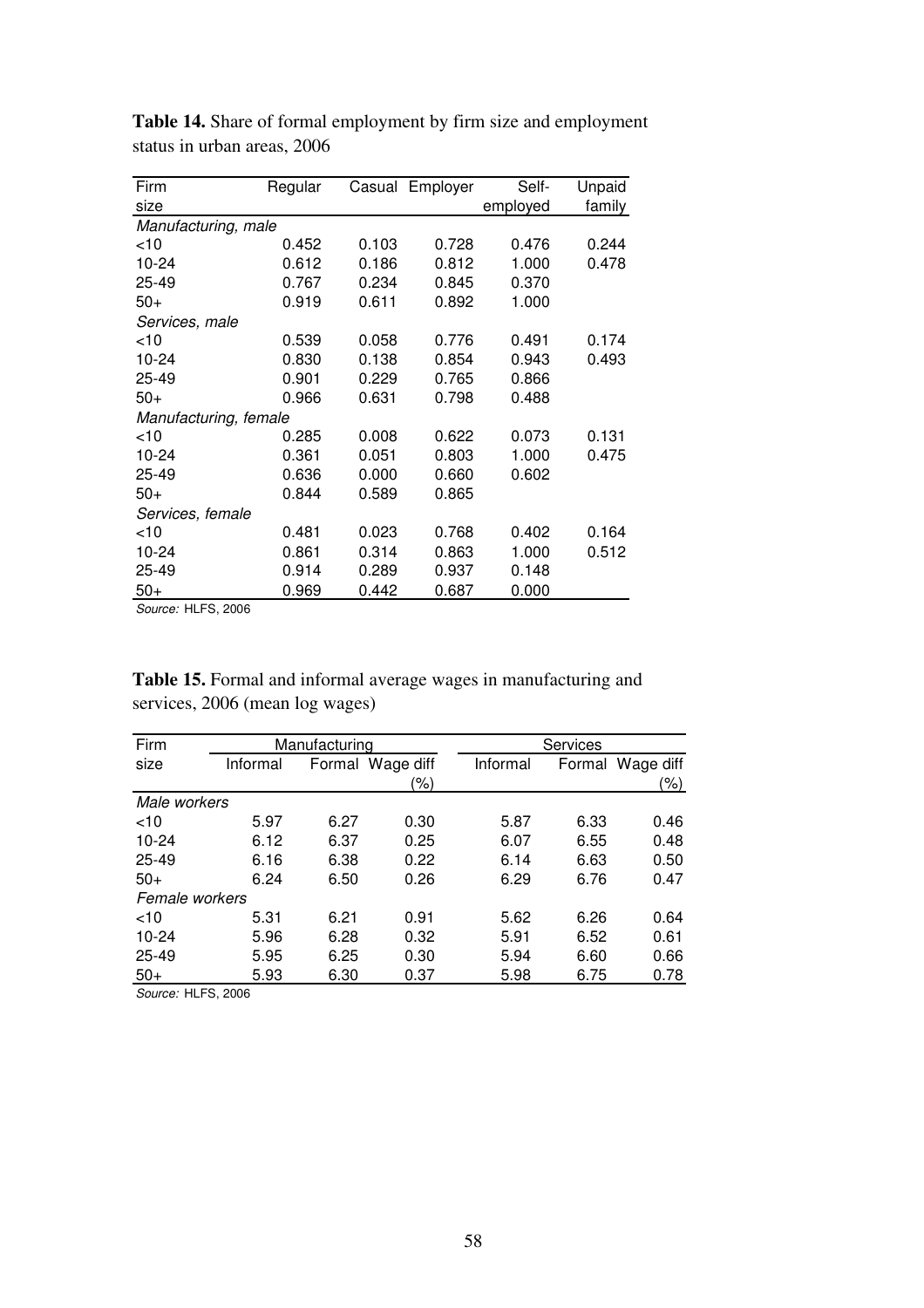**Table 14.** Share of formal employment by firm size and employment status in urban areas, 2006

| Firm size | Regular | Casual | Employer | Self-employed | Unpaid family |
|---|---|---|---|---|---|
| *Manufacturing, male* | | | | | |
| <10 | 0.452 | 0.103 | 0.728 | 0.476 | 0.244 |
| 10-24 | 0.612 | 0.186 | 0.812 | 1.000 | 0.478 |
| 25-49 | 0.767 | 0.234 | 0.845 | 0.370 | |
| 50+ | 0.919 | 0.611 | 0.892 | 1.000 | |
| *Services, male* | | | | | |
| <10 | 0.539 | 0.058 | 0.776 | 0.491 | 0.174 |
| 10-24 | 0.830 | 0.138 | 0.854 | 0.943 | 0.493 |
| 25-49 | 0.901 | 0.229 | 0.765 | 0.866 | |
| 50+ | 0.966 | 0.631 | 0.798 | 0.488 | |
| *Manufacturing, female* | | | | | |
| <10 | 0.285 | 0.008 | 0.622 | 0.073 | 0.131 |
| 10-24 | 0.361 | 0.051 | 0.803 | 1.000 | 0.475 |
| 25-49 | 0.636 | 0.000 | 0.660 | 0.602 | |
| 50+ | 0.844 | 0.589 | 0.865 | | |
| *Services, female* | | | | | |
| <10 | 0.481 | 0.023 | 0.768 | 0.402 | 0.164 |
| 10-24 | 0.861 | 0.314 | 0.863 | 1.000 | 0.512 |
| 25-49 | 0.914 | 0.289 | 0.937 | 0.148 | |
| 50+ | 0.969 | 0.442 | 0.687 | 0.000 | |

*Source:* HLFS, 2006

**Table 15.** Formal and informal average wages in manufacturing and services, 2006 (mean log wages)

| Firm size | Manufacturing | | | Services | | |
|---|---|---|---|---|---|---|
| | Informal | Formal | Wage diff (%) | Informal | Formal | Wage diff (%) |
| *Male workers* | | | | | | |
| <10 | 5.97 | 6.27 | 0.30 | 5.87 | 6.33 | 0.46 |
| 10-24 | 6.12 | 6.37 | 0.25 | 6.07 | 6.55 | 0.48 |
| 25-49 | 6.16 | 6.38 | 0.22 | 6.14 | 6.63 | 0.50 |
| 50+ | 6.24 | 6.50 | 0.26 | 6.29 | 6.76 | 0.47 |
| *Female workers* | | | | | | |
| <10 | 5.31 | 6.21 | 0.91 | 5.62 | 6.26 | 0.64 |
| 10-24 | 5.96 | 6.28 | 0.32 | 5.91 | 6.52 | 0.61 |
| 25-49 | 5.95 | 6.25 | 0.30 | 5.94 | 6.60 | 0.66 |
| 50+ | 5.93 | 6.30 | 0.37 | 5.98 | 6.75 | 0.78 |

*Source:* HLFS, 2006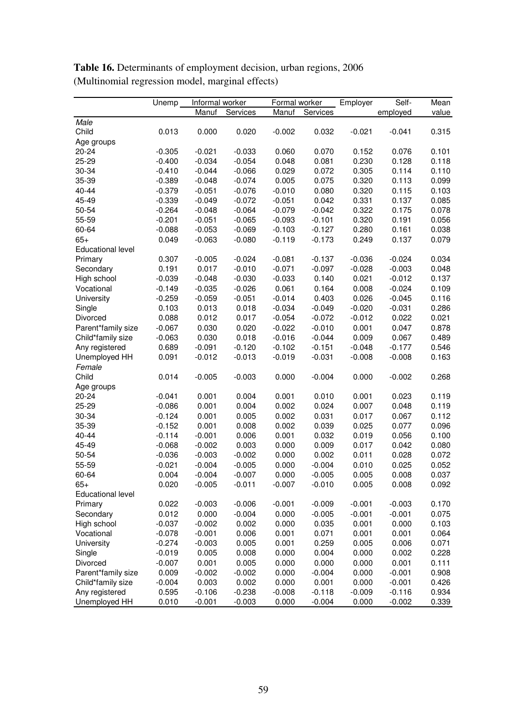**Table 16.** Determinants of employment decision, urban regions, 2006
(Multinomial regression model, marginal effects)

| | Unemp | Informal worker | | Formal worker | | Employer | Self- | Mean |
|---|---|---|---|---|---|---|---|---|
| | | Manuf | Services | Manuf | Services | | employed | value |
| *Male* | | | | | | | | |
| Child | 0.013 | 0.000 | 0.020 | -0.002 | 0.032 | -0.021 | -0.041 | 0.315 |
| Age groups | | | | | | | | |
| 20-24 | -0.305 | -0.021 | -0.033 | 0.060 | 0.070 | 0.152 | 0.076 | 0.101 |
| 25-29 | -0.400 | -0.034 | -0.054 | 0.048 | 0.081 | 0.230 | 0.128 | 0.118 |
| 30-34 | -0.410 | -0.044 | -0.066 | 0.029 | 0.072 | 0.305 | 0.114 | 0.110 |
| 35-39 | -0.389 | -0.048 | -0.074 | 0.005 | 0.075 | 0.320 | 0.113 | 0.099 |
| 40-44 | -0.379 | -0.051 | -0.076 | -0.010 | 0.080 | 0.320 | 0.115 | 0.103 |
| 45-49 | -0.339 | -0.049 | -0.072 | -0.051 | 0.042 | 0.331 | 0.137 | 0.085 |
| 50-54 | -0.264 | -0.048 | -0.064 | -0.079 | -0.042 | 0.322 | 0.175 | 0.078 |
| 55-59 | -0.201 | -0.051 | -0.065 | -0.093 | -0.101 | 0.320 | 0.191 | 0.056 |
| 60-64 | -0.088 | -0.053 | -0.069 | -0.103 | -0.127 | 0.280 | 0.161 | 0.038 |
| 65+ | 0.049 | -0.063 | -0.080 | -0.119 | -0.173 | 0.249 | 0.137 | 0.079 |
| Educational level | | | | | | | | |
| Primary | 0.307 | -0.005 | -0.024 | -0.081 | -0.137 | -0.036 | -0.024 | 0.034 |
| Secondary | 0.191 | 0.017 | -0.010 | -0.071 | -0.097 | -0.028 | -0.003 | 0.048 |
| High school | -0.039 | -0.048 | -0.030 | -0.033 | 0.140 | 0.021 | -0.012 | 0.137 |
| Vocational | -0.149 | -0.035 | -0.026 | 0.061 | 0.164 | 0.008 | -0.024 | 0.109 |
| University | -0.259 | -0.059 | -0.051 | -0.014 | 0.403 | 0.026 | -0.045 | 0.116 |
| Single | 0.103 | 0.013 | 0.018 | -0.034 | -0.049 | -0.020 | -0.031 | 0.286 |
| Divorced | 0.088 | 0.012 | 0.017 | -0.054 | -0.072 | -0.012 | 0.022 | 0.021 |
| Parent*family size | -0.067 | 0.030 | 0.020 | -0.022 | -0.010 | 0.001 | 0.047 | 0.878 |
| Child*family size | -0.063 | 0.030 | 0.018 | -0.016 | -0.044 | 0.009 | 0.067 | 0.489 |
| Any registered | 0.689 | -0.091 | -0.120 | -0.102 | -0.151 | -0.048 | -0.177 | 0.546 |
| Unemployed HH | 0.091 | -0.012 | -0.013 | -0.019 | -0.031 | -0.008 | -0.008 | 0.163 |
| *Female* | | | | | | | | |
| Child | 0.014 | -0.005 | -0.003 | 0.000 | -0.004 | 0.000 | -0.002 | 0.268 |
| Age groups | | | | | | | | |
| 20-24 | -0.041 | 0.001 | 0.004 | 0.001 | 0.010 | 0.001 | 0.023 | 0.119 |
| 25-29 | -0.086 | 0.001 | 0.004 | 0.002 | 0.024 | 0.007 | 0.048 | 0.119 |
| 30-34 | -0.124 | 0.001 | 0.005 | 0.002 | 0.031 | 0.017 | 0.067 | 0.112 |
| 35-39 | -0.152 | 0.001 | 0.008 | 0.002 | 0.039 | 0.025 | 0.077 | 0.096 |
| 40-44 | -0.114 | -0.001 | 0.006 | 0.001 | 0.032 | 0.019 | 0.056 | 0.100 |
| 45-49 | -0.068 | -0.002 | 0.003 | 0.000 | 0.009 | 0.017 | 0.042 | 0.080 |
| 50-54 | -0.036 | -0.003 | -0.002 | 0.000 | 0.002 | 0.011 | 0.028 | 0.072 |
| 55-59 | -0.021 | -0.004 | -0.005 | 0.000 | -0.004 | 0.010 | 0.025 | 0.052 |
| 60-64 | 0.004 | -0.004 | -0.007 | 0.000 | -0.005 | 0.005 | 0.008 | 0.037 |
| 65+ | 0.020 | -0.005 | -0.011 | -0.007 | -0.010 | 0.005 | 0.008 | 0.092 |
| Educational level | | | | | | | | |
| Primary | 0.022 | -0.003 | -0.006 | -0.001 | -0.009 | -0.001 | -0.003 | 0.170 |
| Secondary | 0.012 | 0.000 | -0.004 | 0.000 | -0.005 | -0.001 | -0.001 | 0.075 |
| High school | -0.037 | -0.002 | 0.002 | 0.000 | 0.035 | 0.001 | 0.000 | 0.103 |
| Vocational | -0.078 | -0.001 | 0.006 | 0.001 | 0.071 | 0.001 | 0.001 | 0.064 |
| University | -0.274 | -0.003 | 0.005 | 0.001 | 0.259 | 0.005 | 0.006 | 0.071 |
| Single | -0.019 | 0.005 | 0.008 | 0.000 | 0.004 | 0.000 | 0.002 | 0.228 |
| Divorced | -0.007 | 0.001 | 0.005 | 0.000 | 0.000 | 0.000 | 0.001 | 0.111 |
| Parent*family size | 0.009 | -0.002 | -0.002 | 0.000 | -0.004 | 0.000 | -0.001 | 0.908 |
| Child*family size | -0.004 | 0.003 | 0.002 | 0.000 | 0.001 | 0.000 | -0.001 | 0.426 |
| Any registered | 0.595 | -0.106 | -0.238 | -0.008 | -0.118 | -0.009 | -0.116 | 0.934 |
| Unemployed HH | 0.010 | -0.001 | -0.003 | 0.000 | -0.004 | 0.000 | -0.002 | 0.339 |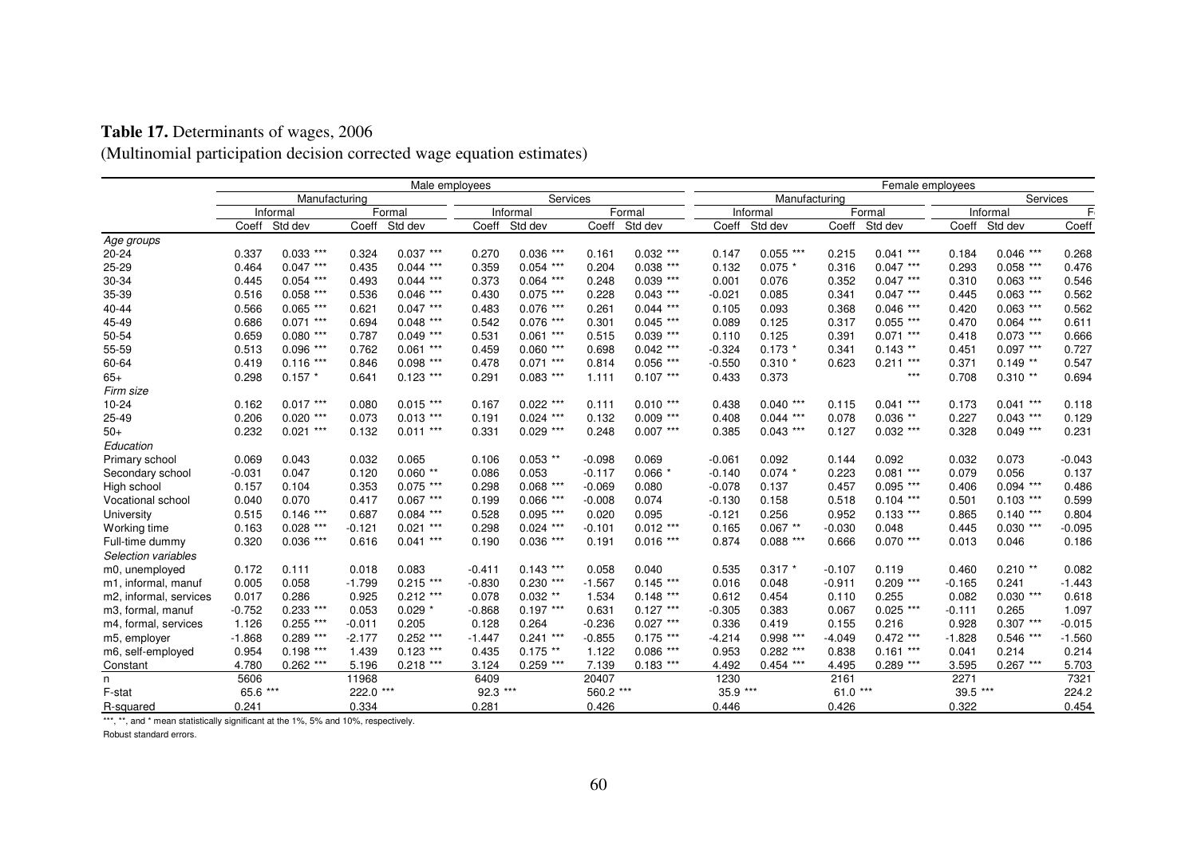**Table 17.** Determinants of wages, 2006

(Multinomial participation decision corrected wage equation estimates)

| | Male employees | | | | | | | | Female employees | | | | | | |
|---|---|---|---|---|---|---|---|---|---|---|---|---|---|---|---|
| | Manufacturing | | | | Services | | | | Manufacturing | | | | Services | | |
| | Informal | | Formal | | Informal | | Formal | | Informal | | Formal | | Informal | | F |
| | Coeff | Std dev | Coeff | Std dev | Coeff | Std dev | Coeff | Std dev | Coeff | Std dev | Coeff | Std dev | Coeff | Std dev | Coeff |
| *Age groups* | | | | | | | | | | | | | | | |
| 20-24 | 0.337 | 0.033 *** | 0.324 | 0.037 *** | 0.270 | 0.036 *** | 0.161 | 0.032 *** | 0.147 | 0.055 *** | 0.215 | 0.041 *** | 0.184 | 0.046 *** | 0.268 |
| 25-29 | 0.464 | 0.047 *** | 0.435 | 0.044 *** | 0.359 | 0.054 *** | 0.204 | 0.038 *** | 0.132 | 0.075 * | 0.316 | 0.047 *** | 0.293 | 0.058 *** | 0.476 |
| 30-34 | 0.445 | 0.054 *** | 0.493 | 0.044 *** | 0.373 | 0.064 *** | 0.248 | 0.039 *** | 0.001 | 0.076 | 0.352 | 0.047 *** | 0.310 | 0.063 *** | 0.546 |
| 35-39 | 0.516 | 0.058 *** | 0.536 | 0.046 *** | 0.430 | 0.075 *** | 0.228 | 0.043 *** | -0.021 | 0.085 | 0.341 | 0.047 *** | 0.445 | 0.063 *** | 0.562 |
| 40-44 | 0.566 | 0.065 *** | 0.621 | 0.047 *** | 0.483 | 0.076 *** | 0.261 | 0.044 *** | 0.105 | 0.093 | 0.368 | 0.046 *** | 0.420 | 0.063 *** | 0.562 |
| 45-49 | 0.686 | 0.071 *** | 0.694 | 0.048 *** | 0.542 | 0.076 *** | 0.301 | 0.045 *** | 0.089 | 0.125 | 0.317 | 0.055 *** | 0.470 | 0.064 *** | 0.611 |
| 50-54 | 0.659 | 0.080 *** | 0.787 | 0.049 *** | 0.531 | 0.061 *** | 0.515 | 0.039 *** | 0.110 | 0.125 | 0.391 | 0.071 *** | 0.418 | 0.073 *** | 0.666 |
| 55-59 | 0.513 | 0.096 *** | 0.762 | 0.061 *** | 0.459 | 0.060 *** | 0.698 | 0.042 *** | -0.324 | 0.173 * | 0.341 | 0.143 ** | 0.451 | 0.097 *** | 0.727 |
| 60-64 | 0.419 | 0.116 *** | 0.846 | 0.098 *** | 0.478 | 0.071 *** | 0.814 | 0.056 *** | -0.550 | 0.310 * | 0.623 | 0.211 *** | 0.371 | 0.149 ** | 0.547 |
| 65+ | 0.298 | 0.157 * | 0.641 | 0.123 *** | 0.291 | 0.083 *** | 1.111 | 0.107 *** | 0.433 | 0.373 | | *** | 0.708 | 0.310 ** | 0.694 |
| *Firm size* | | | | | | | | | | | | | | | |
| 10-24 | 0.162 | 0.017 *** | 0.080 | 0.015 *** | 0.167 | 0.022 *** | 0.111 | 0.010 *** | 0.438 | 0.040 *** | 0.115 | 0.041 *** | 0.173 | 0.041 *** | 0.118 |
| 25-49 | 0.206 | 0.020 *** | 0.073 | 0.013 *** | 0.191 | 0.024 *** | 0.132 | 0.009 *** | 0.408 | 0.044 *** | 0.078 | 0.036 ** | 0.227 | 0.043 *** | 0.129 |
| 50+ | 0.232 | 0.021 *** | 0.132 | 0.011 *** | 0.331 | 0.029 *** | 0.248 | 0.007 *** | 0.385 | 0.043 *** | 0.127 | 0.032 *** | 0.328 | 0.049 *** | 0.231 |
| *Education* | | | | | | | | | | | | | | | |
| Primary school | 0.069 | 0.043 | 0.032 | 0.065 | 0.106 | 0.053 ** | -0.098 | 0.069 | -0.061 | 0.092 | 0.144 | 0.092 | 0.032 | 0.073 | -0.043 |
| Secondary school | -0.031 | 0.047 | 0.120 | 0.060 ** | 0.086 | 0.053 | -0.117 | 0.066 * | -0.140 | 0.074 * | 0.223 | 0.081 *** | 0.079 | 0.056 | 0.137 |
| High school | 0.157 | 0.104 | 0.353 | 0.075 *** | 0.298 | 0.068 *** | -0.069 | 0.080 | -0.078 | 0.137 | 0.457 | 0.095 *** | 0.406 | 0.094 *** | 0.486 |
| Vocational school | 0.040 | 0.070 | 0.417 | 0.067 *** | 0.199 | 0.066 *** | -0.008 | 0.074 | -0.130 | 0.158 | 0.518 | 0.104 *** | 0.501 | 0.103 *** | 0.599 |
| University | 0.515 | 0.146 *** | 0.687 | 0.084 *** | 0.528 | 0.095 *** | 0.020 | 0.095 | -0.121 | 0.256 | 0.952 | 0.133 *** | 0.865 | 0.140 *** | 0.804 |
| Working time | 0.163 | 0.028 *** | -0.121 | 0.021 *** | 0.298 | 0.024 *** | -0.101 | 0.012 *** | 0.165 | 0.067 ** | -0.030 | 0.048 | 0.445 | 0.030 *** | -0.095 |
| Full-time dummy | 0.320 | 0.036 *** | 0.616 | 0.041 *** | 0.190 | 0.036 *** | 0.191 | 0.016 *** | 0.874 | 0.088 *** | 0.666 | 0.070 *** | 0.013 | 0.046 | 0.186 |
| *Selection variables* | | | | | | | | | | | | | | | |
| m0, unemployed | 0.172 | 0.111 | 0.018 | 0.083 | -0.411 | 0.143 *** | 0.058 | 0.040 | 0.535 | 0.317 * | -0.107 | 0.119 | 0.460 | 0.210 ** | 0.082 |
| m1, informal, manuf | 0.005 | 0.058 | -1.799 | 0.215 *** | -0.830 | 0.230 *** | -1.567 | 0.145 *** | 0.016 | 0.048 | -0.911 | 0.209 *** | -0.165 | 0.241 | -1.443 |
| m2, informal, services | 0.017 | 0.286 | 0.925 | 0.212 *** | 0.078 | 0.032 ** | 1.534 | 0.148 *** | 0.612 | 0.454 | 0.110 | 0.255 | 0.082 | 0.030 *** | 0.618 |
| m3, formal, manuf | -0.752 | 0.233 *** | 0.053 | 0.029 * | -0.868 | 0.197 *** | 0.631 | 0.127 *** | -0.305 | 0.383 | 0.067 | 0.025 *** | -0.111 | 0.265 | 1.097 |
| m4, formal, services | 1.126 | 0.255 *** | -0.011 | 0.205 | 0.128 | 0.264 | -0.236 | 0.027 *** | 0.336 | 0.419 | 0.155 | 0.216 | 0.928 | 0.307 *** | -0.015 |
| m5, employer | -1.868 | 0.289 *** | -2.177 | 0.252 *** | -1.447 | 0.241 *** | -0.855 | 0.175 *** | -4.214 | 0.998 *** | -4.049 | 0.472 *** | -1.828 | 0.546 *** | -1.560 |
| m6, self-employed | 0.954 | 0.198 *** | 1.439 | 0.123 *** | 0.435 | 0.175 ** | 1.122 | 0.086 *** | 0.953 | 0.282 *** | 0.838 | 0.161 *** | 0.041 | 0.214 | 0.214 |
| Constant | 4.780 | 0.262 *** | 5.196 | 0.218 *** | 3.124 | 0.259 *** | 7.139 | 0.183 *** | 4.492 | 0.454 *** | 4.495 | 0.289 *** | 3.595 | 0.267 *** | 5.703 |
| n | 5606 | | 11968 | | 6409 | | 20407 | | 1230 | | 2161 | | 2271 | | 7321 |
| F-stat | 65.6 *** | | 222.0 *** | | 92.3 *** | | 560.2 *** | | 35.9 *** | | 61.0 *** | | 39.5 *** | | 224.2 |
| R-squared | 0.241 | | 0.334 | | 0.281 | | 0.426 | | 0.446 | | 0.426 | | 0.322 | | 0.454 |

***, **, and * mean statistically significant at the 1%, 5% and 10%, respectively.

Robust standard errors.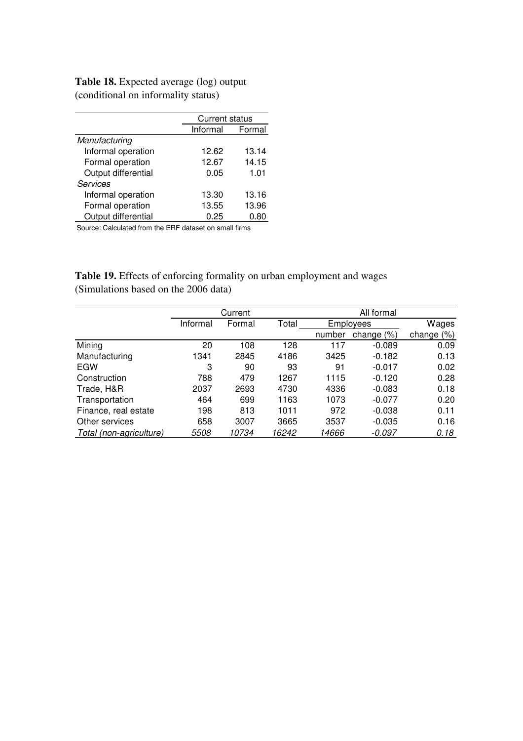**Table 18.** Expected average (log) output
(conditional on informality status)

| | Current status | |
|---|---|---|
| | Informal | Formal |
| *Manufacturing* | | |
| Informal operation | 12.62 | 13.14 |
| Formal operation | 12.67 | 14.15 |
| Output differential | 0.05 | 1.01 |
| *Services* | | |
| Informal operation | 13.30 | 13.16 |
| Formal operation | 13.55 | 13.96 |
| Output differential | 0.25 | 0.80 |

Source: Calculated from the ERF dataset on small firms

**Table 19.** Effects of enforcing formality on urban employment and wages
(Simulations based on the 2006 data)

| | Current | | | All formal | | |
|---|---|---|---|---|---|---|
| | Informal | Formal | Total | Employees | | Wages |
| | | | | number | change (%) | change (%) |
| Mining | 20 | 108 | 128 | 117 | -0.089 | 0.09 |
| Manufacturing | 1341 | 2845 | 4186 | 3425 | -0.182 | 0.13 |
| EGW | 3 | 90 | 93 | 91 | -0.017 | 0.02 |
| Construction | 788 | 479 | 1267 | 1115 | -0.120 | 0.28 |
| Trade, H&R | 2037 | 2693 | 4730 | 4336 | -0.083 | 0.18 |
| Transportation | 464 | 699 | 1163 | 1073 | -0.077 | 0.20 |
| Finance, real estate | 198 | 813 | 1011 | 972 | -0.038 | 0.11 |
| Other services | 658 | 3007 | 3665 | 3537 | -0.035 | 0.16 |
| *Total (non-agriculture)* | *5508* | *10734* | *16242* | *14666* | *-0.097* | *0.18* |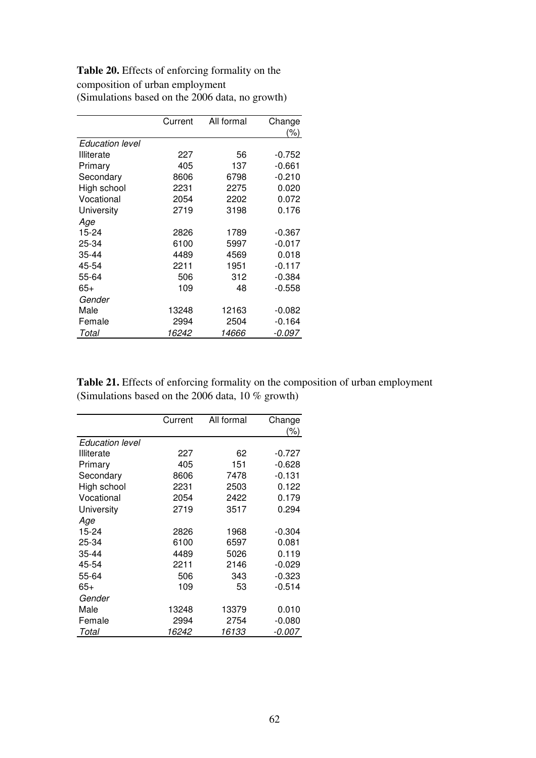**Table 20.** Effects of enforcing formality on the composition of urban employment
(Simulations based on the 2006 data, no growth)

| | Current | All formal | Change (%) |
|---|---|---|---|
| *Education level* | | | |
| Illiterate | 227 | 56 | -0.752 |
| Primary | 405 | 137 | -0.661 |
| Secondary | 8606 | 6798 | -0.210 |
| High school | 2231 | 2275 | 0.020 |
| Vocational | 2054 | 2202 | 0.072 |
| University | 2719 | 3198 | 0.176 |
| *Age* | | | |
| 15-24 | 2826 | 1789 | -0.367 |
| 25-34 | 6100 | 5997 | -0.017 |
| 35-44 | 4489 | 4569 | 0.018 |
| 45-54 | 2211 | 1951 | -0.117 |
| 55-64 | 506 | 312 | -0.384 |
| 65+ | 109 | 48 | -0.558 |
| *Gender* | | | |
| Male | 13248 | 12163 | -0.082 |
| Female | 2994 | 2504 | -0.164 |
| *Total* | *16242* | *14666* | *-0.097* |

**Table 21.** Effects of enforcing formality on the composition of urban employment
(Simulations based on the 2006 data, 10 % growth)

| | Current | All formal | Change (%) |
|---|---|---|---|
| *Education level* | | | |
| Illiterate | 227 | 62 | -0.727 |
| Primary | 405 | 151 | -0.628 |
| Secondary | 8606 | 7478 | -0.131 |
| High school | 2231 | 2503 | 0.122 |
| Vocational | 2054 | 2422 | 0.179 |
| University | 2719 | 3517 | 0.294 |
| *Age* | | | |
| 15-24 | 2826 | 1968 | -0.304 |
| 25-34 | 6100 | 6597 | 0.081 |
| 35-44 | 4489 | 5026 | 0.119 |
| 45-54 | 2211 | 2146 | -0.029 |
| 55-64 | 506 | 343 | -0.323 |
| 65+ | 109 | 53 | -0.514 |
| *Gender* | | | |
| Male | 13248 | 13379 | 0.010 |
| Female | 2994 | 2754 | -0.080 |
| *Total* | *16242* | *16133* | *-0.007* |